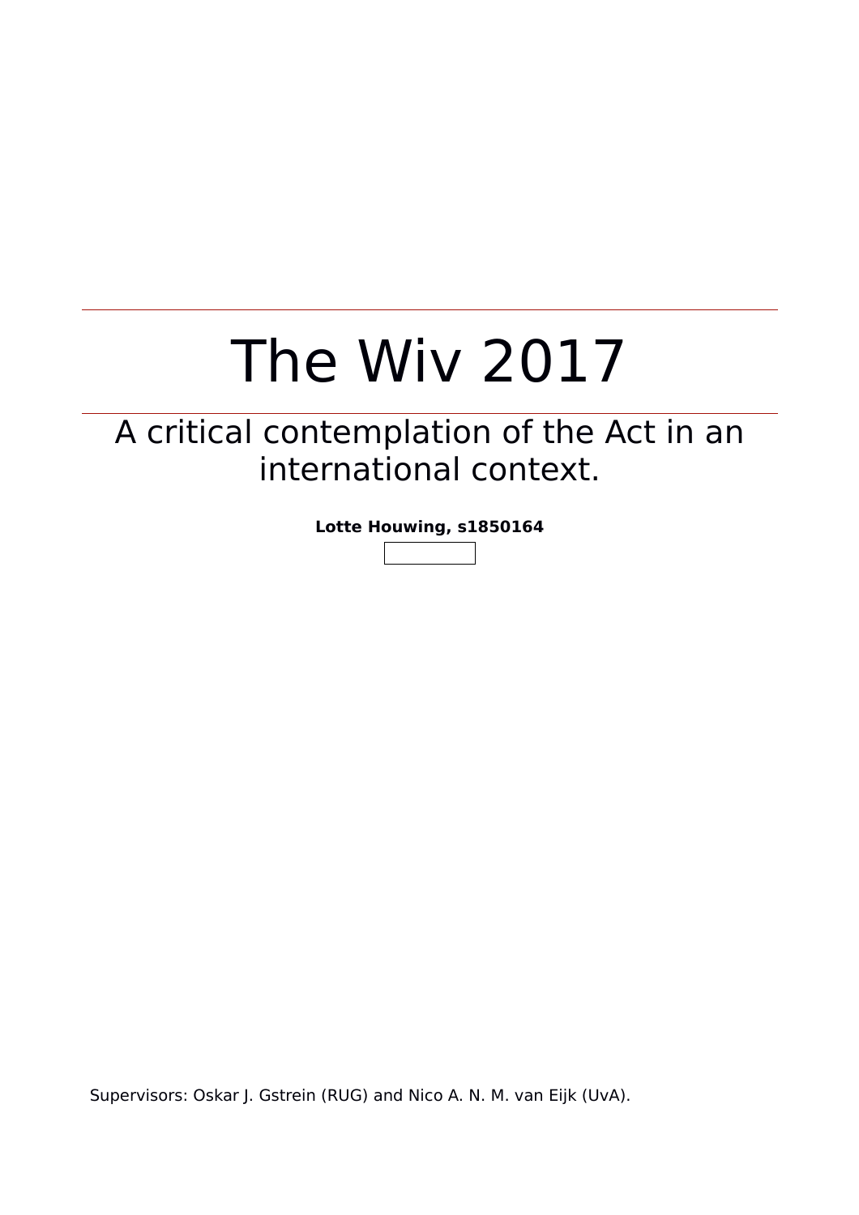# The Wiv 2017

## A critical contemplation of the Act in an international context.

**Lotte Houwing, s1850164**

Supervisors: Oskar J. Gstrein (RUG) and Nico A. N. M. van Eijk (UvA).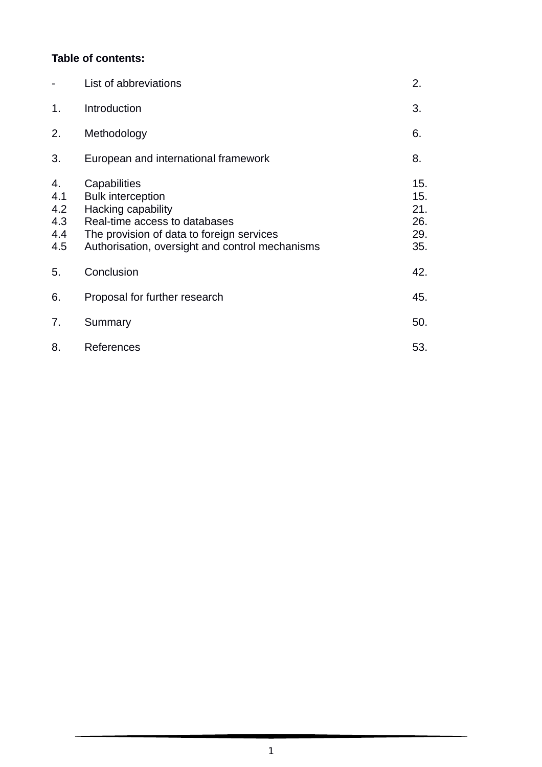**Table of contents:**

| | | |
|---|---|---|
| - | List of abbreviations | 2. |
| 1. | Introduction | 3. |
| 2. | Methodology | 6. |
| 3. | European and international framework | 8. |
| 4. | Capabilities | 15. |
| 4.1 | Bulk interception | 15. |
| 4.2 | Hacking capability | 21. |
| 4.3 | Real-time access to databases | 26. |
| 4.4 | The provision of data to foreign services | 29. |
| 4.5 | Authorisation, oversight and control mechanisms | 35. |
| 5. | Conclusion | 42. |
| 6. | Proposal for further research | 45. |
| 7. | Summary | 50. |
| 8. | References | 53. |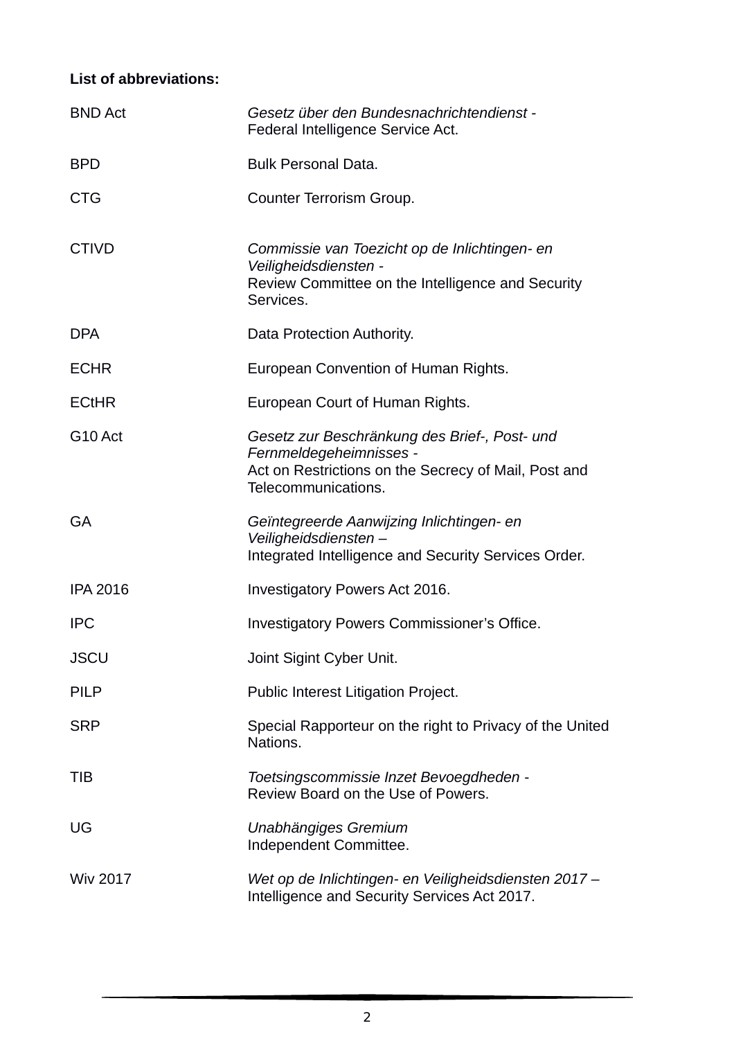**List of abbreviations:**

| | |
|---|---|
| BND Act | *Gesetz über den Bundesnachrichtendienst* - Federal Intelligence Service Act. |
| BPD | Bulk Personal Data. |
| CTG | Counter Terrorism Group. |
| CTIVD | *Commissie van Toezicht op de Inlichtingen- en Veiligheidsdiensten* - Review Committee on the Intelligence and Security Services. |
| DPA | Data Protection Authority. |
| ECHR | European Convention of Human Rights. |
| ECtHR | European Court of Human Rights. |
| G10 Act | *Gesetz zur Beschränkung des Brief-, Post- und Fernmeldegeheimnisses* - Act on Restrictions on the Secrecy of Mail, Post and Telecommunications. |
| GA | *Geïntegreerde Aanwijzing Inlichtingen- en Veiligheidsdiensten* – Integrated Intelligence and Security Services Order. |
| IPA 2016 | Investigatory Powers Act 2016. |
| IPC | Investigatory Powers Commissioner's Office. |
| JSCU | Joint Sigint Cyber Unit. |
| PILP | Public Interest Litigation Project. |
| SRP | Special Rapporteur on the right to Privacy of the United Nations. |
| TIB | *Toetsingscommissie Inzet Bevoegdheden* - Review Board on the Use of Powers. |
| UG | *Unabhängiges Gremium* Independent Committee. |
| Wiv 2017 | *Wet op de Inlichtingen- en Veiligheidsdiensten 2017* – Intelligence and Security Services Act 2017. |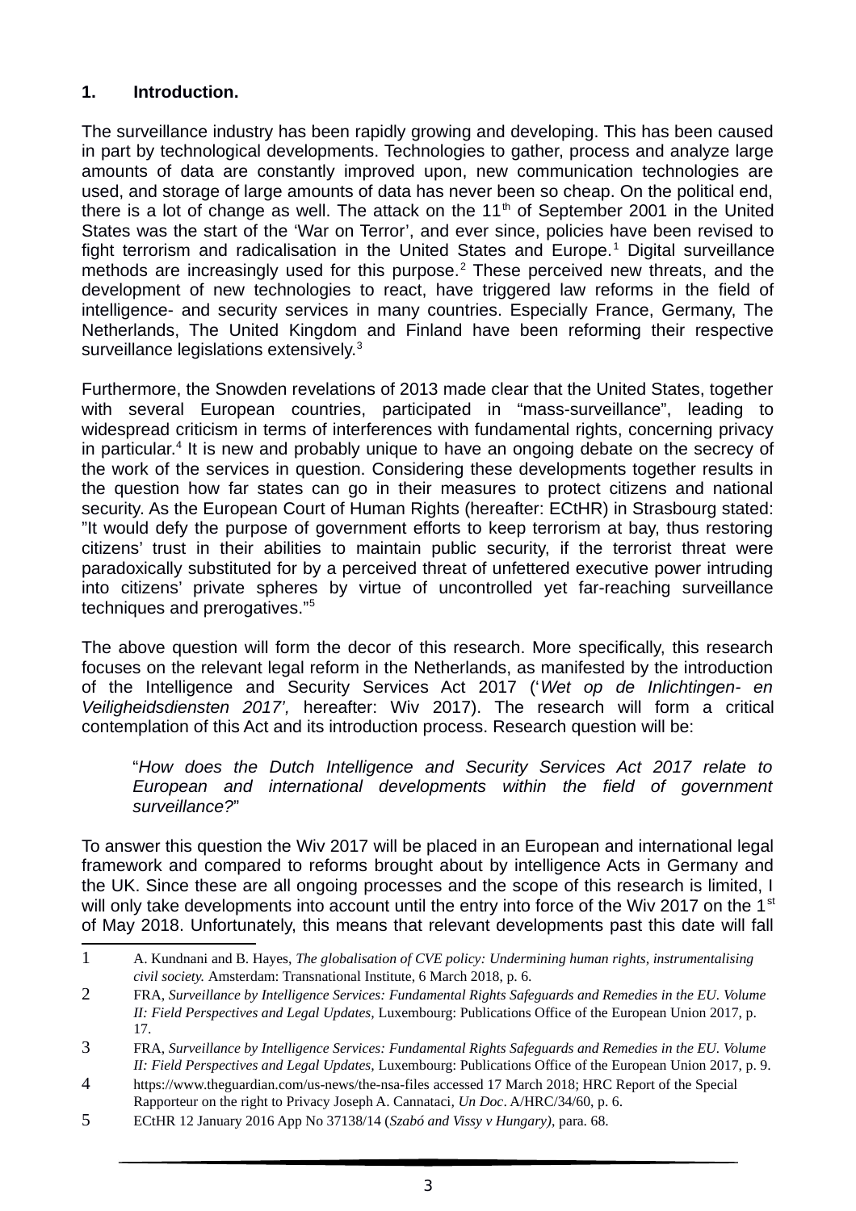## 1. Introduction.

The surveillance industry has been rapidly growing and developing. This has been caused in part by technological developments. Technologies to gather, process and analyze large amounts of data are constantly improved upon, new communication technologies are used, and storage of large amounts of data has never been so cheap. On the political end, there is a lot of change as well. The attack on the 11th of September 2001 in the United States was the start of the 'War on Terror', and ever since, policies have been revised to fight terrorism and radicalisation in the United States and Europe.[1] Digital surveillance methods are increasingly used for this purpose.[2] These perceived new threats, and the development of new technologies to react, have triggered law reforms in the field of intelligence- and security services in many countries. Especially France, Germany, The Netherlands, The United Kingdom and Finland have been reforming their respective surveillance legislations extensively.[3]

Furthermore, the Snowden revelations of 2013 made clear that the United States, together with several European countries, participated in "mass-surveillance", leading to widespread criticism in terms of interferences with fundamental rights, concerning privacy in particular.[4] It is new and probably unique to have an ongoing debate on the secrecy of the work of the services in question. Considering these developments together results in the question how far states can go in their measures to protect citizens and national security. As the European Court of Human Rights (hereafter: ECtHR) in Strasbourg stated: "It would defy the purpose of government efforts to keep terrorism at bay, thus restoring citizens' trust in their abilities to maintain public security, if the terrorist threat were paradoxically substituted for by a perceived threat of unfettered executive power intruding into citizens' private spheres by virtue of uncontrolled yet far-reaching surveillance techniques and prerogatives."[5]

The above question will form the decor of this research. More specifically, this research focuses on the relevant legal reform in the Netherlands, as manifested by the introduction of the Intelligence and Security Services Act 2017 ('*Wet op de Inlichtingen- en Veiligheidsdiensten 2017',* hereafter: Wiv 2017). The research will form a critical contemplation of this Act and its introduction process. Research question will be:

> "*How does the Dutch Intelligence and Security Services Act 2017 relate to European and international developments within the field of government surveillance?*"

To answer this question the Wiv 2017 will be placed in an European and international legal framework and compared to reforms brought about by intelligence Acts in Germany and the UK. Since these are all ongoing processes and the scope of this research is limited, I will only take developments into account until the entry into force of the Wiv 2017 on the 1st of May 2018. Unfortunately, this means that relevant developments past this date will fall

---

1. A. Kundnani and B. Hayes, *The globalisation of CVE policy: Undermining human rights, instrumentalising civil society.* Amsterdam: Transnational Institute, 6 March 2018, p. 6.
2. FRA, *Surveillance by Intelligence Services: Fundamental Rights Safeguards and Remedies in the EU. Volume II: Field Perspectives and Legal Updates,* Luxembourg: Publications Office of the European Union 2017, p. 17.
3. FRA, *Surveillance by Intelligence Services: Fundamental Rights Safeguards and Remedies in the EU. Volume II: Field Perspectives and Legal Updates,* Luxembourg: Publications Office of the European Union 2017, p. 9.
4. https://www.theguardian.com/us-news/the-nsa-files accessed 17 March 2018; HRC Report of the Special Rapporteur on the right to Privacy Joseph A. Cannataci, *Un Doc*. A/HRC/34/60, p. 6.
5. ECtHR 12 January 2016 App No 37138/14 (*Szabó and Vissy v Hungary)*, para. 68.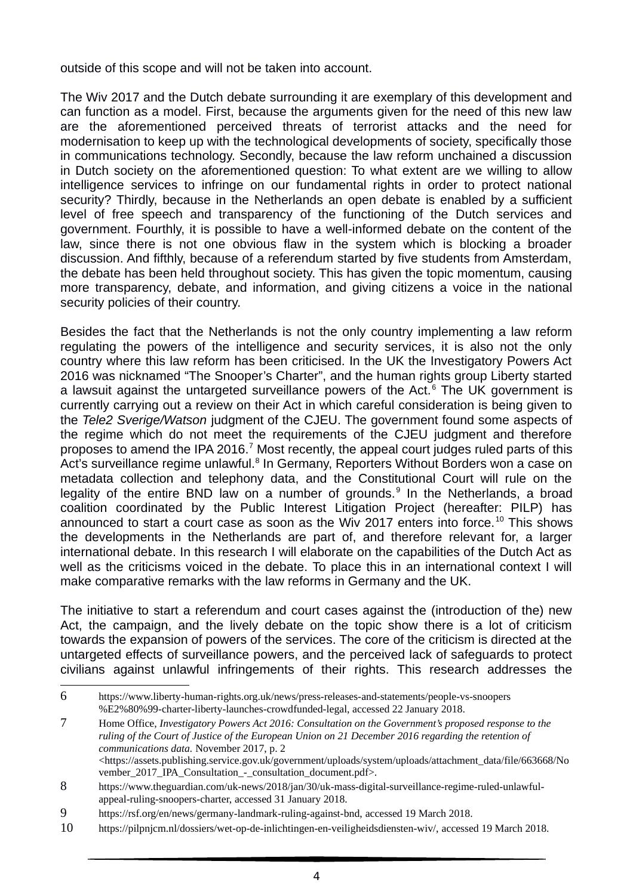outside of this scope and will not be taken into account.

The Wiv 2017 and the Dutch debate surrounding it are exemplary of this development and can function as a model. First, because the arguments given for the need of this new law are the aforementioned perceived threats of terrorist attacks and the need for modernisation to keep up with the technological developments of society, specifically those in communications technology. Secondly, because the law reform unchained a discussion in Dutch society on the aforementioned question: To what extent are we willing to allow intelligence services to infringe on our fundamental rights in order to protect national security? Thirdly, because in the Netherlands an open debate is enabled by a sufficient level of free speech and transparency of the functioning of the Dutch services and government. Fourthly, it is possible to have a well-informed debate on the content of the law, since there is not one obvious flaw in the system which is blocking a broader discussion. And fifthly, because of a referendum started by five students from Amsterdam, the debate has been held throughout society. This has given the topic momentum, causing more transparency, debate, and information, and giving citizens a voice in the national security policies of their country.

Besides the fact that the Netherlands is not the only country implementing a law reform regulating the powers of the intelligence and security services, it is also not the only country where this law reform has been criticised. In the UK the Investigatory Powers Act 2016 was nicknamed "The Snooper's Charter", and the human rights group Liberty started a lawsuit against the untargeted surveillance powers of the Act.[6] The UK government is currently carrying out a review on their Act in which careful consideration is being given to the *Tele2 Sverige/Watson* judgment of the CJEU. The government found some aspects of the regime which do not meet the requirements of the CJEU judgment and therefore proposes to amend the IPA 2016.[7] Most recently, the appeal court judges ruled parts of this Act's surveillance regime unlawful.[8] In Germany, Reporters Without Borders won a case on metadata collection and telephony data, and the Constitutional Court will rule on the legality of the entire BND law on a number of grounds.[9] In the Netherlands, a broad coalition coordinated by the Public Interest Litigation Project (hereafter: PILP) has announced to start a court case as soon as the Wiv 2017 enters into force.[10] This shows the developments in the Netherlands are part of, and therefore relevant for, a larger international debate. In this research I will elaborate on the capabilities of the Dutch Act as well as the criticisms voiced in the debate. To place this in an international context I will make comparative remarks with the law reforms in Germany and the UK.

The initiative to start a referendum and court cases against the (introduction of the) new Act, the campaign, and the lively debate on the topic show there is a lot of criticism towards the expansion of powers of the services. The core of the criticism is directed at the untargeted effects of surveillance powers, and the perceived lack of safeguards to protect civilians against unlawful infringements of their rights. This research addresses the

---

6 https://www.liberty-human-rights.org.uk/news/press-releases-and-statements/people-vs-snoopers%E2%80%99-charter-liberty-launches-crowdfunded-legal, accessed 22 January 2018.

7 Home Office, *Investigatory Powers Act 2016: Consultation on the Government's proposed response to the ruling of the Court of Justice of the European Union on 21 December 2016 regarding the retention of communications data.* November 2017, p. 2 <https://assets.publishing.service.gov.uk/government/uploads/system/uploads/attachment_data/file/663668/November_2017_IPA_Consultation_-_consultation_document.pdf>.

8 https://www.theguardian.com/uk-news/2018/jan/30/uk-mass-digital-surveillance-regime-ruled-unlawful-appeal-ruling-snoopers-charter, accessed 31 January 2018.

9 https://rsf.org/en/news/germany-landmark-ruling-against-bnd, accessed 19 March 2018.

10 https://pilpnjcm.nl/dossiers/wet-op-de-inlichtingen-en-veiligheidsdiensten-wiv/, accessed 19 March 2018.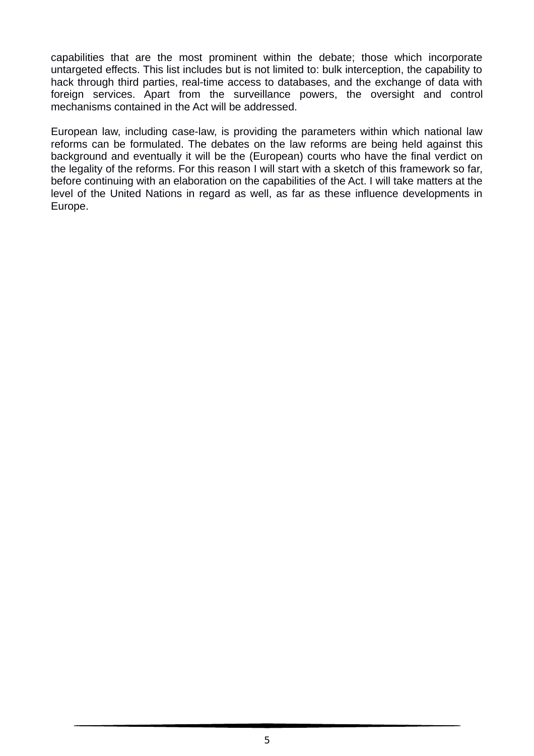capabilities that are the most prominent within the debate; those which incorporate untargeted effects. This list includes but is not limited to: bulk interception, the capability to hack through third parties, real-time access to databases, and the exchange of data with foreign services. Apart from the surveillance powers, the oversight and control mechanisms contained in the Act will be addressed.

European law, including case-law, is providing the parameters within which national law reforms can be formulated. The debates on the law reforms are being held against this background and eventually it will be the (European) courts who have the final verdict on the legality of the reforms. For this reason I will start with a sketch of this framework so far, before continuing with an elaboration on the capabilities of the Act. I will take matters at the level of the United Nations in regard as well, as far as these influence developments in Europe.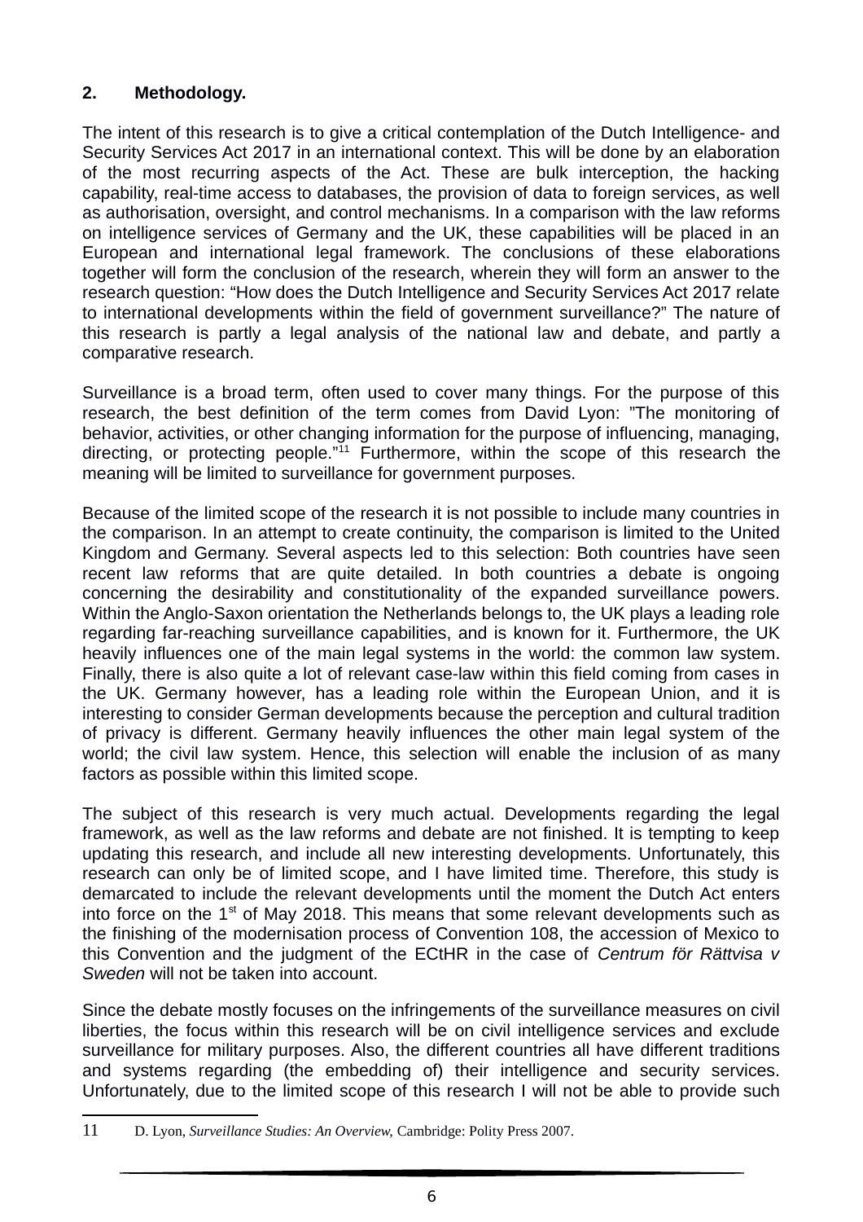## 2. Methodology.

The intent of this research is to give a critical contemplation of the Dutch Intelligence- and Security Services Act 2017 in an international context. This will be done by an elaboration of the most recurring aspects of the Act. These are bulk interception, the hacking capability, real-time access to databases, the provision of data to foreign services, as well as authorisation, oversight, and control mechanisms. In a comparison with the law reforms on intelligence services of Germany and the UK, these capabilities will be placed in an European and international legal framework. The conclusions of these elaborations together will form the conclusion of the research, wherein they will form an answer to the research question: "How does the Dutch Intelligence and Security Services Act 2017 relate to international developments within the field of government surveillance?" The nature of this research is partly a legal analysis of the national law and debate, and partly a comparative research.

Surveillance is a broad term, often used to cover many things. For the purpose of this research, the best definition of the term comes from David Lyon: "The monitoring of behavior, activities, or other changing information for the purpose of influencing, managing, directing, or protecting people."[11] Furthermore, within the scope of this research the meaning will be limited to surveillance for government purposes.

Because of the limited scope of the research it is not possible to include many countries in the comparison. In an attempt to create continuity, the comparison is limited to the United Kingdom and Germany. Several aspects led to this selection: Both countries have seen recent law reforms that are quite detailed. In both countries a debate is ongoing concerning the desirability and constitutionality of the expanded surveillance powers. Within the Anglo-Saxon orientation the Netherlands belongs to, the UK plays a leading role regarding far-reaching surveillance capabilities, and is known for it. Furthermore, the UK heavily influences one of the main legal systems in the world: the common law system. Finally, there is also quite a lot of relevant case-law within this field coming from cases in the UK. Germany however, has a leading role within the European Union, and it is interesting to consider German developments because the perception and cultural tradition of privacy is different. Germany heavily influences the other main legal system of the world; the civil law system. Hence, this selection will enable the inclusion of as many factors as possible within this limited scope.

The subject of this research is very much actual. Developments regarding the legal framework, as well as the law reforms and debate are not finished. It is tempting to keep updating this research, and include all new interesting developments. Unfortunately, this research can only be of limited scope, and I have limited time. Therefore, this study is demarcated to include the relevant developments until the moment the Dutch Act enters into force on the 1st of May 2018. This means that some relevant developments such as the finishing of the modernisation process of Convention 108, the accession of Mexico to this Convention and the judgment of the ECtHR in the case of *Centrum för Rättvisa v Sweden* will not be taken into account.

Since the debate mostly focuses on the infringements of the surveillance measures on civil liberties, the focus within this research will be on civil intelligence services and exclude surveillance for military purposes. Also, the different countries all have different traditions and systems regarding (the embedding of) their intelligence and security services. Unfortunately, due to the limited scope of this research I will not be able to provide such

---

11 D. Lyon, *Surveillance Studies: An Overview,* Cambridge: Polity Press 2007.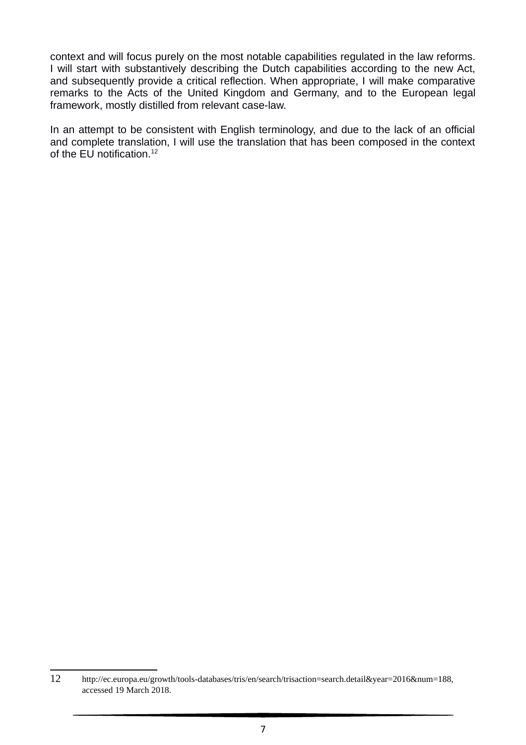context and will focus purely on the most notable capabilities regulated in the law reforms. I will start with substantively describing the Dutch capabilities according to the new Act, and subsequently provide a critical reflection. When appropriate, I will make comparative remarks to the Acts of the United Kingdom and Germany, and to the European legal framework, mostly distilled from relevant case-law.

In an attempt to be consistent with English terminology, and due to the lack of an official and complete translation, I will use the translation that has been composed in the context of the EU notification.[12]

---

12 http://ec.europa.eu/growth/tools-databases/tris/en/search/trisaction=search.detail&year=2016&num=188, accessed 19 March 2018.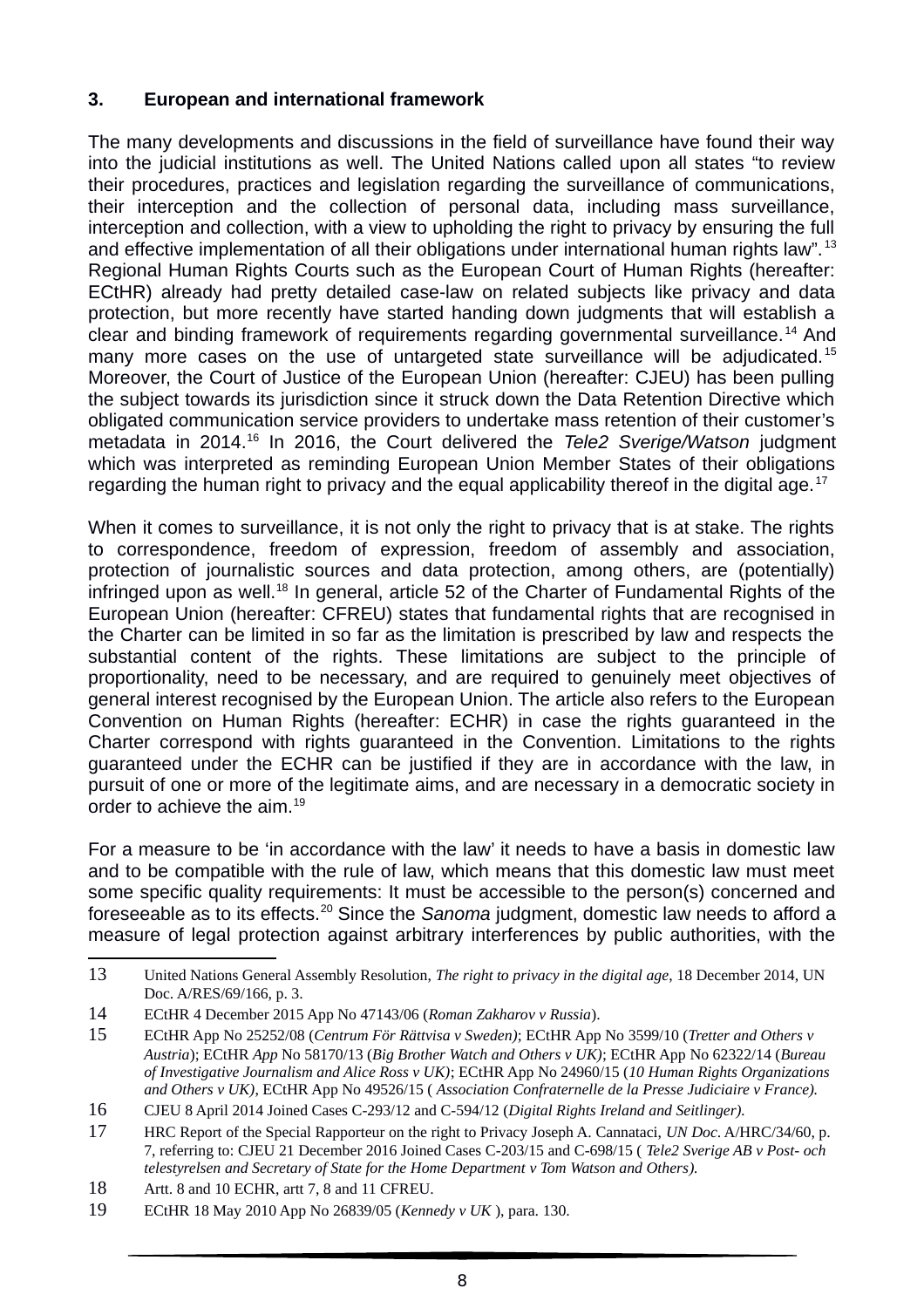### 3. European and international framework

The many developments and discussions in the field of surveillance have found their way into the judicial institutions as well. The United Nations called upon all states "to review their procedures, practices and legislation regarding the surveillance of communications, their interception and the collection of personal data, including mass surveillance, interception and collection, with a view to upholding the right to privacy by ensuring the full and effective implementation of all their obligations under international human rights law".[13] Regional Human Rights Courts such as the European Court of Human Rights (hereafter: ECtHR) already had pretty detailed case-law on related subjects like privacy and data protection, but more recently have started handing down judgments that will establish a clear and binding framework of requirements regarding governmental surveillance.[14] And many more cases on the use of untargeted state surveillance will be adjudicated.[15] Moreover, the Court of Justice of the European Union (hereafter: CJEU) has been pulling the subject towards its jurisdiction since it struck down the Data Retention Directive which obligated communication service providers to undertake mass retention of their customer's metadata in 2014.[16] In 2016, the Court delivered the *Tele2 Sverige/Watson* judgment which was interpreted as reminding European Union Member States of their obligations regarding the human right to privacy and the equal applicability thereof in the digital age.[17]

When it comes to surveillance, it is not only the right to privacy that is at stake. The rights to correspondence, freedom of expression, freedom of assembly and association, protection of journalistic sources and data protection, among others, are (potentially) infringed upon as well.[18] In general, article 52 of the Charter of Fundamental Rights of the European Union (hereafter: CFREU) states that fundamental rights that are recognised in the Charter can be limited in so far as the limitation is prescribed by law and respects the substantial content of the rights. These limitations are subject to the principle of proportionality, need to be necessary, and are required to genuinely meet objectives of general interest recognised by the European Union. The article also refers to the European Convention on Human Rights (hereafter: ECHR) in case the rights guaranteed in the Charter correspond with rights guaranteed in the Convention. Limitations to the rights guaranteed under the ECHR can be justified if they are in accordance with the law, in pursuit of one or more of the legitimate aims, and are necessary in a democratic society in order to achieve the aim.[19]

For a measure to be 'in accordance with the law' it needs to have a basis in domestic law and to be compatible with the rule of law, which means that this domestic law must meet some specific quality requirements: It must be accessible to the person(s) concerned and foreseeable as to its effects.[20] Since the *Sanoma* judgment, domestic law needs to afford a measure of legal protection against arbitrary interferences by public authorities, with the

---

13 United Nations General Assembly Resolution, *The right to privacy in the digital age*, 18 December 2014, UN Doc. A/RES/69/166, p. 3.

14 ECtHR 4 December 2015 App No 47143/06 (*Roman Zakharov v Russia*).

15 ECtHR App No 25252/08 (*Centrum För Rättvisa v Sweden)*; ECtHR App No 3599/10 (*Tretter and Others v Austria*); ECtHR *App* No 58170/13 (*Big Brother Watch and Others v UK)*; ECtHR App No 62322/14 (*Bureau of Investigative Journalism and Alice Ross v UK)*; ECtHR App No 24960/15 (*10 Human Rights Organizations and Others v UK),* ECtHR App No 49526/15 ( *Association Confraternelle de la Presse Judiciaire v France).*

16 CJEU 8 April 2014 Joined Cases C-293/12 and C-594/12 (*Digital Rights Ireland and Seitlinger).*

17 HRC Report of the Special Rapporteur on the right to Privacy Joseph A. Cannataci, *UN Doc.* A/HRC/34/60, p. 7, referring to: CJEU 21 December 2016 Joined Cases C-203/15 and C-698/15 ( *Tele2 Sverige AB v Post- och telestyrelsen and Secretary of State for the Home Department v Tom Watson and Others).*

18 Artt. 8 and 10 ECHR, artt 7, 8 and 11 CFREU.

19 ECtHR 18 May 2010 App No 26839/05 (*Kennedy v UK* ), para. 130.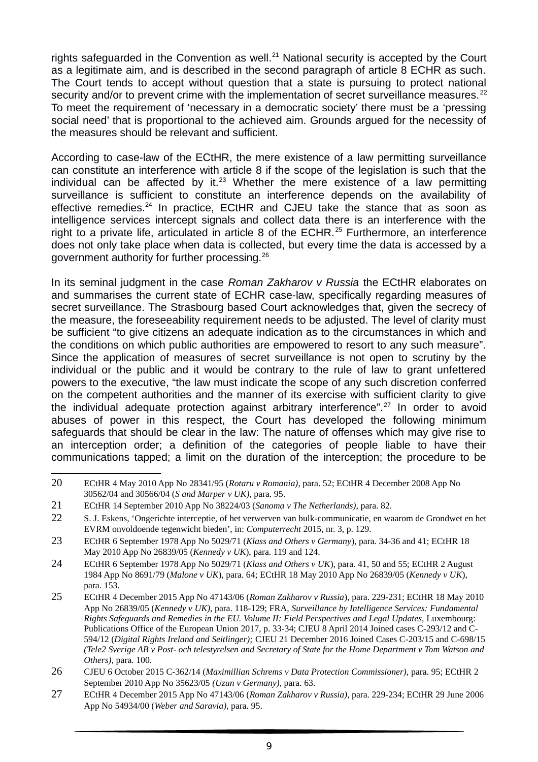rights safeguarded in the Convention as well.[21] National security is accepted by the Court as a legitimate aim, and is described in the second paragraph of article 8 ECHR as such. The Court tends to accept without question that a state is pursuing to protect national security and/or to prevent crime with the implementation of secret surveillance measures.[22] To meet the requirement of 'necessary in a democratic society' there must be a 'pressing social need' that is proportional to the achieved aim. Grounds argued for the necessity of the measures should be relevant and sufficient.

According to case-law of the ECtHR, the mere existence of a law permitting surveillance can constitute an interference with article 8 if the scope of the legislation is such that the individual can be affected by it.[23] Whether the mere existence of a law permitting surveillance is sufficient to constitute an interference depends on the availability of effective remedies.[24] In practice, ECtHR and CJEU take the stance that as soon as intelligence services intercept signals and collect data there is an interference with the right to a private life, articulated in article 8 of the ECHR.[25] Furthermore, an interference does not only take place when data is collected, but every time the data is accessed by a government authority for further processing.[26]

In its seminal judgment in the case *Roman Zakharov v Russia* the ECtHR elaborates on and summarises the current state of ECHR case-law, specifically regarding measures of secret surveillance. The Strasbourg based Court acknowledges that, given the secrecy of the measure, the foreseeability requirement needs to be adjusted. The level of clarity must be sufficient "to give citizens an adequate indication as to the circumstances in which and the conditions on which public authorities are empowered to resort to any such measure". Since the application of measures of secret surveillance is not open to scrutiny by the individual or the public and it would be contrary to the rule of law to grant unfettered powers to the executive, "the law must indicate the scope of any such discretion conferred on the competent authorities and the manner of its exercise with sufficient clarity to give the individual adequate protection against arbitrary interference".[27] In order to avoid abuses of power in this respect, the Court has developed the following minimum safeguards that should be clear in the law: The nature of offenses which may give rise to an interception order; a definition of the categories of people liable to have their communications tapped; a limit on the duration of the interception; the procedure to be

---

20 ECtHR 4 May 2010 App No 28341/95 (*Rotaru v Romania)*, para. 52; ECtHR 4 December 2008 App No 30562/04 and 30566/04 (*S and Marper v UK)*, para. 95.

21 ECtHR 14 September 2010 App No 38224/03 (*Sanoma v The Netherlands)*, para. 82.

22 S. J. Eskens, 'Ongerichte interceptie, of het verwerven van bulk-communicatie, en waarom de Grondwet en het EVRM onvoldoende tegenwicht bieden', in: *Computerrecht* 2015, nr. 3, p. 129.

23 ECtHR 6 September 1978 App No 5029/71 (*Klass and Others v Germany*), para. 34-36 and 41; ECtHR 18 May 2010 App No 26839/05 (*Kennedy v UK*), para. 119 and 124.

24 ECtHR 6 September 1978 App No 5029/71 (*Klass and Others v UK*), para. 41, 50 and 55; ECtHR 2 August 1984 App No 8691/79 (*Malone v UK*), para. 64; ECtHR 18 May 2010 App No 26839/05 (*Kennedy v UK*), para. 153.

25 ECtHR 4 December 2015 App No 47143/06 (*Roman Zakharov v Russia*), para. 229-231; ECtHR 18 May 2010 App No 26839/05 (*Kennedy v UK)*, para. 118-129; FRA, *Surveillance by Intelligence Services: Fundamental Rights Safeguards and Remedies in the EU. Volume II: Field Perspectives and Legal Updates*, Luxembourg: Publications Office of the European Union 2017, p. 33-34; CJEU 8 April 2014 Joined cases C-293/12 and C-594/12 (*Digital Rights Ireland and Seitlinger);* CJEU 21 December 2016 Joined Cases C-203/15 and C-698/15 *(Tele2 Sverige AB v Post- och telestyrelsen and Secretary of State for the Home Department v Tom Watson and Others)*, para. 100.

26 CJEU 6 October 2015 C-362/14 (*Maximillian Schrems v Data Protection Commissioner)*, para. 95; ECtHR 2 September 2010 App No 35623/05 *(Uzun v Germany)*, para. 63.

27 ECtHR 4 December 2015 App No 47143/06 (*Roman Zakharov v Russia)*, para. 229-234; ECtHR 29 June 2006 App No 54934/00 (*Weber and Saravia)*, para. 95.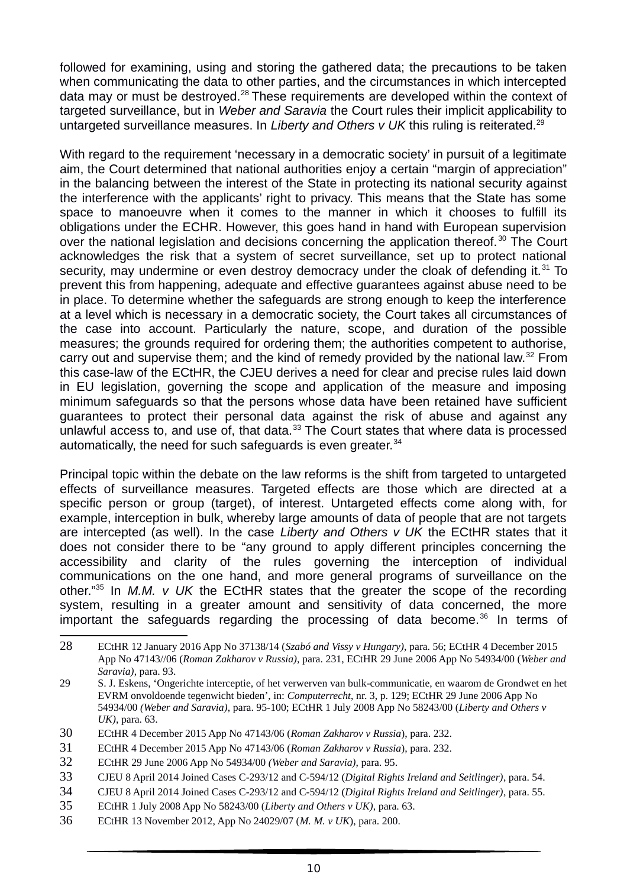followed for examining, using and storing the gathered data; the precautions to be taken when communicating the data to other parties, and the circumstances in which intercepted data may or must be destroyed.[28] These requirements are developed within the context of targeted surveillance, but in *Weber and Saravia* the Court rules their implicit applicability to untargeted surveillance measures. In *Liberty and Others v UK* this ruling is reiterated.[29]

With regard to the requirement 'necessary in a democratic society' in pursuit of a legitimate aim, the Court determined that national authorities enjoy a certain "margin of appreciation" in the balancing between the interest of the State in protecting its national security against the interference with the applicants' right to privacy. This means that the State has some space to manoeuvre when it comes to the manner in which it chooses to fulfill its obligations under the ECHR. However, this goes hand in hand with European supervision over the national legislation and decisions concerning the application thereof.[30] The Court acknowledges the risk that a system of secret surveillance, set up to protect national security, may undermine or even destroy democracy under the cloak of defending it.[31] To prevent this from happening, adequate and effective guarantees against abuse need to be in place. To determine whether the safeguards are strong enough to keep the interference at a level which is necessary in a democratic society, the Court takes all circumstances of the case into account. Particularly the nature, scope, and duration of the possible measures; the grounds required for ordering them; the authorities competent to authorise, carry out and supervise them; and the kind of remedy provided by the national law.[32] From this case-law of the ECtHR, the CJEU derives a need for clear and precise rules laid down in EU legislation, governing the scope and application of the measure and imposing minimum safeguards so that the persons whose data have been retained have sufficient guarantees to protect their personal data against the risk of abuse and against any unlawful access to, and use of, that data.[33] The Court states that where data is processed automatically, the need for such safeguards is even greater.[34]

Principal topic within the debate on the law reforms is the shift from targeted to untargeted effects of surveillance measures. Targeted effects are those which are directed at a specific person or group (target), of interest. Untargeted effects come along with, for example, interception in bulk, whereby large amounts of data of people that are not targets are intercepted (as well). In the case *Liberty and Others v UK* the ECtHR states that it does not consider there to be "any ground to apply different principles concerning the accessibility and clarity of the rules governing the interception of individual communications on the one hand, and more general programs of surveillance on the other."[35] In *M.M. v UK* the ECtHR states that the greater the scope of the recording system, resulting in a greater amount and sensitivity of data concerned, the more important the safeguards regarding the processing of data become.[36] In terms of

---

28 ECtHR 12 January 2016 App No 37138/14 (*Szabó and Vissy v Hungary)*, para. 56; ECtHR 4 December 2015 App No 47143//06 (*Roman Zakharov v Russia)*, para. 231, ECtHR 29 June 2006 App No 54934/00 (*Weber and Saravia)*, para. 93.

29 S. J. Eskens, 'Ongerichte interceptie, of het verwerven van bulk-communicatie, en waarom de Grondwet en het EVRM onvoldoende tegenwicht bieden', in: *Computerrecht*, nr. 3, p. 129; ECtHR 29 June 2006 App No 54934/00 *(Weber and Saravia)*, para. 95-100; ECtHR 1 July 2008 App No 58243/00 (*Liberty and Others v UK)*, para. 63.

30 ECtHR 4 December 2015 App No 47143/06 (*Roman Zakharov v Russia*), para. 232.

31 ECtHR 4 December 2015 App No 47143/06 (*Roman Zakharov v Russia*), para. 232.

32 ECtHR 29 June 2006 App No 54934/00 *(Weber and Saravia)*, para. 95.

33 CJEU 8 April 2014 Joined Cases C-293/12 and C-594/12 (*Digital Rights Ireland and Seitlinger)*, para. 54.

34 CJEU 8 April 2014 Joined Cases C-293/12 and C-594/12 (*Digital Rights Ireland and Seitlinger)*, para. 55.

35 ECtHR 1 July 2008 App No 58243/00 (*Liberty and Others v UK)*, para. 63.

36 ECtHR 13 November 2012, App No 24029/07 (*M. M. v UK*), para. 200.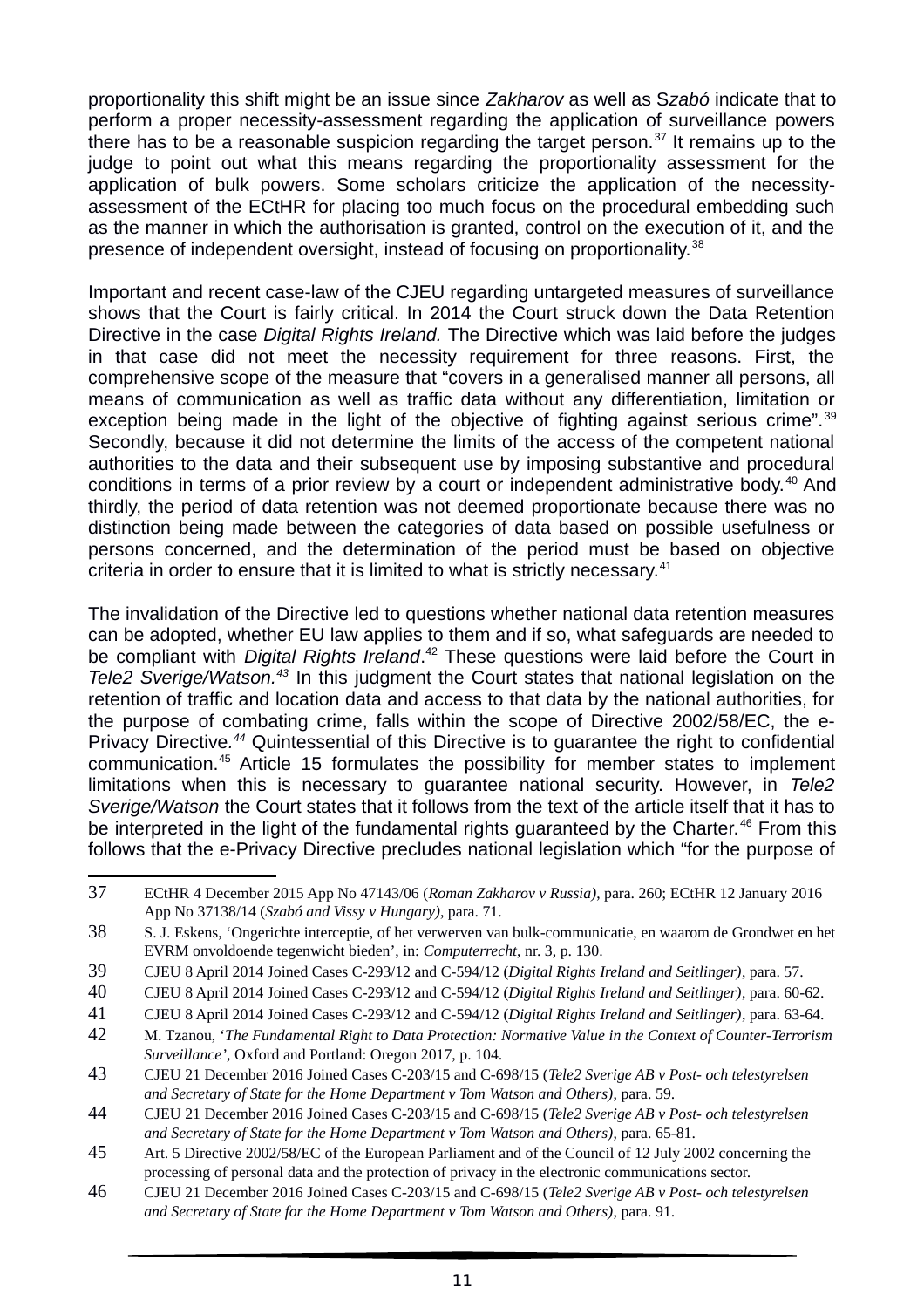proportionality this shift might be an issue since *Zakharov* as well as S*zabó* indicate that to perform a proper necessity-assessment regarding the application of surveillance powers there has to be a reasonable suspicion regarding the target person.[37] It remains up to the judge to point out what this means regarding the proportionality assessment for the application of bulk powers. Some scholars criticize the application of the necessity-assessment of the ECtHR for placing too much focus on the procedural embedding such as the manner in which the authorisation is granted, control on the execution of it, and the presence of independent oversight, instead of focusing on proportionality.[38]

Important and recent case-law of the CJEU regarding untargeted measures of surveillance shows that the Court is fairly critical. In 2014 the Court struck down the Data Retention Directive in the case *Digital Rights Ireland.* The Directive which was laid before the judges in that case did not meet the necessity requirement for three reasons. First, the comprehensive scope of the measure that "covers in a generalised manner all persons, all means of communication as well as traffic data without any differentiation, limitation or exception being made in the light of the objective of fighting against serious crime".[39] Secondly, because it did not determine the limits of the access of the competent national authorities to the data and their subsequent use by imposing substantive and procedural conditions in terms of a prior review by a court or independent administrative body.[40] And thirdly, the period of data retention was not deemed proportionate because there was no distinction being made between the categories of data based on possible usefulness or persons concerned, and the determination of the period must be based on objective criteria in order to ensure that it is limited to what is strictly necessary.[41]

The invalidation of the Directive led to questions whether national data retention measures can be adopted, whether EU law applies to them and if so, what safeguards are needed to be compliant with *Digital Rights Ireland*.[42] These questions were laid before the Court in *Tele2 Sverige/Watson.*[43] In this judgment the Court states that national legislation on the retention of traffic and location data and access to that data by the national authorities, for the purpose of combating crime, falls within the scope of Directive 2002/58/EC, the e-Privacy Directive*.*[44] Quintessential of this Directive is to guarantee the right to confidential communication.[45] Article 15 formulates the possibility for member states to implement limitations when this is necessary to guarantee national security. However, in *Tele2 Sverige/Watson* the Court states that it follows from the text of the article itself that it has to be interpreted in the light of the fundamental rights guaranteed by the Charter.[46] From this follows that the e-Privacy Directive precludes national legislation which "for the purpose of

---

37 ECtHR 4 December 2015 App No 47143/06 (*Roman Zakharov v Russia)*, para. 260; ECtHR 12 January 2016 App No 37138/14 (*Szabó and Vissy v Hungary)*, para. 71.

38 S. J. Eskens, 'Ongerichte interceptie, of het verwerven van bulk-communicatie, en waarom de Grondwet en het EVRM onvoldoende tegenwicht bieden', in: *Computerrecht*, nr. 3, p. 130.

39 CJEU 8 April 2014 Joined Cases C-293/12 and C-594/12 (*Digital Rights Ireland and Seitlinger)*, para. 57.

40 CJEU 8 April 2014 Joined Cases C-293/12 and C-594/12 (*Digital Rights Ireland and Seitlinger)*, para. 60-62.

41 CJEU 8 April 2014 Joined Cases C-293/12 and C-594/12 (*Digital Rights Ireland and Seitlinger)*, para. 63-64.

42 M. Tzanou, '*The Fundamental Right to Data Protection: Normative Value in the Context of Counter-Terrorism Surveillance'*, Oxford and Portland: Oregon 2017, p. 104.

43 CJEU 21 December 2016 Joined Cases C-203/15 and C-698/15 (*Tele2 Sverige AB v Post- och telestyrelsen and Secretary of State for the Home Department v Tom Watson and Others)*, para. 59.

44 CJEU 21 December 2016 Joined Cases C-203/15 and C-698/15 (*Tele2 Sverige AB v Post- och telestyrelsen and Secretary of State for the Home Department v Tom Watson and Others)*, para. 65-81.

45 Art. 5 Directive 2002/58/EC of the European Parliament and of the Council of 12 July 2002 concerning the processing of personal data and the protection of privacy in the electronic communications sector.

46 CJEU 21 December 2016 Joined Cases C-203/15 and C-698/15 (*Tele2 Sverige AB v Post- och telestyrelsen and Secretary of State for the Home Department v Tom Watson and Others)*, para. 91.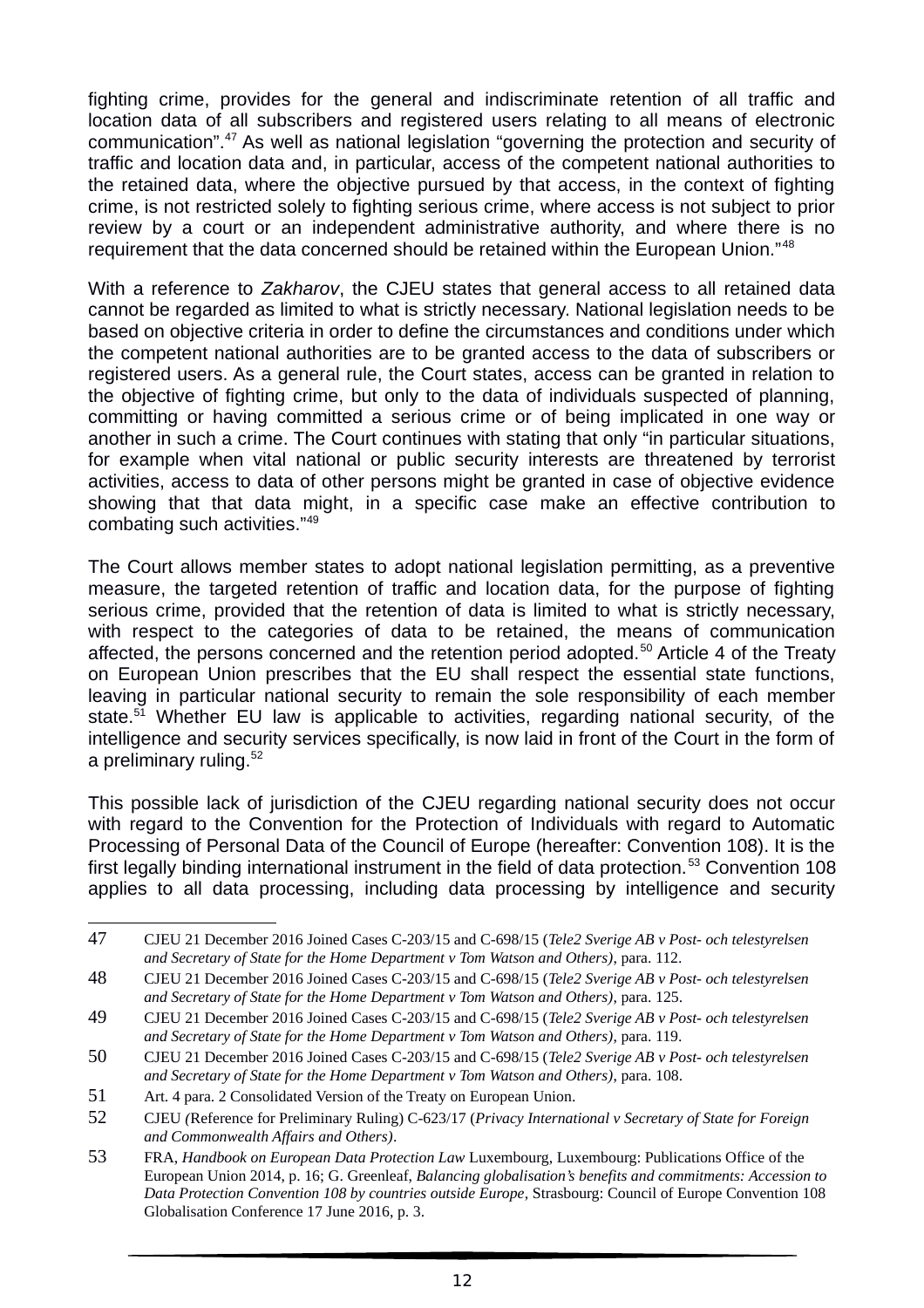fighting crime, provides for the general and indiscriminate retention of all traffic and location data of all subscribers and registered users relating to all means of electronic communication".[47] As well as national legislation "governing the protection and security of traffic and location data and, in particular, access of the competent national authorities to the retained data, where the objective pursued by that access, in the context of fighting crime, is not restricted solely to fighting serious crime, where access is not subject to prior review by a court or an independent administrative authority, and where there is no requirement that the data concerned should be retained within the European Union."[48]

With a reference to *Zakharov*, the CJEU states that general access to all retained data cannot be regarded as limited to what is strictly necessary. National legislation needs to be based on objective criteria in order to define the circumstances and conditions under which the competent national authorities are to be granted access to the data of subscribers or registered users. As a general rule, the Court states, access can be granted in relation to the objective of fighting crime, but only to the data of individuals suspected of planning, committing or having committed a serious crime or of being implicated in one way or another in such a crime. The Court continues with stating that only "in particular situations, for example when vital national or public security interests are threatened by terrorist activities, access to data of other persons might be granted in case of objective evidence showing that that data might, in a specific case make an effective contribution to combating such activities."[49]

The Court allows member states to adopt national legislation permitting, as a preventive measure, the targeted retention of traffic and location data, for the purpose of fighting serious crime, provided that the retention of data is limited to what is strictly necessary, with respect to the categories of data to be retained, the means of communication affected, the persons concerned and the retention period adopted.[50] Article 4 of the Treaty on European Union prescribes that the EU shall respect the essential state functions, leaving in particular national security to remain the sole responsibility of each member state.[51] Whether EU law is applicable to activities, regarding national security, of the intelligence and security services specifically, is now laid in front of the Court in the form of a preliminary ruling.[52]

This possible lack of jurisdiction of the CJEU regarding national security does not occur with regard to the Convention for the Protection of Individuals with regard to Automatic Processing of Personal Data of the Council of Europe (hereafter: Convention 108). It is the first legally binding international instrument in the field of data protection.[53] Convention 108 applies to all data processing, including data processing by intelligence and security

---

47 CJEU 21 December 2016 Joined Cases C-203/15 and C-698/15 (*Tele2 Sverige AB v Post- och telestyrelsen and Secretary of State for the Home Department v Tom Watson and Others)*, para. 112.

48 CJEU 21 December 2016 Joined Cases C-203/15 and C-698/15 (*Tele2 Sverige AB v Post- och telestyrelsen and Secretary of State for the Home Department v Tom Watson and Others)*, para. 125.

49 CJEU 21 December 2016 Joined Cases C-203/15 and C-698/15 (*Tele2 Sverige AB v Post- och telestyrelsen and Secretary of State for the Home Department v Tom Watson and Others)*, para. 119.

50 CJEU 21 December 2016 Joined Cases C-203/15 and C-698/15 (*Tele2 Sverige AB v Post- och telestyrelsen and Secretary of State for the Home Department v Tom Watson and Others)*, para. 108.

51 Art. 4 para. 2 Consolidated Version of the Treaty on European Union.

52 CJEU (Reference for Preliminary Ruling) C-623/17 (*Privacy International v Secretary of State for Foreign and Commonwealth Affairs and Others)*.

53 FRA, *Handbook on European Data Protection Law* Luxembourg, Luxembourg: Publications Office of the European Union 2014, p. 16; G. Greenleaf, *Balancing globalisation's benefits and commitments: Accession to Data Protection Convention 108 by countries outside Europe*, Strasbourg: Council of Europe Convention 108 Globalisation Conference 17 June 2016, p. 3.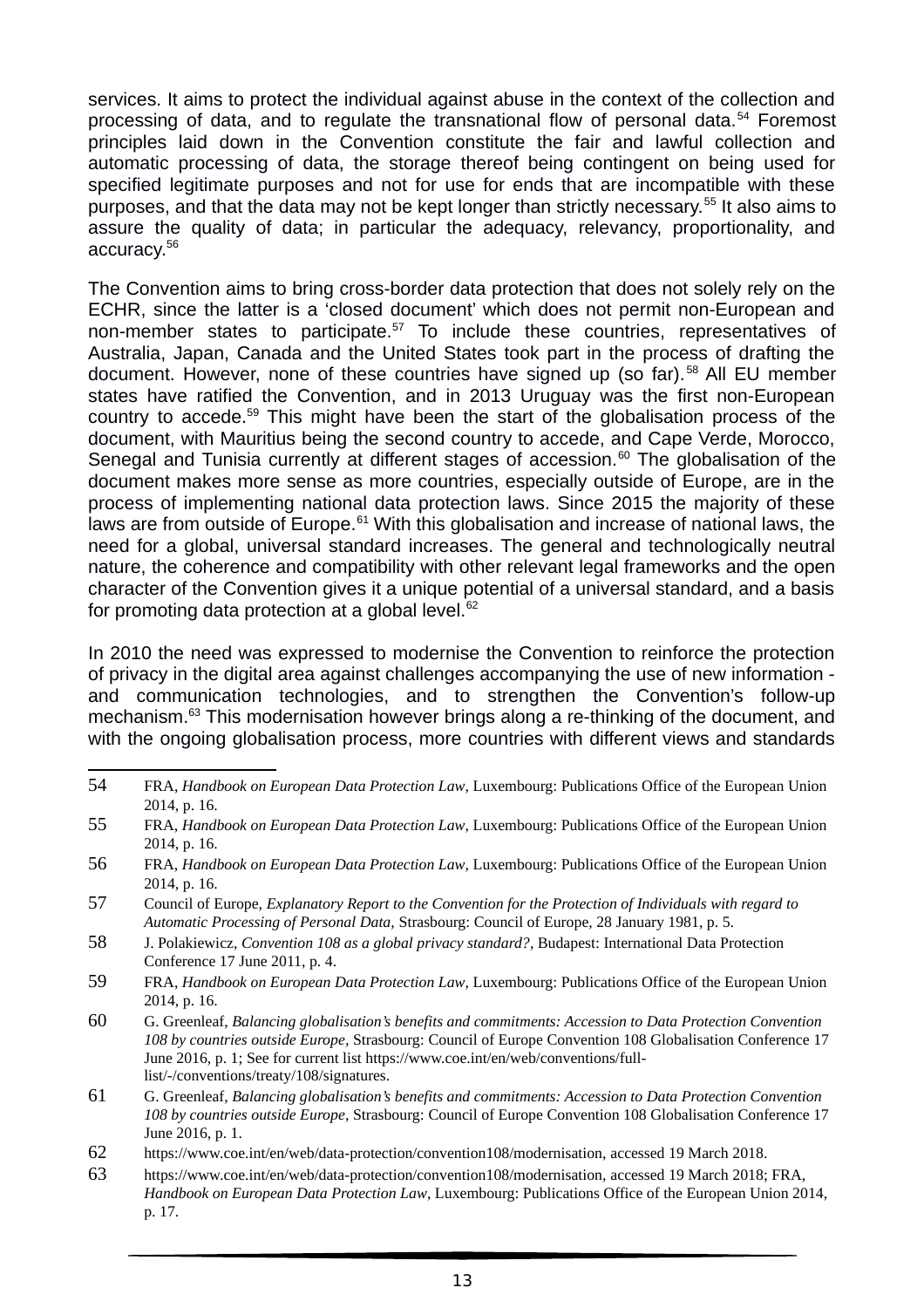services. It aims to protect the individual against abuse in the context of the collection and processing of data, and to regulate the transnational flow of personal data.[54] Foremost principles laid down in the Convention constitute the fair and lawful collection and automatic processing of data, the storage thereof being contingent on being used for specified legitimate purposes and not for use for ends that are incompatible with these purposes, and that the data may not be kept longer than strictly necessary.[55] It also aims to assure the quality of data; in particular the adequacy, relevancy, proportionality, and accuracy.[56]

The Convention aims to bring cross-border data protection that does not solely rely on the ECHR, since the latter is a 'closed document' which does not permit non-European and non-member states to participate.[57] To include these countries, representatives of Australia, Japan, Canada and the United States took part in the process of drafting the document. However, none of these countries have signed up (so far).[58] All EU member states have ratified the Convention, and in 2013 Uruguay was the first non-European country to accede.[59] This might have been the start of the globalisation process of the document, with Mauritius being the second country to accede, and Cape Verde, Morocco, Senegal and Tunisia currently at different stages of accession.[60] The globalisation of the document makes more sense as more countries, especially outside of Europe, are in the process of implementing national data protection laws. Since 2015 the majority of these laws are from outside of Europe.[61] With this globalisation and increase of national laws, the need for a global, universal standard increases. The general and technologically neutral nature, the coherence and compatibility with other relevant legal frameworks and the open character of the Convention gives it a unique potential of a universal standard, and a basis for promoting data protection at a global level.[62]

In 2010 the need was expressed to modernise the Convention to reinforce the protection of privacy in the digital area against challenges accompanying the use of new information - and communication technologies, and to strengthen the Convention's follow-up mechanism.[63] This modernisation however brings along a re-thinking of the document, and with the ongoing globalisation process, more countries with different views and standards

---

54 FRA, *Handbook on European Data Protection Law*, Luxembourg: Publications Office of the European Union 2014, p. 16.

55 FRA, *Handbook on European Data Protection Law*, Luxembourg: Publications Office of the European Union 2014, p. 16.

56 FRA, *Handbook on European Data Protection Law*, Luxembourg: Publications Office of the European Union 2014, p. 16.

57 Council of Europe, *Explanatory Report to the Convention for the Protection of Individuals with regard to Automatic Processing of Personal Data*, Strasbourg: Council of Europe, 28 January 1981, p. 5.

58 J. Polakiewicz, *Convention 108 as a global privacy standard?*, Budapest: International Data Protection Conference 17 June 2011, p. 4.

59 FRA, *Handbook on European Data Protection Law*, Luxembourg: Publications Office of the European Union 2014, p. 16.

60 G. Greenleaf, *Balancing globalisation's benefits and commitments: Accession to Data Protection Convention 108 by countries outside Europe*, Strasbourg: Council of Europe Convention 108 Globalisation Conference 17 June 2016, p. 1; See for current list https://www.coe.int/en/web/conventions/full-list/-/conventions/treaty/108/signatures.

61 G. Greenleaf, *Balancing globalisation's benefits and commitments: Accession to Data Protection Convention 108 by countries outside Europe*, Strasbourg: Council of Europe Convention 108 Globalisation Conference 17 June 2016, p. 1.

62 https://www.coe.int/en/web/data-protection/convention108/modernisation, accessed 19 March 2018.

63 https://www.coe.int/en/web/data-protection/convention108/modernisation, accessed 19 March 2018; FRA, *Handbook on European Data Protection Law*, Luxembourg: Publications Office of the European Union 2014, p. 17.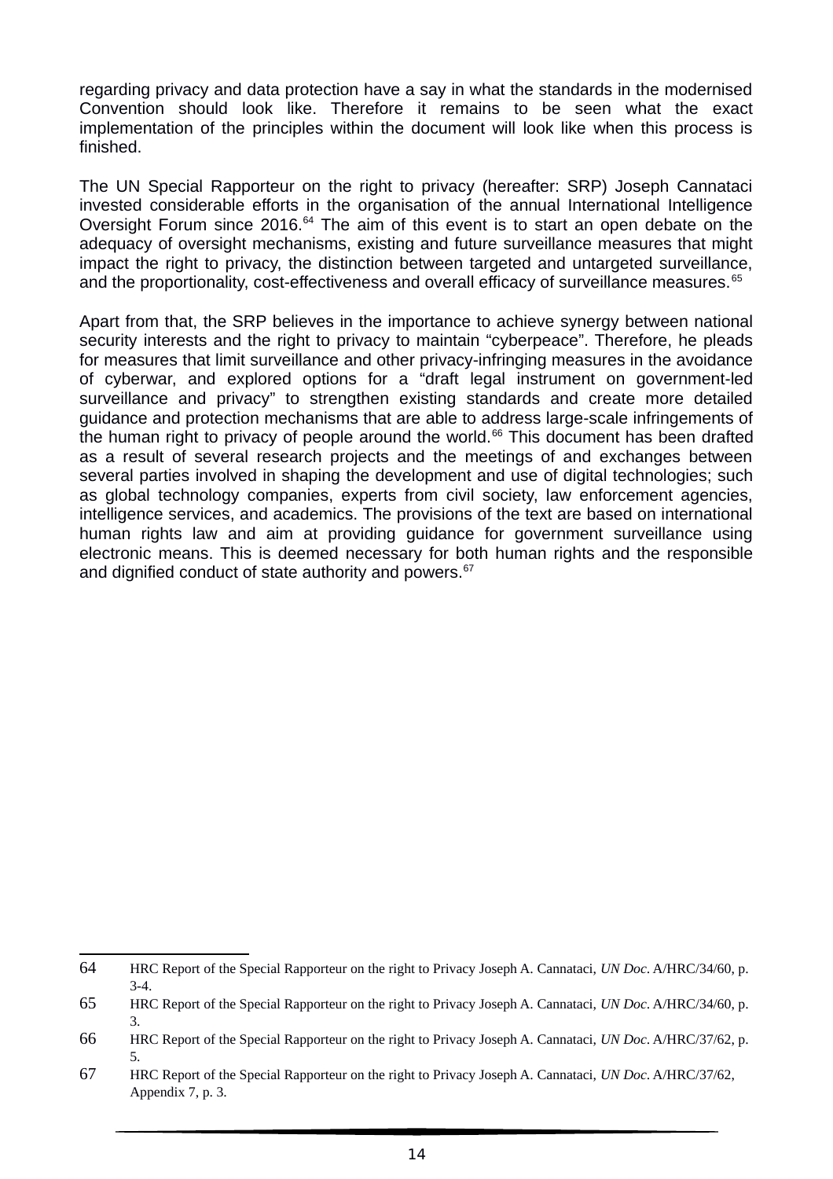regarding privacy and data protection have a say in what the standards in the modernised Convention should look like. Therefore it remains to be seen what the exact implementation of the principles within the document will look like when this process is finished.

The UN Special Rapporteur on the right to privacy (hereafter: SRP) Joseph Cannataci invested considerable efforts in the organisation of the annual International Intelligence Oversight Forum since 2016.[64] The aim of this event is to start an open debate on the adequacy of oversight mechanisms, existing and future surveillance measures that might impact the right to privacy, the distinction between targeted and untargeted surveillance, and the proportionality, cost-effectiveness and overall efficacy of surveillance measures.[65]

Apart from that, the SRP believes in the importance to achieve synergy between national security interests and the right to privacy to maintain "cyberpeace". Therefore, he pleads for measures that limit surveillance and other privacy-infringing measures in the avoidance of cyberwar, and explored options for a "draft legal instrument on government-led surveillance and privacy" to strengthen existing standards and create more detailed guidance and protection mechanisms that are able to address large-scale infringements of the human right to privacy of people around the world.[66] This document has been drafted as a result of several research projects and the meetings of and exchanges between several parties involved in shaping the development and use of digital technologies; such as global technology companies, experts from civil society, law enforcement agencies, intelligence services, and academics. The provisions of the text are based on international human rights law and aim at providing guidance for government surveillance using electronic means. This is deemed necessary for both human rights and the responsible and dignified conduct of state authority and powers.[67]

---

64 HRC Report of the Special Rapporteur on the right to Privacy Joseph A. Cannataci, *UN Doc*. A/HRC/34/60, p. 3-4.

65 HRC Report of the Special Rapporteur on the right to Privacy Joseph A. Cannataci, *UN Doc*. A/HRC/34/60, p. 3.

66 HRC Report of the Special Rapporteur on the right to Privacy Joseph A. Cannataci, *UN Doc*. A/HRC/37/62, p. 5.

67 HRC Report of the Special Rapporteur on the right to Privacy Joseph A. Cannataci, *UN Doc*. A/HRC/37/62, Appendix 7, p. 3.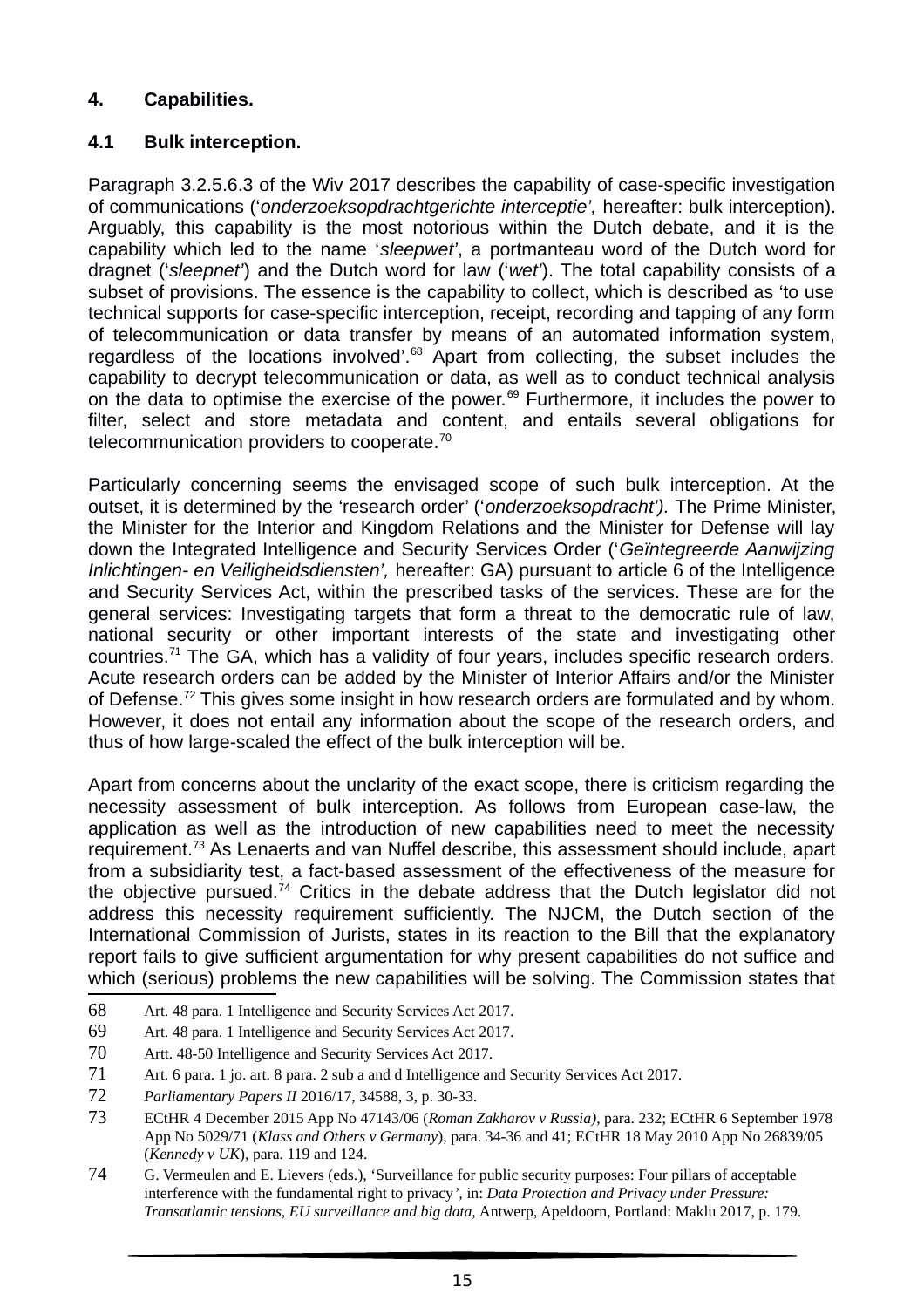## 4. Capabilities.

### 4.1 Bulk interception.

Paragraph 3.2.5.6.3 of the Wiv 2017 describes the capability of case-specific investigation of communications (‘*onderzoeksopdrachtgerichte interceptie’,* hereafter: bulk interception). Arguably, this capability is the most notorious within the Dutch debate, and it is the capability which led to the name ‘*sleepwet’*, a portmanteau word of the Dutch word for dragnet (‘*sleepnet’*) and the Dutch word for law (‘*wet’*). The total capability consists of a subset of provisions. The essence is the capability to collect, which is described as ‘to use technical supports for case-specific interception, receipt, recording and tapping of any form of telecommunication or data transfer by means of an automated information system, regardless of the locations involved’.[68] Apart from collecting, the subset includes the capability to decrypt telecommunication or data, as well as to conduct technical analysis on the data to optimise the exercise of the power.[69] Furthermore, it includes the power to filter, select and store metadata and content, and entails several obligations for telecommunication providers to cooperate.[70]

Particularly concerning seems the envisaged scope of such bulk interception. At the outset, it is determined by the ‘research order’ (‘*onderzoeksopdracht’).* The Prime Minister, the Minister for the Interior and Kingdom Relations and the Minister for Defense will lay down the Integrated Intelligence and Security Services Order (‘*Geïntegreerde Aanwijzing Inlichtingen- en Veiligheidsdiensten’,* hereafter: GA) pursuant to article 6 of the Intelligence and Security Services Act, within the prescribed tasks of the services. These are for the general services: Investigating targets that form a threat to the democratic rule of law, national security or other important interests of the state and investigating other countries.[71] The GA, which has a validity of four years, includes specific research orders. Acute research orders can be added by the Minister of Interior Affairs and/or the Minister of Defense.[72] This gives some insight in how research orders are formulated and by whom. However, it does not entail any information about the scope of the research orders, and thus of how large-scaled the effect of the bulk interception will be.

Apart from concerns about the unclarity of the exact scope, there is criticism regarding the necessity assessment of bulk interception. As follows from European case-law, the application as well as the introduction of new capabilities need to meet the necessity requirement.[73] As Lenaerts and van Nuffel describe, this assessment should include, apart from a subsidiarity test, a fact-based assessment of the effectiveness of the measure for the objective pursued.[74] Critics in the debate address that the Dutch legislator did not address this necessity requirement sufficiently. The NJCM, the Dutch section of the International Commission of Jurists, states in its reaction to the Bill that the explanatory report fails to give sufficient argumentation for why present capabilities do not suffice and which (serious) problems the new capabilities will be solving. The Commission states that

---

68 Art. 48 para. 1 Intelligence and Security Services Act 2017.

69 Art. 48 para. 1 Intelligence and Security Services Act 2017.

70 Artt. 48-50 Intelligence and Security Services Act 2017.

71 Art. 6 para. 1 jo. art. 8 para. 2 sub a and d Intelligence and Security Services Act 2017.

72 *Parliamentary Papers II* 2016/17, 34588, 3, p. 30-33.

73 ECtHR 4 December 2015 App No 47143/06 (*Roman Zakharov v Russia)*, para. 232; ECtHR 6 September 1978 App No 5029/71 (*Klass and Others v Germany*), para. 34-36 and 41; ECtHR 18 May 2010 App No 26839/05 (*Kennedy v UK*), para. 119 and 124.

74 G. Vermeulen and E. Lievers (eds.), ‘Surveillance for public security purposes: Four pillars of acceptable interference with the fundamental right to privacy*’*, in: *Data Protection and Privacy under Pressure: Transatlantic tensions, EU surveillance and big data,* Antwerp, Apeldoorn, Portland: Maklu 2017, p. 179.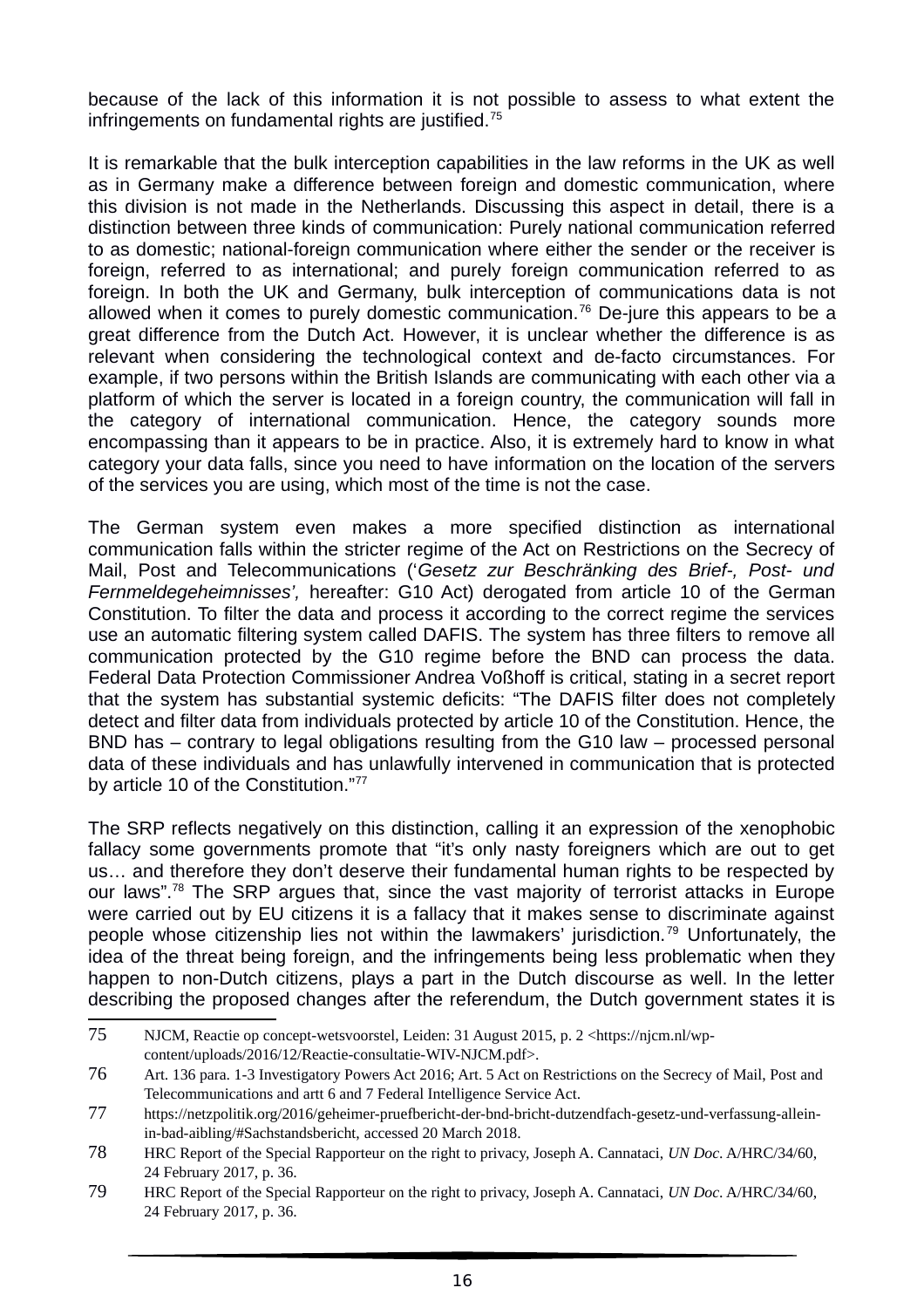because of the lack of this information it is not possible to assess to what extent the infringements on fundamental rights are justified.[75]

It is remarkable that the bulk interception capabilities in the law reforms in the UK as well as in Germany make a difference between foreign and domestic communication, where this division is not made in the Netherlands. Discussing this aspect in detail, there is a distinction between three kinds of communication: Purely national communication referred to as domestic; national-foreign communication where either the sender or the receiver is foreign, referred to as international; and purely foreign communication referred to as foreign. In both the UK and Germany, bulk interception of communications data is not allowed when it comes to purely domestic communication.[76] De-jure this appears to be a great difference from the Dutch Act. However, it is unclear whether the difference is as relevant when considering the technological context and de-facto circumstances. For example, if two persons within the British Islands are communicating with each other via a platform of which the server is located in a foreign country, the communication will fall in the category of international communication. Hence, the category sounds more encompassing than it appears to be in practice. Also, it is extremely hard to know in what category your data falls, since you need to have information on the location of the servers of the services you are using, which most of the time is not the case.

The German system even makes a more specified distinction as international communication falls within the stricter regime of the Act on Restrictions on the Secrecy of Mail, Post and Telecommunications (‘*Gesetz zur Beschränking des Brief-, Post- und Fernmeldegeheimnisses’,* hereafter: G10 Act) derogated from article 10 of the German Constitution. To filter the data and process it according to the correct regime the services use an automatic filtering system called DAFIS. The system has three filters to remove all communication protected by the G10 regime before the BND can process the data. Federal Data Protection Commissioner Andrea Voßhoff is critical, stating in a secret report that the system has substantial systemic deficits: “The DAFIS filter does not completely detect and filter data from individuals protected by article 10 of the Constitution. Hence, the BND has – contrary to legal obligations resulting from the G10 law – processed personal data of these individuals and has unlawfully intervened in communication that is protected by article 10 of the Constitution.”[77]

The SRP reflects negatively on this distinction, calling it an expression of the xenophobic fallacy some governments promote that “it’s only nasty foreigners which are out to get us… and therefore they don’t deserve their fundamental human rights to be respected by our laws”.[78] The SRP argues that, since the vast majority of terrorist attacks in Europe were carried out by EU citizens it is a fallacy that it makes sense to discriminate against people whose citizenship lies not within the lawmakers’ jurisdiction.[79] Unfortunately, the idea of the threat being foreign, and the infringements being less problematic when they happen to non-Dutch citizens, plays a part in the Dutch discourse as well. In the letter describing the proposed changes after the referendum, the Dutch government states it is

---

75 NJCM, Reactie op concept-wetsvoorstel, Leiden: 31 August 2015, p. 2 <https://njcm.nl/wp-content/uploads/2016/12/Reactie-consultatie-WIV-NJCM.pdf>.

76 Art. 136 para. 1-3 Investigatory Powers Act 2016; Art. 5 Act on Restrictions on the Secrecy of Mail, Post and Telecommunications and artt 6 and 7 Federal Intelligence Service Act.

77 https://netzpolitik.org/2016/geheimer-pruefbericht-der-bnd-bricht-dutzendfach-gesetz-und-verfassung-allein-in-bad-aibling/#Sachstandsbericht, accessed 20 March 2018.

78 HRC Report of the Special Rapporteur on the right to privacy, Joseph A. Cannataci, *UN Doc.* A/HRC/34/60, 24 February 2017, p. 36.

79 HRC Report of the Special Rapporteur on the right to privacy, Joseph A. Cannataci, *UN Doc.* A/HRC/34/60, 24 February 2017, p. 36.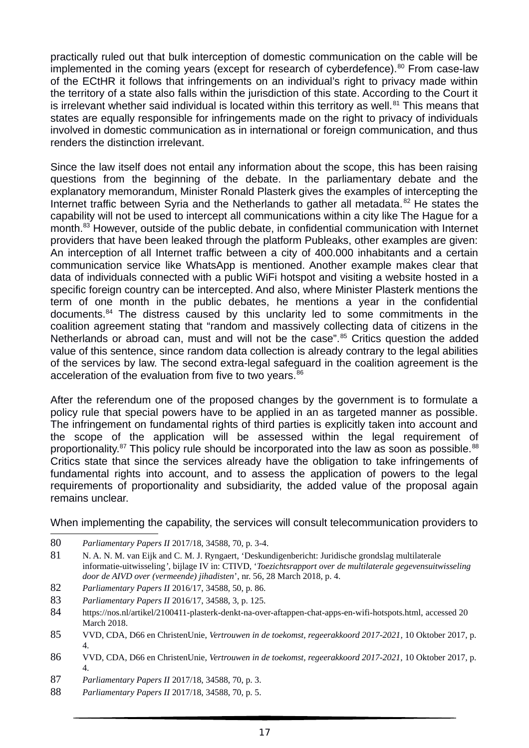practically ruled out that bulk interception of domestic communication on the cable will be implemented in the coming years (except for research of cyberdefence).[80] From case-law of the ECtHR it follows that infringements on an individual's right to privacy made within the territory of a state also falls within the jurisdiction of this state. According to the Court it is irrelevant whether said individual is located within this territory as well.[81] This means that states are equally responsible for infringements made on the right to privacy of individuals involved in domestic communication as in international or foreign communication, and thus renders the distinction irrelevant.

Since the law itself does not entail any information about the scope, this has been raising questions from the beginning of the debate. In the parliamentary debate and the explanatory memorandum, Minister Ronald Plasterk gives the examples of intercepting the Internet traffic between Syria and the Netherlands to gather all metadata.[82] He states the capability will not be used to intercept all communications within a city like The Hague for a month.[83] However, outside of the public debate, in confidential communication with Internet providers that have been leaked through the platform Publeaks, other examples are given: An interception of all Internet traffic between a city of 400.000 inhabitants and a certain communication service like WhatsApp is mentioned. Another example makes clear that data of individuals connected with a public WiFi hotspot and visiting a website hosted in a specific foreign country can be intercepted. And also, where Minister Plasterk mentions the term of one month in the public debates, he mentions a year in the confidential documents.[84] The distress caused by this unclarity led to some commitments in the coalition agreement stating that "random and massively collecting data of citizens in the Netherlands or abroad can, must and will not be the case".[85] Critics question the added value of this sentence, since random data collection is already contrary to the legal abilities of the services by law. The second extra-legal safeguard in the coalition agreement is the acceleration of the evaluation from five to two years.[86]

After the referendum one of the proposed changes by the government is to formulate a policy rule that special powers have to be applied in an as targeted manner as possible. The infringement on fundamental rights of third parties is explicitly taken into account and the scope of the application will be assessed within the legal requirement of proportionality.[87] This policy rule should be incorporated into the law as soon as possible.[88] Critics state that since the services already have the obligation to take infringements of fundamental rights into account, and to assess the application of powers to the legal requirements of proportionality and subsidiarity, the added value of the proposal again remains unclear.

When implementing the capability, the services will consult telecommunication providers to

---

80 *Parliamentary Papers II* 2017/18, 34588, 70, p. 3-4.

81 N. A. N. M. van Eijk and C. M. J. Ryngaert, 'Deskundigenbericht: Juridische grondslag multilaterale informatie-uitwisseling', bijlage IV in: CTIVD, '*Toezichtsrapport over de multilaterale gegevensuitwisseling door de AIVD over (vermeende) jihadisten*', nr. 56, 28 March 2018, p. 4.

82 *Parliamentary Papers II* 2016/17, 34588, 50, p. 86.

83 *Parliamentary Papers II* 2016/17, 34588, 3, p. 125.

84 https://nos.nl/artikel/2100411-plasterk-denkt-na-over-aftappen-chat-apps-en-wifi-hotspots.html, accessed 20 March 2018.

85 VVD, CDA, D66 en ChristenUnie, *Vertrouwen in de toekomst, regeerakkoord 2017-2021*, 10 Oktober 2017, p. 4.

86 VVD, CDA, D66 en ChristenUnie, *Vertrouwen in de toekomst, regeerakkoord 2017-2021*, 10 Oktober 2017, p. 4.

87 *Parliamentary Papers II* 2017/18, 34588, 70, p. 3.

88 *Parliamentary Papers II* 2017/18, 34588, 70, p. 5.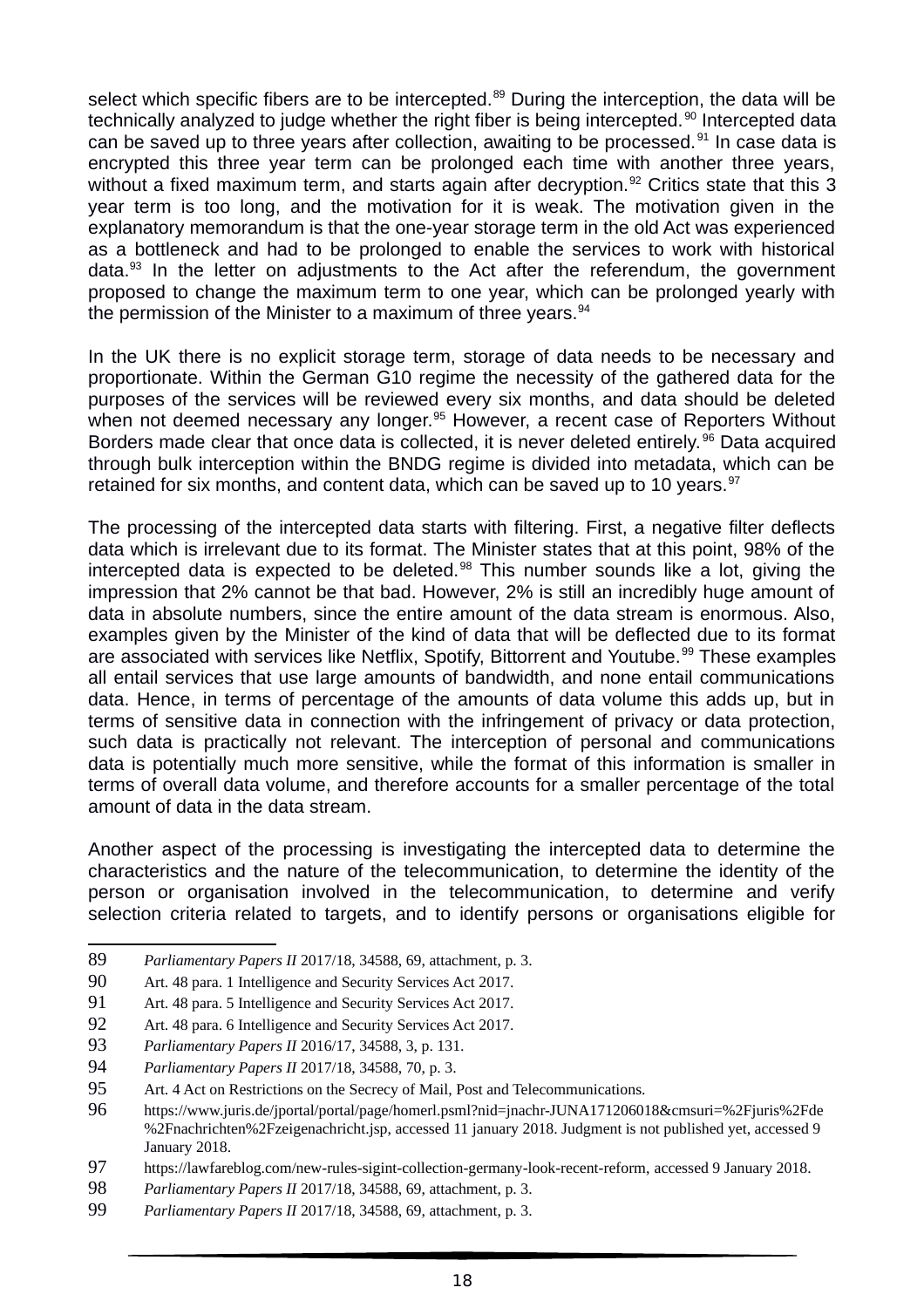select which specific fibers are to be intercepted.[89] During the interception, the data will be technically analyzed to judge whether the right fiber is being intercepted.[90] Intercepted data can be saved up to three years after collection, awaiting to be processed.[91] In case data is encrypted this three year term can be prolonged each time with another three years, without a fixed maximum term, and starts again after decryption.[92] Critics state that this 3 year term is too long, and the motivation for it is weak. The motivation given in the explanatory memorandum is that the one-year storage term in the old Act was experienced as a bottleneck and had to be prolonged to enable the services to work with historical data.[93] In the letter on adjustments to the Act after the referendum, the government proposed to change the maximum term to one year, which can be prolonged yearly with the permission of the Minister to a maximum of three years.[94]

In the UK there is no explicit storage term, storage of data needs to be necessary and proportionate. Within the German G10 regime the necessity of the gathered data for the purposes of the services will be reviewed every six months, and data should be deleted when not deemed necessary any longer.[95] However, a recent case of Reporters Without Borders made clear that once data is collected, it is never deleted entirely.[96] Data acquired through bulk interception within the BNDG regime is divided into metadata, which can be retained for six months, and content data, which can be saved up to 10 years.[97]

The processing of the intercepted data starts with filtering. First, a negative filter deflects data which is irrelevant due to its format. The Minister states that at this point, 98% of the intercepted data is expected to be deleted.[98] This number sounds like a lot, giving the impression that 2% cannot be that bad. However, 2% is still an incredibly huge amount of data in absolute numbers, since the entire amount of the data stream is enormous. Also, examples given by the Minister of the kind of data that will be deflected due to its format are associated with services like Netflix, Spotify, Bittorrent and Youtube.[99] These examples all entail services that use large amounts of bandwidth, and none entail communications data. Hence, in terms of percentage of the amounts of data volume this adds up, but in terms of sensitive data in connection with the infringement of privacy or data protection, such data is practically not relevant. The interception of personal and communications data is potentially much more sensitive, while the format of this information is smaller in terms of overall data volume, and therefore accounts for a smaller percentage of the total amount of data in the data stream.

Another aspect of the processing is investigating the intercepted data to determine the characteristics and the nature of the telecommunication, to determine the identity of the person or organisation involved in the telecommunication, to determine and verify selection criteria related to targets, and to identify persons or organisations eligible for

---

89 *Parliamentary Papers II* 2017/18, 34588, 69, attachment, p. 3.

90 Art. 48 para. 1 Intelligence and Security Services Act 2017.

91 Art. 48 para. 5 Intelligence and Security Services Act 2017.

92 Art. 48 para. 6 Intelligence and Security Services Act 2017.

93 *Parliamentary Papers II* 2016/17, 34588, 3, p. 131.

94 *Parliamentary Papers II* 2017/18, 34588, 70, p. 3.

95 Art. 4 Act on Restrictions on the Secrecy of Mail, Post and Telecommunications.

96 https://www.juris.de/jportal/portal/page/homerl.psml?nid=jnachr-JUNA171206018&cmsuri=%2Fjuris%2Fde%2Fnachrichten%2Fzeigenachricht.jsp, accessed 11 january 2018. Judgment is not published yet, accessed 9 January 2018.

97 https://lawfareblog.com/new-rules-sigint-collection-germany-look-recent-reform, accessed 9 January 2018.

98 *Parliamentary Papers II* 2017/18, 34588, 69, attachment, p. 3.

99 *Parliamentary Papers II* 2017/18, 34588, 69, attachment, p. 3.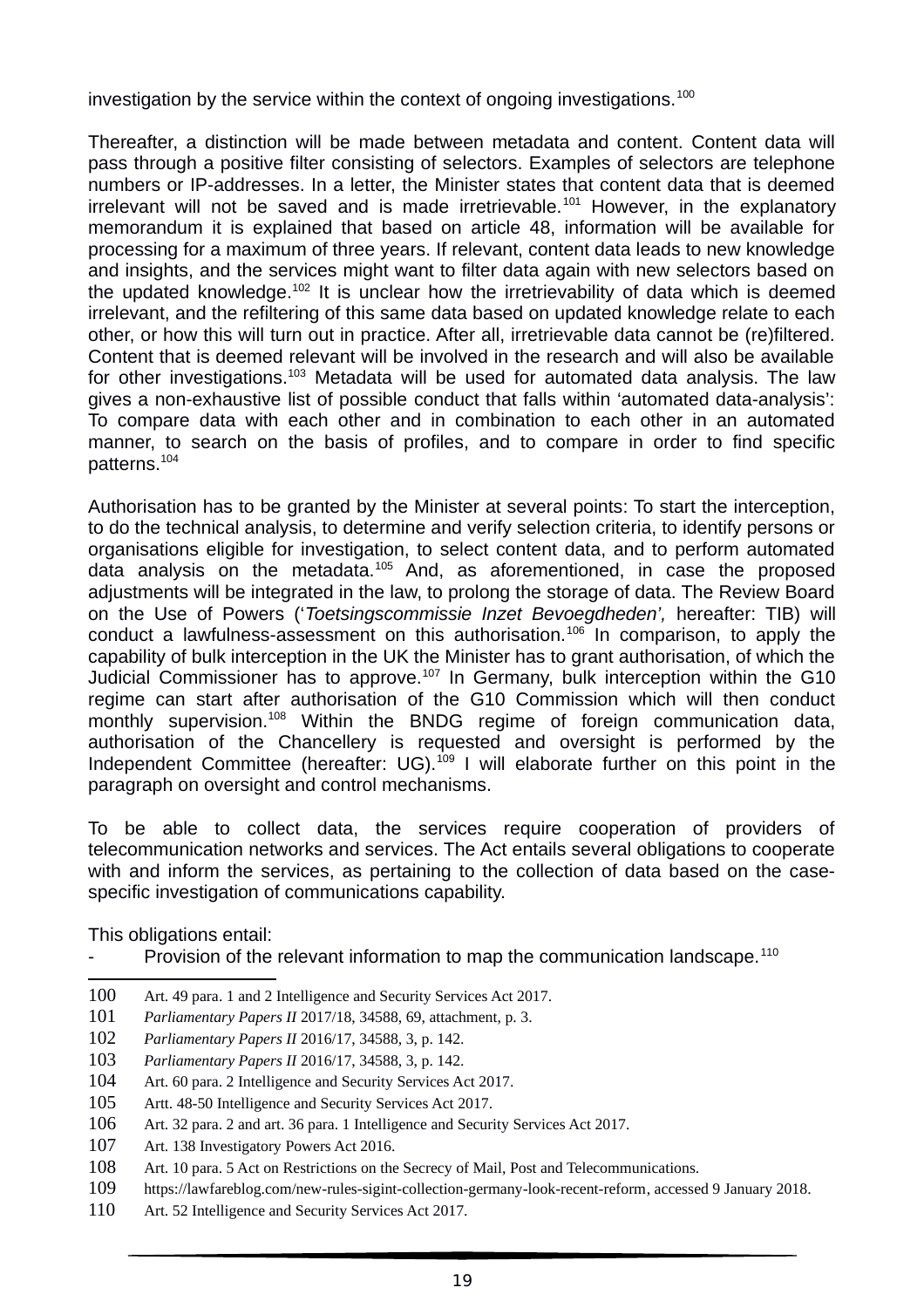investigation by the service within the context of ongoing investigations.[100]

Thereafter, a distinction will be made between metadata and content. Content data will pass through a positive filter consisting of selectors. Examples of selectors are telephone numbers or IP-addresses. In a letter, the Minister states that content data that is deemed irrelevant will not be saved and is made irretrievable.[101] However, in the explanatory memorandum it is explained that based on article 48, information will be available for processing for a maximum of three years. If relevant, content data leads to new knowledge and insights, and the services might want to filter data again with new selectors based on the updated knowledge.[102] It is unclear how the irretrievability of data which is deemed irrelevant, and the refiltering of this same data based on updated knowledge relate to each other, or how this will turn out in practice. After all, irretrievable data cannot be (re)filtered. Content that is deemed relevant will be involved in the research and will also be available for other investigations.[103] Metadata will be used for automated data analysis. The law gives a non-exhaustive list of possible conduct that falls within 'automated data-analysis': To compare data with each other and in combination to each other in an automated manner, to search on the basis of profiles, and to compare in order to find specific patterns.[104]

Authorisation has to be granted by the Minister at several points: To start the interception, to do the technical analysis, to determine and verify selection criteria, to identify persons or organisations eligible for investigation, to select content data, and to perform automated data analysis on the metadata.[105] And, as aforementioned, in case the proposed adjustments will be integrated in the law, to prolong the storage of data. The Review Board on the Use of Powers ('*Toetsingscommissie Inzet Bevoegdheden',* hereafter: TIB) will conduct a lawfulness-assessment on this authorisation.[106] In comparison, to apply the capability of bulk interception in the UK the Minister has to grant authorisation, of which the Judicial Commissioner has to approve.[107] In Germany, bulk interception within the G10 regime can start after authorisation of the G10 Commission which will then conduct monthly supervision.[108] Within the BNDG regime of foreign communication data, authorisation of the Chancellery is requested and oversight is performed by the Independent Committee (hereafter: UG).[109] I will elaborate further on this point in the paragraph on oversight and control mechanisms.

To be able to collect data, the services require cooperation of providers of telecommunication networks and services. The Act entails several obligations to cooperate with and inform the services, as pertaining to the collection of data based on the case-specific investigation of communications capability.

This obligations entail:

- Provision of the relevant information to map the communication landscape.[110]

---

100 Art. 49 para. 1 and 2 Intelligence and Security Services Act 2017.

101 *Parliamentary Papers II* 2017/18, 34588, 69, attachment, p. 3.

102 *Parliamentary Papers II* 2016/17, 34588, 3, p. 142.

103 *Parliamentary Papers II* 2016/17, 34588, 3, p. 142.

104 Art. 60 para. 2 Intelligence and Security Services Act 2017.

105 Artt. 48-50 Intelligence and Security Services Act 2017.

106 Art. 32 para. 2 and art. 36 para. 1 Intelligence and Security Services Act 2017.

107 Art. 138 Investigatory Powers Act 2016.

108 Art. 10 para. 5 Act on Restrictions on the Secrecy of Mail, Post and Telecommunications.

109 https://lawfareblog.com/new-rules-sigint-collection-germany-look-recent-reform, accessed 9 January 2018.

110 Art. 52 Intelligence and Security Services Act 2017.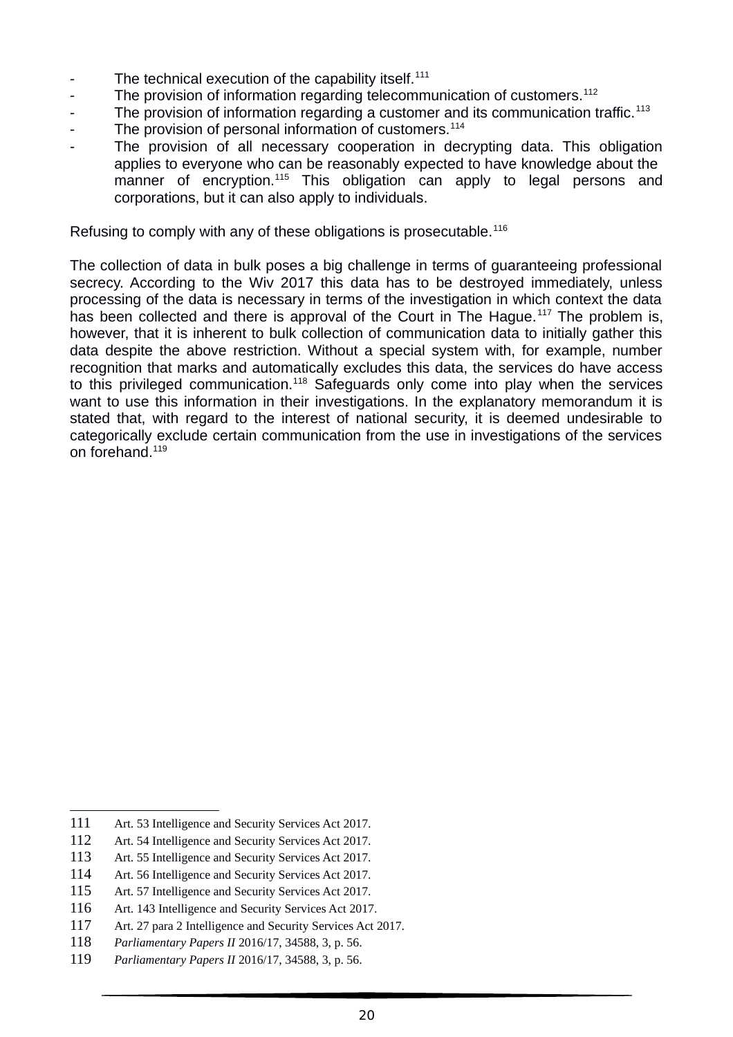- The technical execution of the capability itself.[111]
- The provision of information regarding telecommunication of customers.[112]
- The provision of information regarding a customer and its communication traffic.[113]
- The provision of personal information of customers.[114]
- The provision of all necessary cooperation in decrypting data. This obligation applies to everyone who can be reasonably expected to have knowledge about the manner of encryption.[115] This obligation can apply to legal persons and corporations, but it can also apply to individuals.

Refusing to comply with any of these obligations is prosecutable.[116]

The collection of data in bulk poses a big challenge in terms of guaranteeing professional secrecy. According to the Wiv 2017 this data has to be destroyed immediately, unless processing of the data is necessary in terms of the investigation in which context the data has been collected and there is approval of the Court in The Hague.[117] The problem is, however, that it is inherent to bulk collection of communication data to initially gather this data despite the above restriction. Without a special system with, for example, number recognition that marks and automatically excludes this data, the services do have access to this privileged communication.[118] Safeguards only come into play when the services want to use this information in their investigations. In the explanatory memorandum it is stated that, with regard to the interest of national security, it is deemed undesirable to categorically exclude certain communication from the use in investigations of the services on forehand.[119]

---

111 Art. 53 Intelligence and Security Services Act 2017.

112 Art. 54 Intelligence and Security Services Act 2017.

113 Art. 55 Intelligence and Security Services Act 2017.

114 Art. 56 Intelligence and Security Services Act 2017.

115 Art. 57 Intelligence and Security Services Act 2017.

116 Art. 143 Intelligence and Security Services Act 2017.

117 Art. 27 para 2 Intelligence and Security Services Act 2017.

118 *Parliamentary Papers II* 2016/17, 34588, 3, p. 56.

119 *Parliamentary Papers II* 2016/17, 34588, 3, p. 56.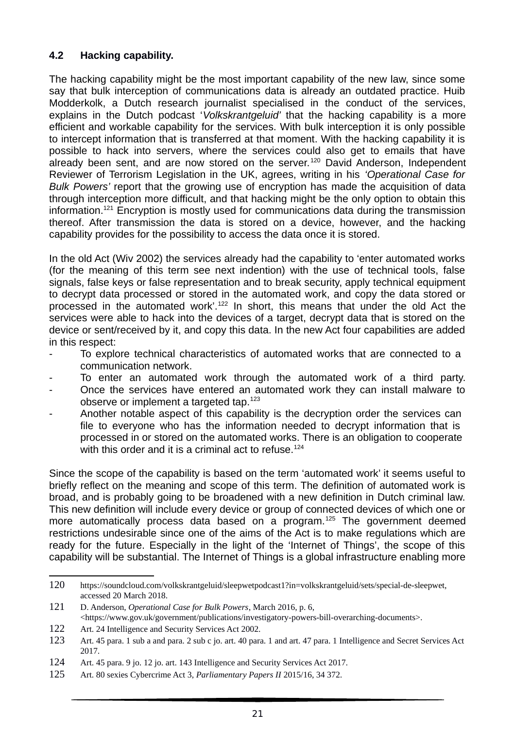### 4.2 Hacking capability.

The hacking capability might be the most important capability of the new law, since some say that bulk interception of communications data is already an outdated practice. Huib Modderkolk, a Dutch research journalist specialised in the conduct of the services, explains in the Dutch podcast '*Volkskrantgeluid*' that the hacking capability is a more efficient and workable capability for the services. With bulk interception it is only possible to intercept information that is transferred at that moment. With the hacking capability it is possible to hack into servers, where the services could also get to emails that have already been sent, and are now stored on the server.[120] David Anderson, Independent Reviewer of Terrorism Legislation in the UK, agrees, writing in his *'Operational Case for Bulk Powers'* report that the growing use of encryption has made the acquisition of data through interception more difficult, and that hacking might be the only option to obtain this information.[121] Encryption is mostly used for communications data during the transmission thereof. After transmission the data is stored on a device, however, and the hacking capability provides for the possibility to access the data once it is stored.

In the old Act (Wiv 2002) the services already had the capability to 'enter automated works (for the meaning of this term see next indention) with the use of technical tools, false signals, false keys or false representation and to break security, apply technical equipment to decrypt data processed or stored in the automated work, and copy the data stored or processed in the automated work'.[122] In short, this means that under the old Act the services were able to hack into the devices of a target, decrypt data that is stored on the device or sent/received by it, and copy this data. In the new Act four capabilities are added in this respect:

- To explore technical characteristics of automated works that are connected to a communication network.
- To enter an automated work through the automated work of a third party.
- Once the services have entered an automated work they can install malware to observe or implement a targeted tap.[123]
- Another notable aspect of this capability is the decryption order the services can file to everyone who has the information needed to decrypt information that is processed in or stored on the automated works. There is an obligation to cooperate with this order and it is a criminal act to refuse.[124]

Since the scope of the capability is based on the term 'automated work' it seems useful to briefly reflect on the meaning and scope of this term. The definition of automated work is broad, and is probably going to be broadened with a new definition in Dutch criminal law. This new definition will include every device or group of connected devices of which one or more automatically process data based on a program.[125] The government deemed restrictions undesirable since one of the aims of the Act is to make regulations which are ready for the future. Especially in the light of the 'Internet of Things', the scope of this capability will be substantial. The Internet of Things is a global infrastructure enabling more

---

120 https://soundcloud.com/volkskrantgeluid/sleepwetpodcast1?in=volkskrantgeluid/sets/special-de-sleepwet, accessed 20 March 2018.

121 D. Anderson, *Operational Case for Bulk Powers*, March 2016, p. 6, <https://www.gov.uk/government/publications/investigatory-powers-bill-overarching-documents>.

122 Art. 24 Intelligence and Security Services Act 2002.

123 Art. 45 para. 1 sub a and para. 2 sub c jo. art. 40 para. 1 and art. 47 para. 1 Intelligence and Secret Services Act 2017.

124 Art. 45 para. 9 jo. 12 jo. art. 143 Intelligence and Security Services Act 2017.

125 Art. 80 sexies Cybercrime Act 3, *Parliamentary Papers II* 2015/16, 34 372.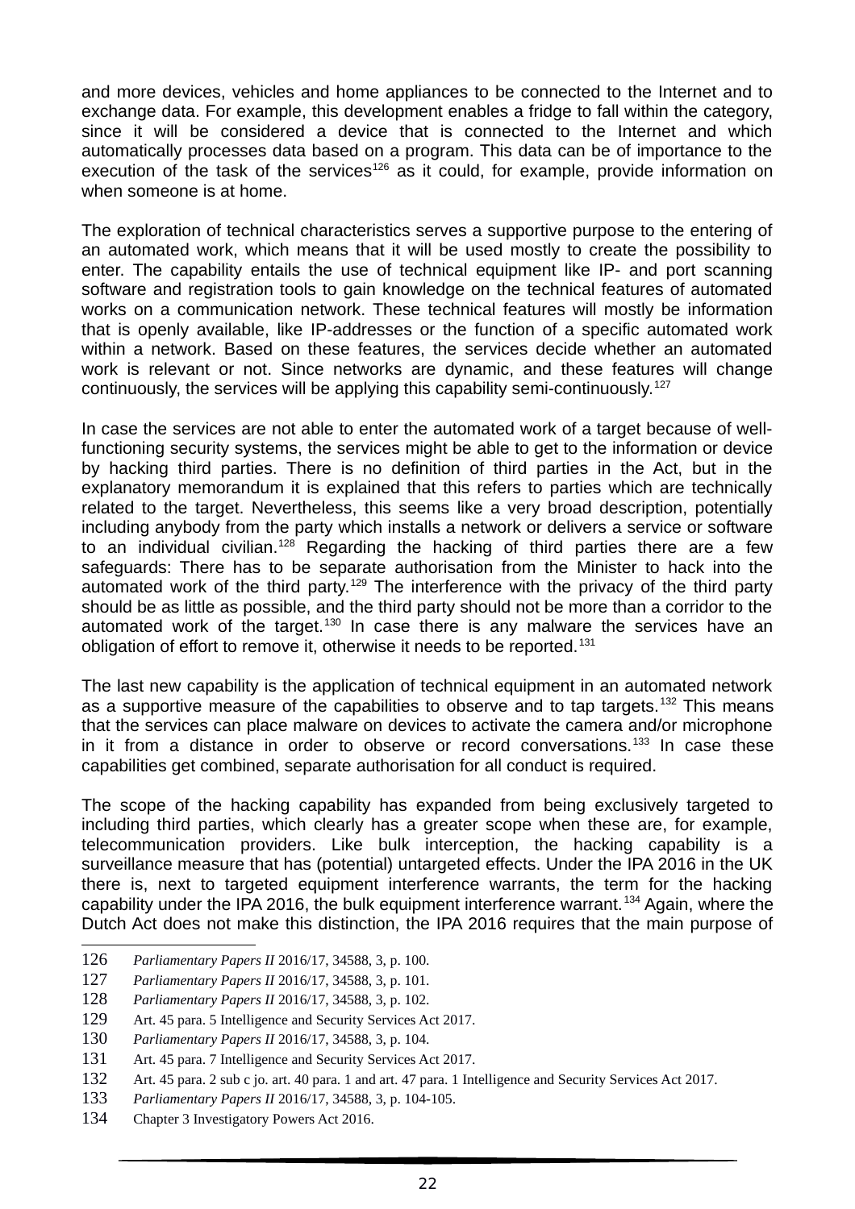and more devices, vehicles and home appliances to be connected to the Internet and to exchange data. For example, this development enables a fridge to fall within the category, since it will be considered a device that is connected to the Internet and which automatically processes data based on a program. This data can be of importance to the execution of the task of the services[126] as it could, for example, provide information on when someone is at home.

The exploration of technical characteristics serves a supportive purpose to the entering of an automated work, which means that it will be used mostly to create the possibility to enter. The capability entails the use of technical equipment like IP- and port scanning software and registration tools to gain knowledge on the technical features of automated works on a communication network. These technical features will mostly be information that is openly available, like IP-addresses or the function of a specific automated work within a network. Based on these features, the services decide whether an automated work is relevant or not. Since networks are dynamic, and these features will change continuously, the services will be applying this capability semi-continuously.[127]

In case the services are not able to enter the automated work of a target because of well-functioning security systems, the services might be able to get to the information or device by hacking third parties. There is no definition of third parties in the Act, but in the explanatory memorandum it is explained that this refers to parties which are technically related to the target. Nevertheless, this seems like a very broad description, potentially including anybody from the party which installs a network or delivers a service or software to an individual civilian.[128] Regarding the hacking of third parties there are a few safeguards: There has to be separate authorisation from the Minister to hack into the automated work of the third party.[129] The interference with the privacy of the third party should be as little as possible, and the third party should not be more than a corridor to the automated work of the target.[130] In case there is any malware the services have an obligation of effort to remove it, otherwise it needs to be reported.[131]

The last new capability is the application of technical equipment in an automated network as a supportive measure of the capabilities to observe and to tap targets.[132] This means that the services can place malware on devices to activate the camera and/or microphone in it from a distance in order to observe or record conversations.[133] In case these capabilities get combined, separate authorisation for all conduct is required.

The scope of the hacking capability has expanded from being exclusively targeted to including third parties, which clearly has a greater scope when these are, for example, telecommunication providers. Like bulk interception, the hacking capability is a surveillance measure that has (potential) untargeted effects. Under the IPA 2016 in the UK there is, next to targeted equipment interference warrants, the term for the hacking capability under the IPA 2016, the bulk equipment interference warrant.[134] Again, where the Dutch Act does not make this distinction, the IPA 2016 requires that the main purpose of

---

126 *Parliamentary Papers II* 2016/17, 34588, 3, p. 100.

127 *Parliamentary Papers II* 2016/17, 34588, 3, p. 101.

128 *Parliamentary Papers II* 2016/17, 34588, 3, p. 102.

129 Art. 45 para. 5 Intelligence and Security Services Act 2017.

130 *Parliamentary Papers II* 2016/17, 34588, 3, p. 104.

131 Art. 45 para. 7 Intelligence and Security Services Act 2017.

132 Art. 45 para. 2 sub c jo. art. 40 para. 1 and art. 47 para. 1 Intelligence and Security Services Act 2017.

133 *Parliamentary Papers II* 2016/17, 34588, 3, p. 104-105.

134 Chapter 3 Investigatory Powers Act 2016.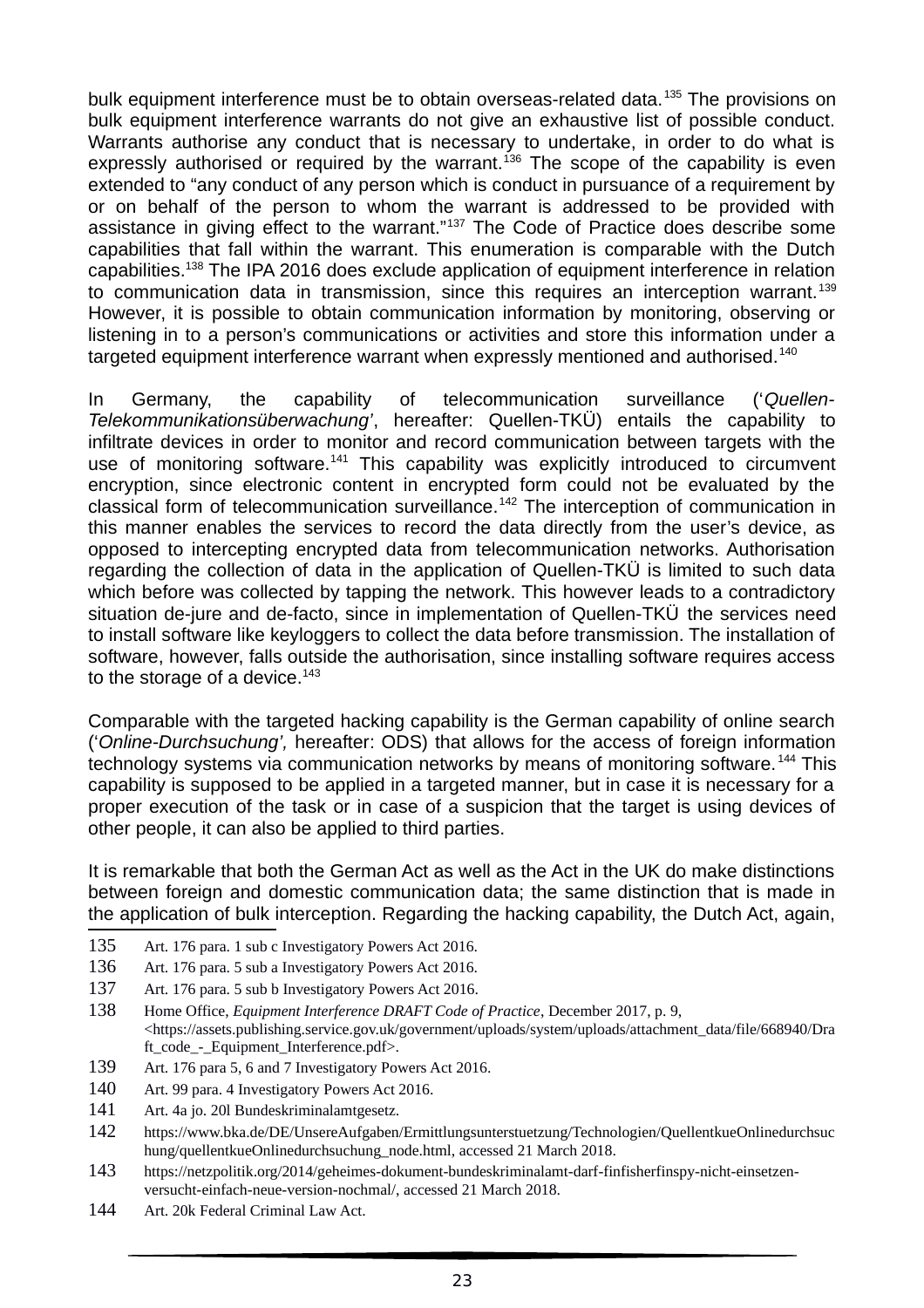bulk equipment interference must be to obtain overseas-related data.[135] The provisions on bulk equipment interference warrants do not give an exhaustive list of possible conduct. Warrants authorise any conduct that is necessary to undertake, in order to do what is expressly authorised or required by the warrant.[136] The scope of the capability is even extended to "any conduct of any person which is conduct in pursuance of a requirement by or on behalf of the person to whom the warrant is addressed to be provided with assistance in giving effect to the warrant."[137] The Code of Practice does describe some capabilities that fall within the warrant. This enumeration is comparable with the Dutch capabilities.[138] The IPA 2016 does exclude application of equipment interference in relation to communication data in transmission, since this requires an interception warrant.[139] However, it is possible to obtain communication information by monitoring, observing or listening in to a person's communications or activities and store this information under a targeted equipment interference warrant when expressly mentioned and authorised.[140]

In Germany, the capability of telecommunication surveillance ('*Quellen-Telekommunikationsüberwachung'*, hereafter: Quellen-TKÜ) entails the capability to infiltrate devices in order to monitor and record communication between targets with the use of monitoring software.[141] This capability was explicitly introduced to circumvent encryption, since electronic content in encrypted form could not be evaluated by the classical form of telecommunication surveillance.[142] The interception of communication in this manner enables the services to record the data directly from the user's device, as opposed to intercepting encrypted data from telecommunication networks. Authorisation regarding the collection of data in the application of Quellen-TKÜ is limited to such data which before was collected by tapping the network. This however leads to a contradictory situation de-jure and de-facto, since in implementation of Quellen-TKÜ the services need to install software like keyloggers to collect the data before transmission. The installation of software, however, falls outside the authorisation, since installing software requires access to the storage of a device.[143]

Comparable with the targeted hacking capability is the German capability of online search ('*Online-Durchsuchung',* hereafter: ODS) that allows for the access of foreign information technology systems via communication networks by means of monitoring software.[144] This capability is supposed to be applied in a targeted manner, but in case it is necessary for a proper execution of the task or in case of a suspicion that the target is using devices of other people, it can also be applied to third parties.

It is remarkable that both the German Act as well as the Act in the UK do make distinctions between foreign and domestic communication data; the same distinction that is made in the application of bulk interception. Regarding the hacking capability, the Dutch Act, again,

---

135 Art. 176 para. 1 sub c Investigatory Powers Act 2016.

136 Art. 176 para. 5 sub a Investigatory Powers Act 2016.

137 Art. 176 para. 5 sub b Investigatory Powers Act 2016.

138 Home Office, *Equipment Interference DRAFT Code of Practice*, December 2017, p. 9, <https://assets.publishing.service.gov.uk/government/uploads/system/uploads/attachment_data/file/668940/Draft_code_-_Equipment_Interference.pdf>.

139 Art. 176 para 5, 6 and 7 Investigatory Powers Act 2016.

140 Art. 99 para. 4 Investigatory Powers Act 2016.

141 Art. 4a jo. 20l Bundeskriminalamtgesetz.

142 https://www.bka.de/DE/UnsereAufgaben/Ermittlungsunterstuetzung/Technologien/QuellentkueOnlinedurchsuchung/quellentkueOnlinedurchsuchung_node.html, accessed 21 March 2018.

143 https://netzpolitik.org/2014/geheimes-dokument-bundeskriminalamt-darf-finfisherfinspy-nicht-einsetzen-versucht-einfach-neue-version-nochmal/, accessed 21 March 2018.

144 Art. 20k Federal Criminal Law Act.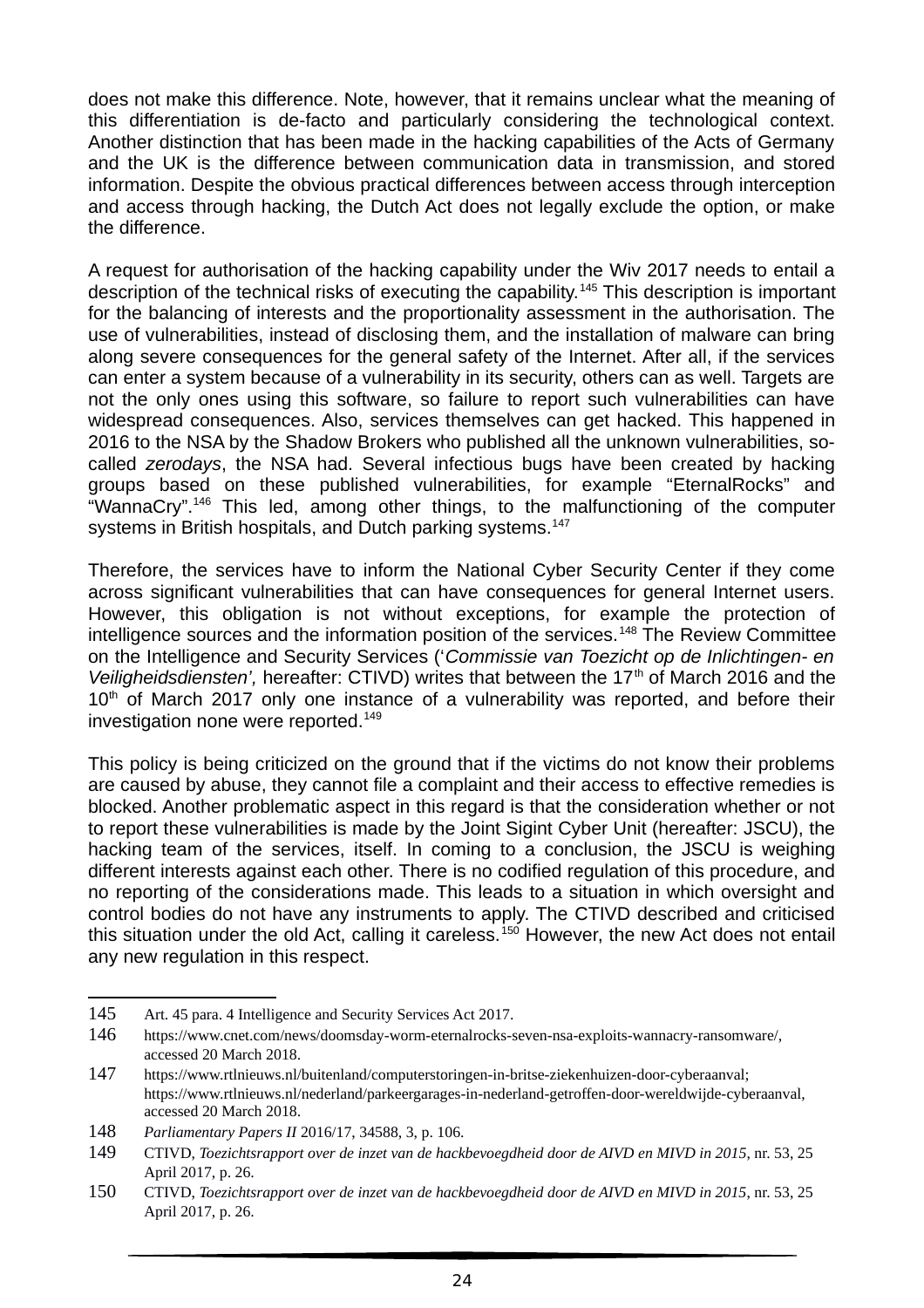does not make this difference. Note, however, that it remains unclear what the meaning of this differentiation is de-facto and particularly considering the technological context. Another distinction that has been made in the hacking capabilities of the Acts of Germany and the UK is the difference between communication data in transmission, and stored information. Despite the obvious practical differences between access through interception and access through hacking, the Dutch Act does not legally exclude the option, or make the difference.

A request for authorisation of the hacking capability under the Wiv 2017 needs to entail a description of the technical risks of executing the capability.[145] This description is important for the balancing of interests and the proportionality assessment in the authorisation. The use of vulnerabilities, instead of disclosing them, and the installation of malware can bring along severe consequences for the general safety of the Internet. After all, if the services can enter a system because of a vulnerability in its security, others can as well. Targets are not the only ones using this software, so failure to report such vulnerabilities can have widespread consequences. Also, services themselves can get hacked. This happened in 2016 to the NSA by the Shadow Brokers who published all the unknown vulnerabilities, so-called *zerodays*, the NSA had. Several infectious bugs have been created by hacking groups based on these published vulnerabilities, for example "EternalRocks" and "WannaCry".[146] This led, among other things, to the malfunctioning of the computer systems in British hospitals, and Dutch parking systems.[147]

Therefore, the services have to inform the National Cyber Security Center if they come across significant vulnerabilities that can have consequences for general Internet users. However, this obligation is not without exceptions, for example the protection of intelligence sources and the information position of the services.[148] The Review Committee on the Intelligence and Security Services ('*Commissie van Toezicht op de Inlichtingen- en Veiligheidsdiensten',* hereafter: CTIVD) writes that between the 17th of March 2016 and the 10th of March 2017 only one instance of a vulnerability was reported, and before their investigation none were reported.[149]

This policy is being criticized on the ground that if the victims do not know their problems are caused by abuse, they cannot file a complaint and their access to effective remedies is blocked. Another problematic aspect in this regard is that the consideration whether or not to report these vulnerabilities is made by the Joint Sigint Cyber Unit (hereafter: JSCU), the hacking team of the services, itself. In coming to a conclusion, the JSCU is weighing different interests against each other. There is no codified regulation of this procedure, and no reporting of the considerations made. This leads to a situation in which oversight and control bodies do not have any instruments to apply. The CTIVD described and criticised this situation under the old Act, calling it careless.[150] However, the new Act does not entail any new regulation in this respect.

---

145 Art. 45 para. 4 Intelligence and Security Services Act 2017.

146 https://www.cnet.com/news/doomsday-worm-eternalrocks-seven-nsa-exploits-wannacry-ransomware/, accessed 20 March 2018.

147 https://www.rtlnieuws.nl/buitenland/computerstoringen-in-britse-ziekenhuizen-door-cyberaanval; https://www.rtlnieuws.nl/nederland/parkeergarages-in-nederland-getroffen-door-wereldwijde-cyberaanval, accessed 20 March 2018.

148 *Parliamentary Papers II* 2016/17, 34588, 3, p. 106.

149 CTIVD, *Toezichtsrapport over de inzet van de hackbevoegdheid door de AIVD en MIVD in 2015*, nr. 53, 25 April 2017, p. 26.

150 CTIVD, *Toezichtsrapport over de inzet van de hackbevoegdheid door de AIVD en MIVD in 2015*, nr. 53, 25 April 2017, p. 26.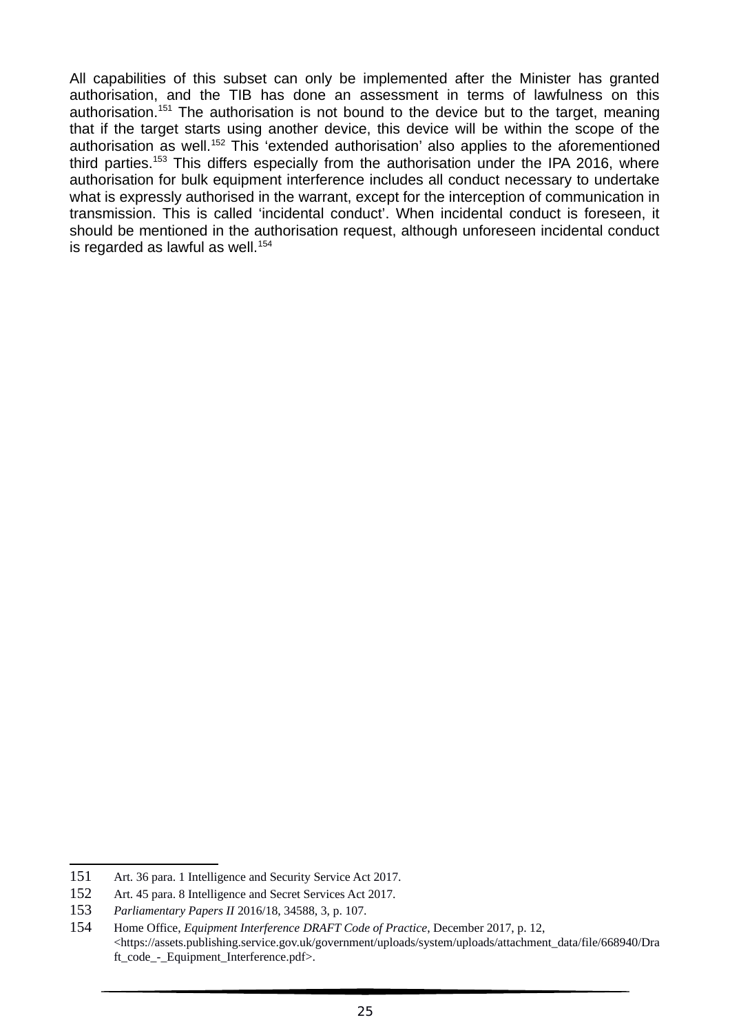All capabilities of this subset can only be implemented after the Minister has granted authorisation, and the TIB has done an assessment in terms of lawfulness on this authorisation.[151] The authorisation is not bound to the device but to the target, meaning that if the target starts using another device, this device will be within the scope of the authorisation as well.[152] This 'extended authorisation' also applies to the aforementioned third parties.[153] This differs especially from the authorisation under the IPA 2016, where authorisation for bulk equipment interference includes all conduct necessary to undertake what is expressly authorised in the warrant, except for the interception of communication in transmission. This is called 'incidental conduct'. When incidental conduct is foreseen, it should be mentioned in the authorisation request, although unforeseen incidental conduct is regarded as lawful as well.[154]

---

151 Art. 36 para. 1 Intelligence and Security Service Act 2017.

152 Art. 45 para. 8 Intelligence and Secret Services Act 2017.

153 *Parliamentary Papers II* 2016/18, 34588, 3, p. 107.

154 Home Office, *Equipment Interference DRAFT Code of Practice*, December 2017, p. 12, <https://assets.publishing.service.gov.uk/government/uploads/system/uploads/attachment_data/file/668940/Draft_code_-_Equipment_Interference.pdf>.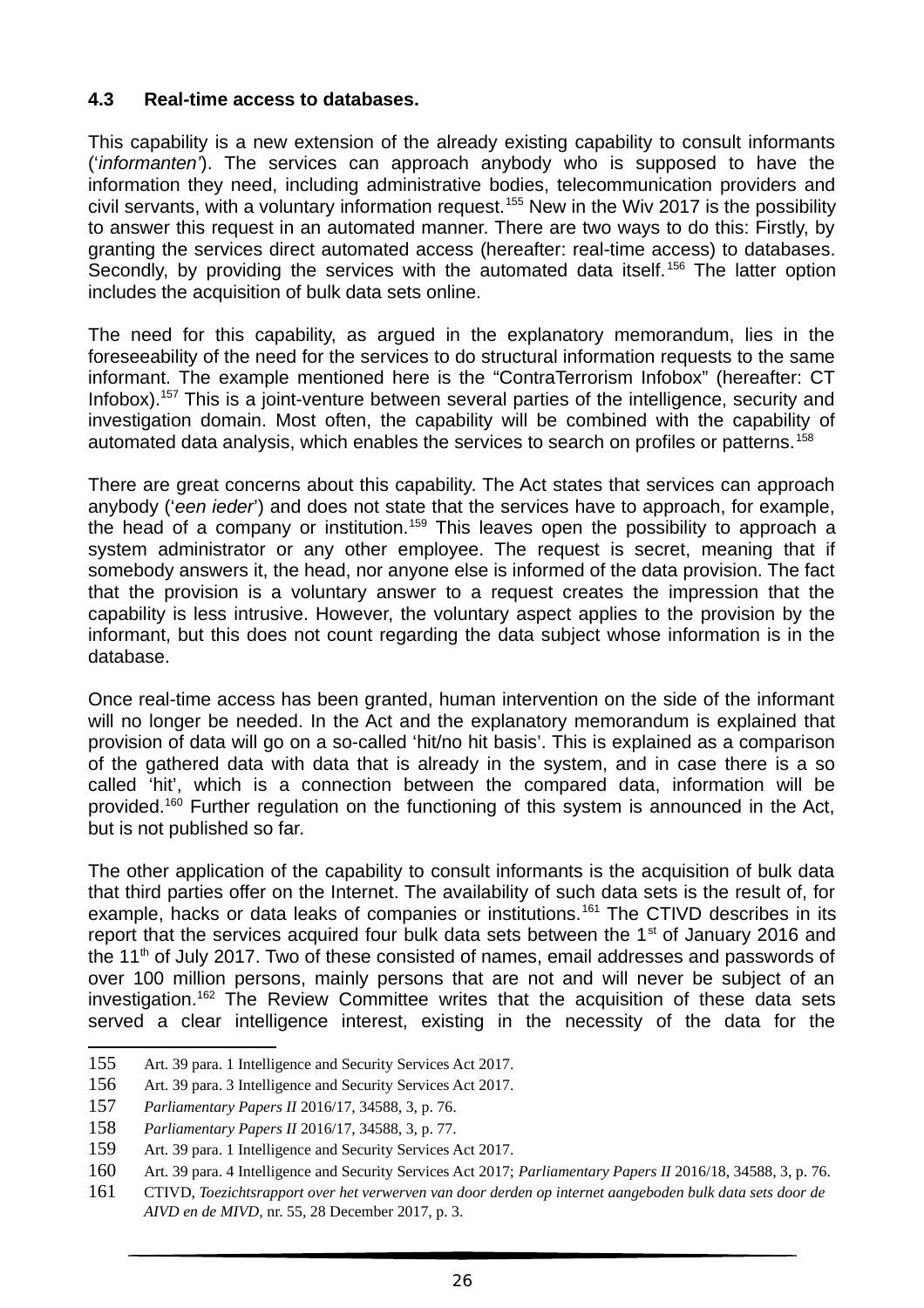### 4.3 Real-time access to databases.

This capability is a new extension of the already existing capability to consult informants (‘*informanten*’). The services can approach anybody who is supposed to have the information they need, including administrative bodies, telecommunication providers and civil servants, with a voluntary information request.[155] New in the Wiv 2017 is the possibility to answer this request in an automated manner. There are two ways to do this: Firstly, by granting the services direct automated access (hereafter: real-time access) to databases. Secondly, by providing the services with the automated data itself.[156] The latter option includes the acquisition of bulk data sets online.

The need for this capability, as argued in the explanatory memorandum, lies in the foreseeability of the need for the services to do structural information requests to the same informant. The example mentioned here is the “ContraTerrorism Infobox” (hereafter: CT Infobox).[157] This is a joint-venture between several parties of the intelligence, security and investigation domain. Most often, the capability will be combined with the capability of automated data analysis, which enables the services to search on profiles or patterns.[158]

There are great concerns about this capability. The Act states that services can approach anybody (‘*een ieder*’) and does not state that the services have to approach, for example, the head of a company or institution.[159] This leaves open the possibility to approach a system administrator or any other employee. The request is secret, meaning that if somebody answers it, the head, nor anyone else is informed of the data provision. The fact that the provision is a voluntary answer to a request creates the impression that the capability is less intrusive. However, the voluntary aspect applies to the provision by the informant, but this does not count regarding the data subject whose information is in the database.

Once real-time access has been granted, human intervention on the side of the informant will no longer be needed. In the Act and the explanatory memorandum is explained that provision of data will go on a so-called ‘hit/no hit basis’. This is explained as a comparison of the gathered data with data that is already in the system, and in case there is a so called ‘hit’, which is a connection between the compared data, information will be provided.[160] Further regulation on the functioning of this system is announced in the Act, but is not published so far.

The other application of the capability to consult informants is the acquisition of bulk data that third parties offer on the Internet. The availability of such data sets is the result of, for example, hacks or data leaks of companies or institutions.[161] The CTIVD describes in its report that the services acquired four bulk data sets between the 1st of January 2016 and the 11th of July 2017. Two of these consisted of names, email addresses and passwords of over 100 million persons, mainly persons that are not and will never be subject of an investigation.[162] The Review Committee writes that the acquisition of these data sets served a clear intelligence interest, existing in the necessity of the data for the

---

155 Art. 39 para. 1 Intelligence and Security Services Act 2017.

156 Art. 39 para. 3 Intelligence and Security Services Act 2017.

157 *Parliamentary Papers II* 2016/17, 34588, 3, p. 76.

158 *Parliamentary Papers II* 2016/17, 34588, 3, p. 77.

159 Art. 39 para. 1 Intelligence and Security Services Act 2017.

160 Art. 39 para. 4 Intelligence and Security Services Act 2017; *Parliamentary Papers II* 2016/18, 34588, 3, p. 76.

161 CTIVD, *Toezichtsrapport over het verwerven van door derden op internet aangeboden bulk data sets door de AIVD en de MIVD*, nr. 55, 28 December 2017, p. 3.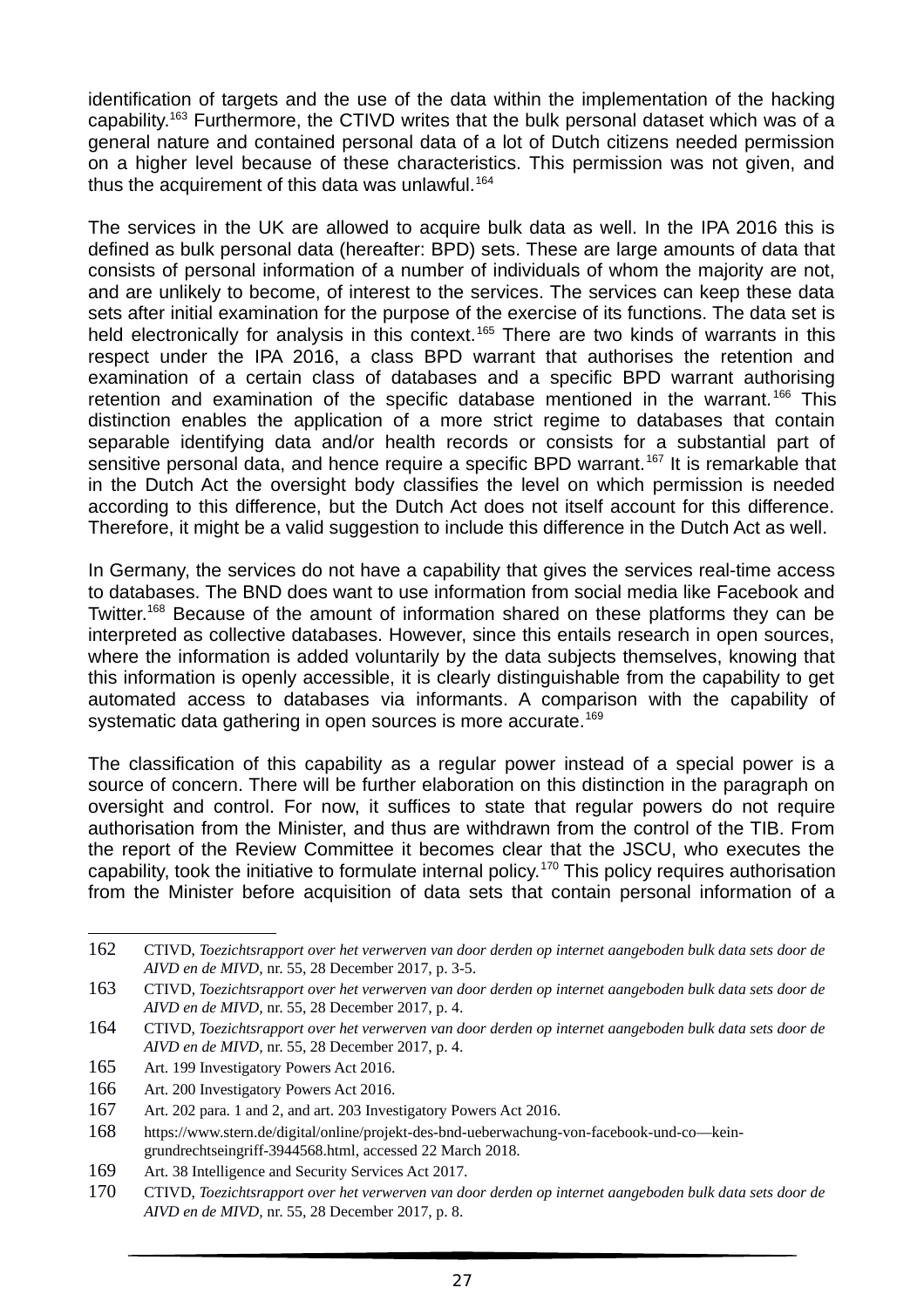identification of targets and the use of the data within the implementation of the hacking capability.[163] Furthermore, the CTIVD writes that the bulk personal dataset which was of a general nature and contained personal data of a lot of Dutch citizens needed permission on a higher level because of these characteristics. This permission was not given, and thus the acquirement of this data was unlawful.[164]

The services in the UK are allowed to acquire bulk data as well. In the IPA 2016 this is defined as bulk personal data (hereafter: BPD) sets. These are large amounts of data that consists of personal information of a number of individuals of whom the majority are not, and are unlikely to become, of interest to the services. The services can keep these data sets after initial examination for the purpose of the exercise of its functions. The data set is held electronically for analysis in this context.[165] There are two kinds of warrants in this respect under the IPA 2016, a class BPD warrant that authorises the retention and examination of a certain class of databases and a specific BPD warrant authorising retention and examination of the specific database mentioned in the warrant.[166] This distinction enables the application of a more strict regime to databases that contain separable identifying data and/or health records or consists for a substantial part of sensitive personal data, and hence require a specific BPD warrant.[167] It is remarkable that in the Dutch Act the oversight body classifies the level on which permission is needed according to this difference, but the Dutch Act does not itself account for this difference. Therefore, it might be a valid suggestion to include this difference in the Dutch Act as well.

In Germany, the services do not have a capability that gives the services real-time access to databases. The BND does want to use information from social media like Facebook and Twitter.[168] Because of the amount of information shared on these platforms they can be interpreted as collective databases. However, since this entails research in open sources, where the information is added voluntarily by the data subjects themselves, knowing that this information is openly accessible, it is clearly distinguishable from the capability to get automated access to databases via informants. A comparison with the capability of systematic data gathering in open sources is more accurate.[169]

The classification of this capability as a regular power instead of a special power is a source of concern. There will be further elaboration on this distinction in the paragraph on oversight and control. For now, it suffices to state that regular powers do not require authorisation from the Minister, and thus are withdrawn from the control of the TIB. From the report of the Review Committee it becomes clear that the JSCU, who executes the capability, took the initiative to formulate internal policy.[170] This policy requires authorisation from the Minister before acquisition of data sets that contain personal information of a

---

162 CTIVD, *Toezichtsrapport over het verwerven van door derden op internet aangeboden bulk data sets door de AIVD en de MIVD*, nr. 55, 28 December 2017, p. 3-5.

163 CTIVD, *Toezichtsrapport over het verwerven van door derden op internet aangeboden bulk data sets door de AIVD en de MIVD*, nr. 55, 28 December 2017, p. 4.

164 CTIVD, *Toezichtsrapport over het verwerven van door derden op internet aangeboden bulk data sets door de AIVD en de MIVD*, nr. 55, 28 December 2017, p. 4.

165 Art. 199 Investigatory Powers Act 2016.

166 Art. 200 Investigatory Powers Act 2016.

167 Art. 202 para. 1 and 2, and art. 203 Investigatory Powers Act 2016.

168 https://www.stern.de/digital/online/projekt-des-bnd-ueberwachung-von-facebook-und-co—kein-grundrechtseingriff-3944568.html, accessed 22 March 2018.

169 Art. 38 Intelligence and Security Services Act 2017.

170 CTIVD, *Toezichtsrapport over het verwerven van door derden op internet aangeboden bulk data sets door de AIVD en de MIVD*, nr. 55, 28 December 2017, p. 8.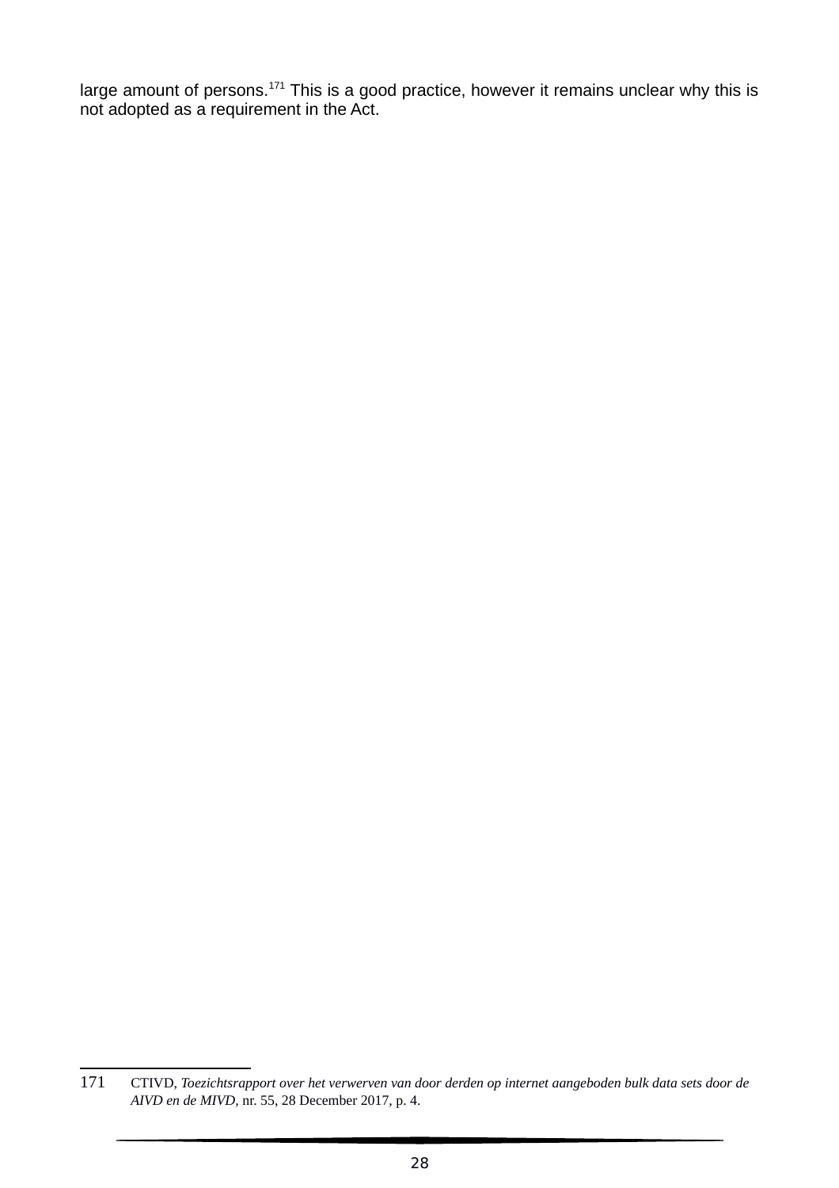large amount of persons.[171] This is a good practice, however it remains unclear why this is not adopted as a requirement in the Act.

171 CTIVD, *Toezichtsrapport over het verwerven van door derden op internet aangeboden bulk data sets door de AIVD en de MIVD*, nr. 55, 28 December 2017, p. 4.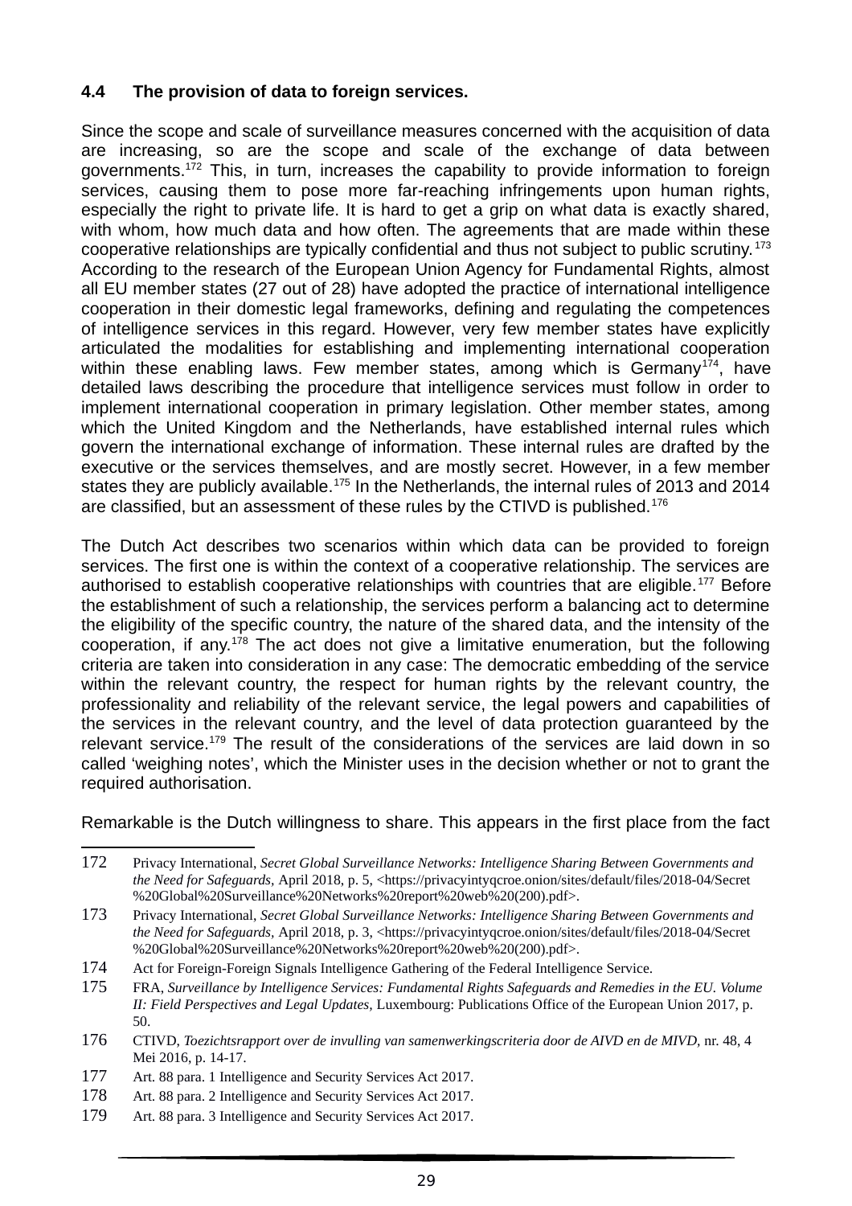### 4.4 The provision of data to foreign services.

Since the scope and scale of surveillance measures concerned with the acquisition of data are increasing, so are the scope and scale of the exchange of data between governments.[172] This, in turn, increases the capability to provide information to foreign services, causing them to pose more far-reaching infringements upon human rights, especially the right to private life. It is hard to get a grip on what data is exactly shared, with whom, how much data and how often. The agreements that are made within these cooperative relationships are typically confidential and thus not subject to public scrutiny.[173] According to the research of the European Union Agency for Fundamental Rights, almost all EU member states (27 out of 28) have adopted the practice of international intelligence cooperation in their domestic legal frameworks, defining and regulating the competences of intelligence services in this regard. However, very few member states have explicitly articulated the modalities for establishing and implementing international cooperation within these enabling laws. Few member states, among which is Germany[174], have detailed laws describing the procedure that intelligence services must follow in order to implement international cooperation in primary legislation. Other member states, among which the United Kingdom and the Netherlands, have established internal rules which govern the international exchange of information. These internal rules are drafted by the executive or the services themselves, and are mostly secret. However, in a few member states they are publicly available.[175] In the Netherlands, the internal rules of 2013 and 2014 are classified, but an assessment of these rules by the CTIVD is published.[176]

The Dutch Act describes two scenarios within which data can be provided to foreign services. The first one is within the context of a cooperative relationship. The services are authorised to establish cooperative relationships with countries that are eligible.[177] Before the establishment of such a relationship, the services perform a balancing act to determine the eligibility of the specific country, the nature of the shared data, and the intensity of the cooperation, if any.[178] The act does not give a limitative enumeration, but the following criteria are taken into consideration in any case: The democratic embedding of the service within the relevant country, the respect for human rights by the relevant country, the professionality and reliability of the relevant service, the legal powers and capabilities of the services in the relevant country, and the level of data protection guaranteed by the relevant service.[179] The result of the considerations of the services are laid down in so called 'weighing notes', which the Minister uses in the decision whether or not to grant the required authorisation.

Remarkable is the Dutch willingness to share. This appears in the first place from the fact

---

172 Privacy International, *Secret Global Surveillance Networks: Intelligence Sharing Between Governments and the Need for Safeguards,* April 2018, p. 5, <https://privacyintyqcroe.onion/sites/default/files/2018-04/Secret%20Global%20Surveillance%20Networks%20report%20web%20(200).pdf>.

173 Privacy International, *Secret Global Surveillance Networks: Intelligence Sharing Between Governments and the Need for Safeguards,* April 2018, p. 3, <https://privacyintyqcroe.onion/sites/default/files/2018-04/Secret%20Global%20Surveillance%20Networks%20report%20web%20(200).pdf>.

174 Act for Foreign-Foreign Signals Intelligence Gathering of the Federal Intelligence Service.

175 FRA, *Surveillance by Intelligence Services: Fundamental Rights Safeguards and Remedies in the EU. Volume II: Field Perspectives and Legal Updates,* Luxembourg: Publications Office of the European Union 2017, p. 50.

176 CTIVD, *Toezichtsrapport over de invulling van samenwerkingscriteria door de AIVD en de MIVD,* nr. 48, 4 Mei 2016, p. 14-17.

177 Art. 88 para. 1 Intelligence and Security Services Act 2017.

178 Art. 88 para. 2 Intelligence and Security Services Act 2017.

179 Art. 88 para. 3 Intelligence and Security Services Act 2017.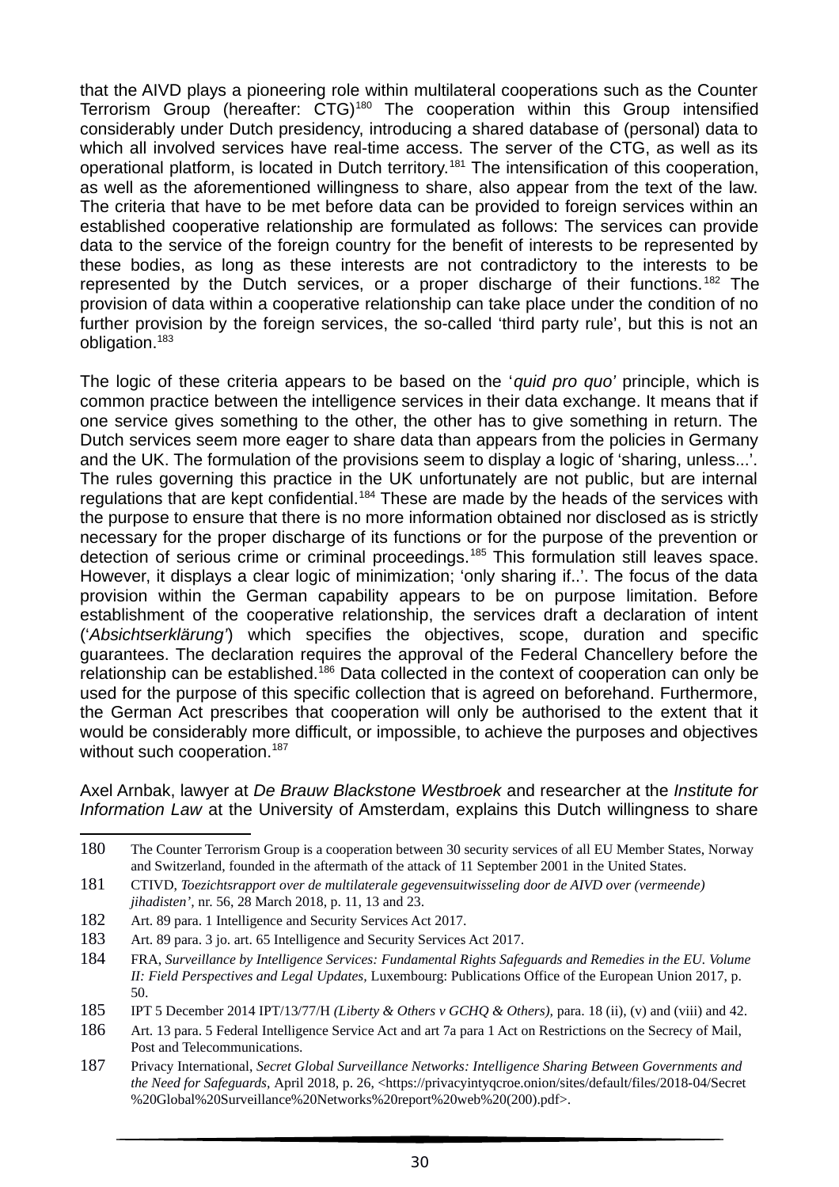that the AIVD plays a pioneering role within multilateral cooperations such as the Counter Terrorism Group (hereafter: CTG)[180] The cooperation within this Group intensified considerably under Dutch presidency, introducing a shared database of (personal) data to which all involved services have real-time access. The server of the CTG, as well as its operational platform, is located in Dutch territory.[181] The intensification of this cooperation, as well as the aforementioned willingness to share, also appear from the text of the law. The criteria that have to be met before data can be provided to foreign services within an established cooperative relationship are formulated as follows: The services can provide data to the service of the foreign country for the benefit of interests to be represented by these bodies, as long as these interests are not contradictory to the interests to be represented by the Dutch services, or a proper discharge of their functions.[182] The provision of data within a cooperative relationship can take place under the condition of no further provision by the foreign services, the so-called 'third party rule', but this is not an obligation.[183]

The logic of these criteria appears to be based on the '*quid pro quo'* principle, which is common practice between the intelligence services in their data exchange. It means that if one service gives something to the other, the other has to give something in return. The Dutch services seem more eager to share data than appears from the policies in Germany and the UK. The formulation of the provisions seem to display a logic of 'sharing, unless...'. The rules governing this practice in the UK unfortunately are not public, but are internal regulations that are kept confidential.[184] These are made by the heads of the services with the purpose to ensure that there is no more information obtained nor disclosed as is strictly necessary for the proper discharge of its functions or for the purpose of the prevention or detection of serious crime or criminal proceedings.[185] This formulation still leaves space. However, it displays a clear logic of minimization; 'only sharing if..'. The focus of the data provision within the German capability appears to be on purpose limitation. Before establishment of the cooperative relationship, the services draft a declaration of intent ('*Absichtserklärung'*) which specifies the objectives, scope, duration and specific guarantees. The declaration requires the approval of the Federal Chancellery before the relationship can be established.[186] Data collected in the context of cooperation can only be used for the purpose of this specific collection that is agreed on beforehand. Furthermore, the German Act prescribes that cooperation will only be authorised to the extent that it would be considerably more difficult, or impossible, to achieve the purposes and objectives without such cooperation.[187]

Axel Arnbak, lawyer at *De Brauw Blackstone Westbroek* and researcher at the *Institute for Information Law* at the University of Amsterdam, explains this Dutch willingness to share

---

180 The Counter Terrorism Group is a cooperation between 30 security services of all EU Member States, Norway and Switzerland, founded in the aftermath of the attack of 11 September 2001 in the United States.

181 CTIVD, *Toezichtsrapport over de multilaterale gegevensuitwisseling door de AIVD over (vermeende) jihadisten'*, nr. 56, 28 March 2018, p. 11, 13 and 23.

182 Art. 89 para. 1 Intelligence and Security Services Act 2017.

183 Art. 89 para. 3 jo. art. 65 Intelligence and Security Services Act 2017.

184 FRA, *Surveillance by Intelligence Services: Fundamental Rights Safeguards and Remedies in the EU. Volume II: Field Perspectives and Legal Updates*, Luxembourg: Publications Office of the European Union 2017, p. 50.

185 IPT 5 December 2014 IPT/13/77/H *(Liberty & Others v GCHQ & Others)*, para. 18 (ii), (v) and (viii) and 42.

186 Art. 13 para. 5 Federal Intelligence Service Act and art 7a para 1 Act on Restrictions on the Secrecy of Mail, Post and Telecommunications.

187 Privacy International, *Secret Global Surveillance Networks: Intelligence Sharing Between Governments and the Need for Safeguards*, April 2018, p. 26, <https://privacyintyqcroe.onion/sites/default/files/2018-04/Secret%20Global%20Surveillance%20Networks%20report%20web%20(200).pdf>.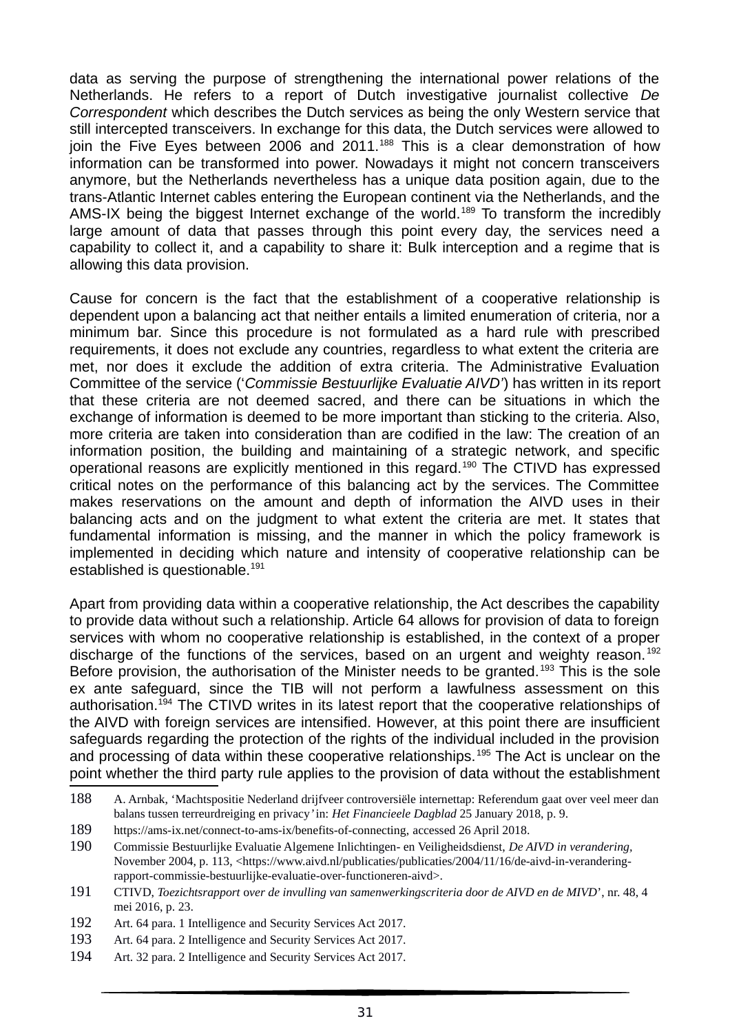data as serving the purpose of strengthening the international power relations of the Netherlands. He refers to a report of Dutch investigative journalist collective *De Correspondent* which describes the Dutch services as being the only Western service that still intercepted transceivers. In exchange for this data, the Dutch services were allowed to join the Five Eyes between 2006 and 2011.[188] This is a clear demonstration of how information can be transformed into power. Nowadays it might not concern transceivers anymore, but the Netherlands nevertheless has a unique data position again, due to the trans-Atlantic Internet cables entering the European continent via the Netherlands, and the AMS-IX being the biggest Internet exchange of the world.[189] To transform the incredibly large amount of data that passes through this point every day, the services need a capability to collect it, and a capability to share it: Bulk interception and a regime that is allowing this data provision.

Cause for concern is the fact that the establishment of a cooperative relationship is dependent upon a balancing act that neither entails a limited enumeration of criteria, nor a minimum bar. Since this procedure is not formulated as a hard rule with prescribed requirements, it does not exclude any countries, regardless to what extent the criteria are met, nor does it exclude the addition of extra criteria. The Administrative Evaluation Committee of the service ('*Commissie Bestuurlijke Evaluatie AIVD*') has written in its report that these criteria are not deemed sacred, and there can be situations in which the exchange of information is deemed to be more important than sticking to the criteria. Also, more criteria are taken into consideration than are codified in the law: The creation of an information position, the building and maintaining of a strategic network, and specific operational reasons are explicitly mentioned in this regard.[190] The CTIVD has expressed critical notes on the performance of this balancing act by the services. The Committee makes reservations on the amount and depth of information the AIVD uses in their balancing acts and on the judgment to what extent the criteria are met. It states that fundamental information is missing, and the manner in which the policy framework is implemented in deciding which nature and intensity of cooperative relationship can be established is questionable.[191]

Apart from providing data within a cooperative relationship, the Act describes the capability to provide data without such a relationship. Article 64 allows for provision of data to foreign services with whom no cooperative relationship is established, in the context of a proper discharge of the functions of the services, based on an urgent and weighty reason.[192] Before provision, the authorisation of the Minister needs to be granted.[193] This is the sole ex ante safeguard, since the TIB will not perform a lawfulness assessment on this authorisation.[194] The CTIVD writes in its latest report that the cooperative relationships of the AIVD with foreign services are intensified. However, at this point there are insufficient safeguards regarding the protection of the rights of the individual included in the provision and processing of data within these cooperative relationships.[195] The Act is unclear on the point whether the third party rule applies to the provision of data without the establishment

---

188 A. Arnbak, 'Machtspositie Nederland drijfveer controversiële internettap: Referendum gaat over veel meer dan balans tussen terreurdreiging en privacy' in: *Het Financieele Dagblad* 25 January 2018, p. 9.

189 https://ams-ix.net/connect-to-ams-ix/benefits-of-connecting, accessed 26 April 2018.

190 Commissie Bestuurlijke Evaluatie Algemene Inlichtingen- en Veiligheidsdienst, *De AIVD in verandering*, November 2004, p. 113, <https://www.aivd.nl/publicaties/publicaties/2004/11/16/de-aivd-in-verandering-rapport-commissie-bestuurlijke-evaluatie-over-functioneren-aivd>.

191 CTIVD, *Toezichtsrapport over de invulling van samenwerkingscriteria door de AIVD en de MIVD*', nr. 48, 4 mei 2016, p. 23.

192 Art. 64 para. 1 Intelligence and Security Services Act 2017.

193 Art. 64 para. 2 Intelligence and Security Services Act 2017.

194 Art. 32 para. 2 Intelligence and Security Services Act 2017.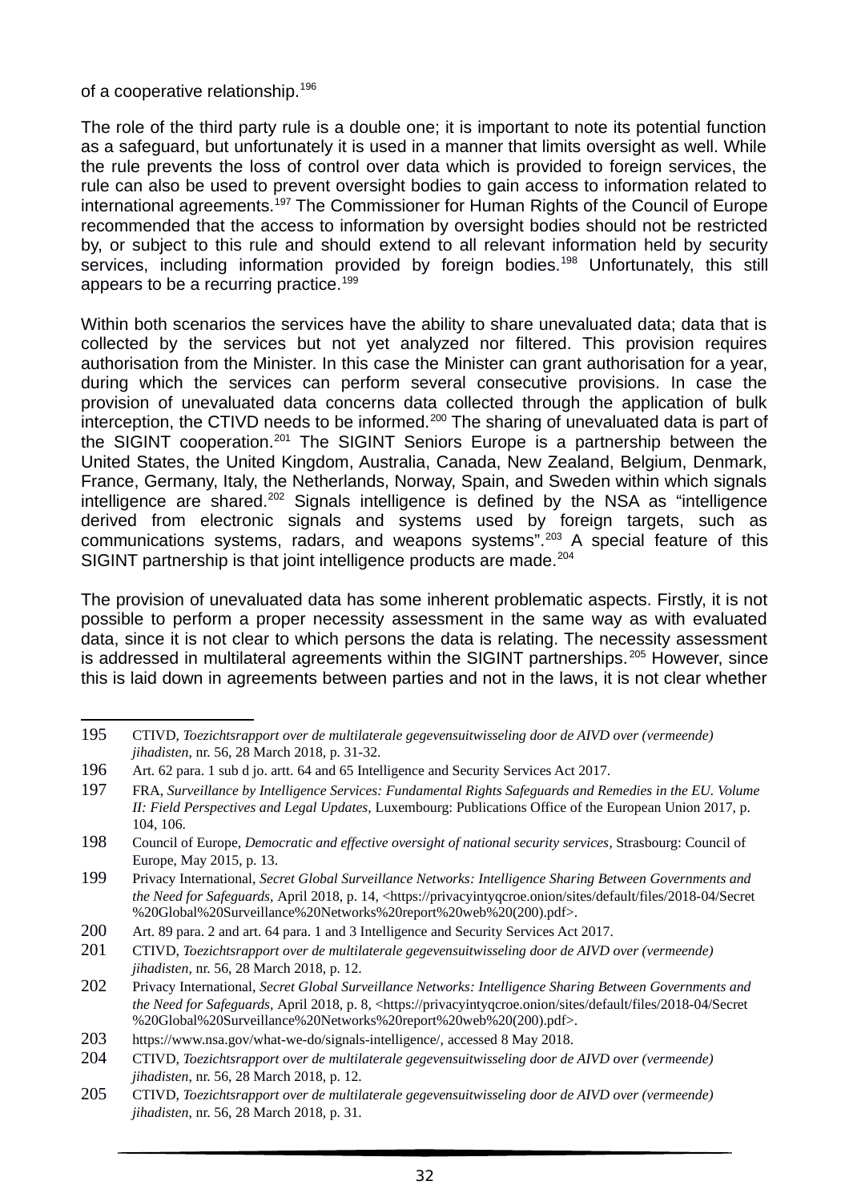of a cooperative relationship.[196]

The role of the third party rule is a double one; it is important to note its potential function as a safeguard, but unfortunately it is used in a manner that limits oversight as well. While the rule prevents the loss of control over data which is provided to foreign services, the rule can also be used to prevent oversight bodies to gain access to information related to international agreements.[197] The Commissioner for Human Rights of the Council of Europe recommended that the access to information by oversight bodies should not be restricted by, or subject to this rule and should extend to all relevant information held by security services, including information provided by foreign bodies.[198] Unfortunately, this still appears to be a recurring practice.[199]

Within both scenarios the services have the ability to share unevaluated data; data that is collected by the services but not yet analyzed nor filtered. This provision requires authorisation from the Minister. In this case the Minister can grant authorisation for a year, during which the services can perform several consecutive provisions. In case the provision of unevaluated data concerns data collected through the application of bulk interception, the CTIVD needs to be informed.[200] The sharing of unevaluated data is part of the SIGINT cooperation.[201] The SIGINT Seniors Europe is a partnership between the United States, the United Kingdom, Australia, Canada, New Zealand, Belgium, Denmark, France, Germany, Italy, the Netherlands, Norway, Spain, and Sweden within which signals intelligence are shared.[202] Signals intelligence is defined by the NSA as “intelligence derived from electronic signals and systems used by foreign targets, such as communications systems, radars, and weapons systems”.[203] A special feature of this SIGINT partnership is that joint intelligence products are made.[204]

The provision of unevaluated data has some inherent problematic aspects. Firstly, it is not possible to perform a proper necessity assessment in the same way as with evaluated data, since it is not clear to which persons the data is relating. The necessity assessment is addressed in multilateral agreements within the SIGINT partnerships.[205] However, since this is laid down in agreements between parties and not in the laws, it is not clear whether

---

195 CTIVD, *Toezichtsrapport over de multilaterale gegevensuitwisseling door de AIVD over (vermeende) jihadisten*, nr. 56, 28 March 2018, p. 31-32.

196 Art. 62 para. 1 sub d jo. artt. 64 and 65 Intelligence and Security Services Act 2017.

197 FRA, *Surveillance by Intelligence Services: Fundamental Rights Safeguards and Remedies in the EU. Volume II: Field Perspectives and Legal Updates*, Luxembourg: Publications Office of the European Union 2017, p. 104, 106.

198 Council of Europe, *Democratic and effective oversight of national security services*, Strasbourg: Council of Europe, May 2015, p. 13.

199 Privacy International, *Secret Global Surveillance Networks: Intelligence Sharing Between Governments and the Need for Safeguards*, April 2018, p. 14, <https://privacyintyqcroe.onion/sites/default/files/2018-04/Secret%20Global%20Surveillance%20Networks%20report%20web%20(200).pdf>.

200 Art. 89 para. 2 and art. 64 para. 1 and 3 Intelligence and Security Services Act 2017.

201 CTIVD, *Toezichtsrapport over de multilaterale gegevensuitwisseling door de AIVD over (vermeende) jihadisten*, nr. 56, 28 March 2018, p. 12.

202 Privacy International, *Secret Global Surveillance Networks: Intelligence Sharing Between Governments and the Need for Safeguards*, April 2018, p. 8, <https://privacyintyqcroe.onion/sites/default/files/2018-04/Secret%20Global%20Surveillance%20Networks%20report%20web%20(200).pdf>.

203 https://www.nsa.gov/what-we-do/signals-intelligence/, accessed 8 May 2018.

204 CTIVD, *Toezichtsrapport over de multilaterale gegevensuitwisseling door de AIVD over (vermeende) jihadisten*, nr. 56, 28 March 2018, p. 12.

205 CTIVD, *Toezichtsrapport over de multilaterale gegevensuitwisseling door de AIVD over (vermeende) jihadisten*, nr. 56, 28 March 2018, p. 31.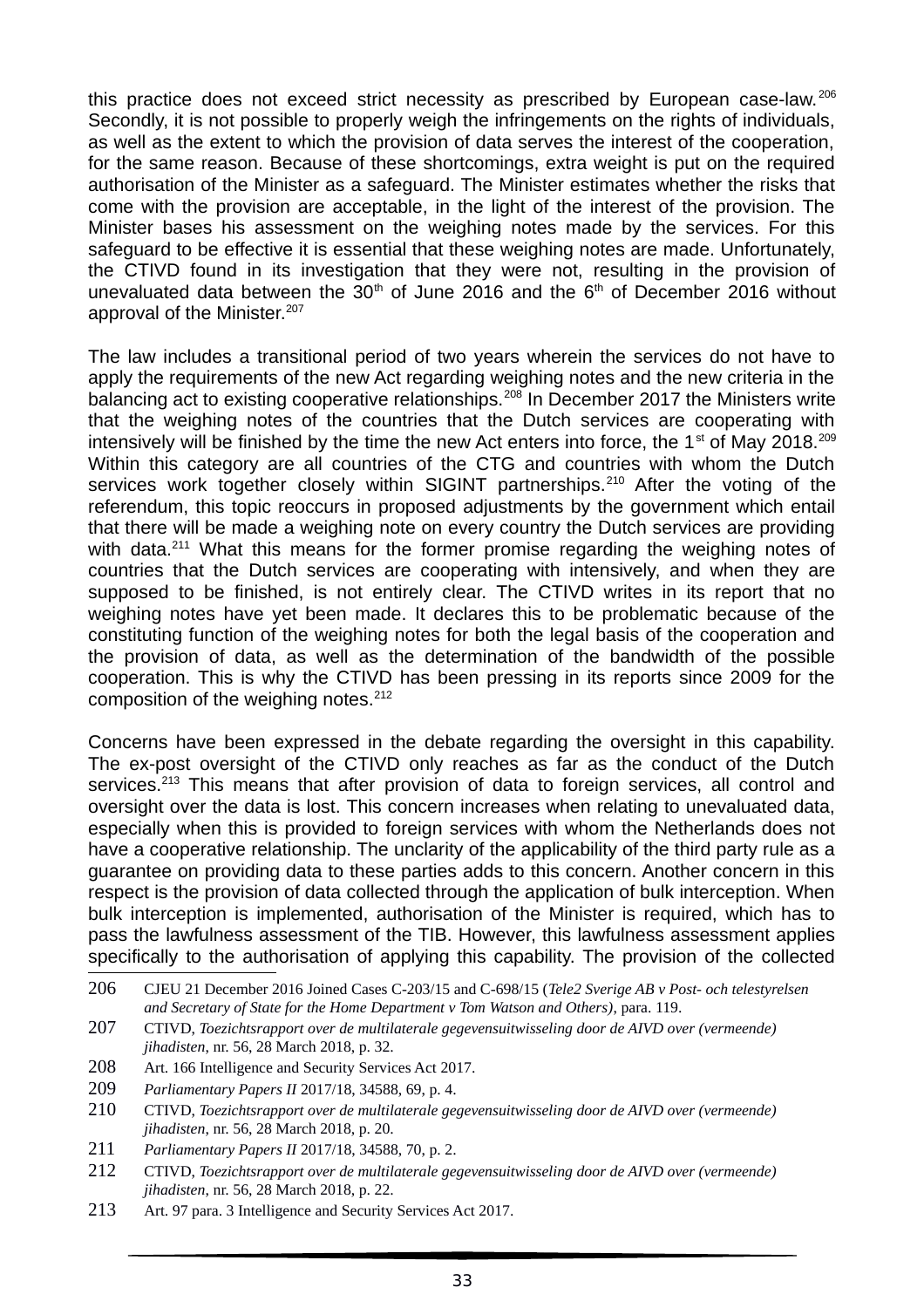this practice does not exceed strict necessity as prescribed by European case-law.[206] Secondly, it is not possible to properly weigh the infringements on the rights of individuals, as well as the extent to which the provision of data serves the interest of the cooperation, for the same reason. Because of these shortcomings, extra weight is put on the required authorisation of the Minister as a safeguard. The Minister estimates whether the risks that come with the provision are acceptable, in the light of the interest of the provision. The Minister bases his assessment on the weighing notes made by the services. For this safeguard to be effective it is essential that these weighing notes are made. Unfortunately, the CTIVD found in its investigation that they were not, resulting in the provision of unevaluated data between the 30th of June 2016 and the 6th of December 2016 without approval of the Minister.[207]

The law includes a transitional period of two years wherein the services do not have to apply the requirements of the new Act regarding weighing notes and the new criteria in the balancing act to existing cooperative relationships.[208] In December 2017 the Ministers write that the weighing notes of the countries that the Dutch services are cooperating with intensively will be finished by the time the new Act enters into force, the 1st of May 2018.[209] Within this category are all countries of the CTG and countries with whom the Dutch services work together closely within SIGINT partnerships.[210] After the voting of the referendum, this topic reoccurs in proposed adjustments by the government which entail that there will be made a weighing note on every country the Dutch services are providing with data.[211] What this means for the former promise regarding the weighing notes of countries that the Dutch services are cooperating with intensively, and when they are supposed to be finished, is not entirely clear. The CTIVD writes in its report that no weighing notes have yet been made. It declares this to be problematic because of the constituting function of the weighing notes for both the legal basis of the cooperation and the provision of data, as well as the determination of the bandwidth of the possible cooperation. This is why the CTIVD has been pressing in its reports since 2009 for the composition of the weighing notes.[212]

Concerns have been expressed in the debate regarding the oversight in this capability. The ex-post oversight of the CTIVD only reaches as far as the conduct of the Dutch services.[213] This means that after provision of data to foreign services, all control and oversight over the data is lost. This concern increases when relating to unevaluated data, especially when this is provided to foreign services with whom the Netherlands does not have a cooperative relationship. The unclarity of the applicability of the third party rule as a guarantee on providing data to these parties adds to this concern. Another concern in this respect is the provision of data collected through the application of bulk interception. When bulk interception is implemented, authorisation of the Minister is required, which has to pass the lawfulness assessment of the TIB. However, this lawfulness assessment applies specifically to the authorisation of applying this capability. The provision of the collected

---

206 CJEU 21 December 2016 Joined Cases C-203/15 and C-698/15 (*Tele2 Sverige AB v Post- och telestyrelsen and Secretary of State for the Home Department v Tom Watson and Others)*, para. 119.

207 CTIVD, *Toezichtsrapport over de multilaterale gegevensuitwisseling door de AIVD over (vermeende) jihadisten*, nr. 56, 28 March 2018, p. 32.

208 Art. 166 Intelligence and Security Services Act 2017.

209 *Parliamentary Papers II* 2017/18, 34588, 69, p. 4.

210 CTIVD, *Toezichtsrapport over de multilaterale gegevensuitwisseling door de AIVD over (vermeende) jihadisten*, nr. 56, 28 March 2018, p. 20.

211 *Parliamentary Papers II* 2017/18, 34588, 70, p. 2.

212 CTIVD, *Toezichtsrapport over de multilaterale gegevensuitwisseling door de AIVD over (vermeende) jihadisten*, nr. 56, 28 March 2018, p. 22.

213 Art. 97 para. 3 Intelligence and Security Services Act 2017.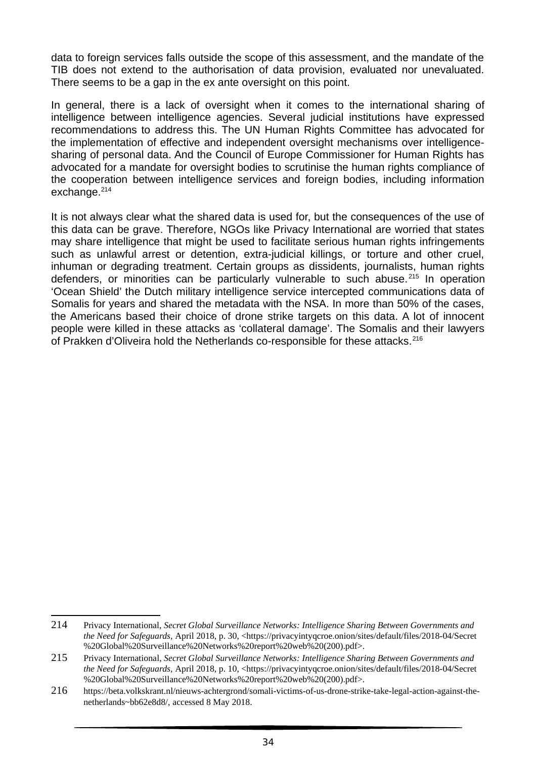data to foreign services falls outside the scope of this assessment, and the mandate of the TIB does not extend to the authorisation of data provision, evaluated nor unevaluated. There seems to be a gap in the ex ante oversight on this point.

In general, there is a lack of oversight when it comes to the international sharing of intelligence between intelligence agencies. Several judicial institutions have expressed recommendations to address this. The UN Human Rights Committee has advocated for the implementation of effective and independent oversight mechanisms over intelligence-sharing of personal data. And the Council of Europe Commissioner for Human Rights has advocated for a mandate for oversight bodies to scrutinise the human rights compliance of the cooperation between intelligence services and foreign bodies, including information exchange.[214]

It is not always clear what the shared data is used for, but the consequences of the use of this data can be grave. Therefore, NGOs like Privacy International are worried that states may share intelligence that might be used to facilitate serious human rights infringements such as unlawful arrest or detention, extra-judicial killings, or torture and other cruel, inhuman or degrading treatment. Certain groups as dissidents, journalists, human rights defenders, or minorities can be particularly vulnerable to such abuse.[215] In operation 'Ocean Shield' the Dutch military intelligence service intercepted communications data of Somalis for years and shared the metadata with the NSA. In more than 50% of the cases, the Americans based their choice of drone strike targets on this data. A lot of innocent people were killed in these attacks as 'collateral damage'. The Somalis and their lawyers of Prakken d'Oliveira hold the Netherlands co-responsible for these attacks.[216]

---

214 Privacy International, *Secret Global Surveillance Networks: Intelligence Sharing Between Governments and the Need for Safeguards*, April 2018, p. 30, <https://privacyintyqcroe.onion/sites/default/files/2018-04/Secret%20Global%20Surveillance%20Networks%20report%20web%20(200).pdf>.

215 Privacy International, *Secret Global Surveillance Networks: Intelligence Sharing Between Governments and the Need for Safeguards*, April 2018, p. 10, <https://privacyintyqcroe.onion/sites/default/files/2018-04/Secret%20Global%20Surveillance%20Networks%20report%20web%20(200).pdf>.

216 https://beta.volkskrant.nl/nieuws-achtergrond/somali-victims-of-us-drone-strike-take-legal-action-against-the-netherlands~bb62e8d8/, accessed 8 May 2018.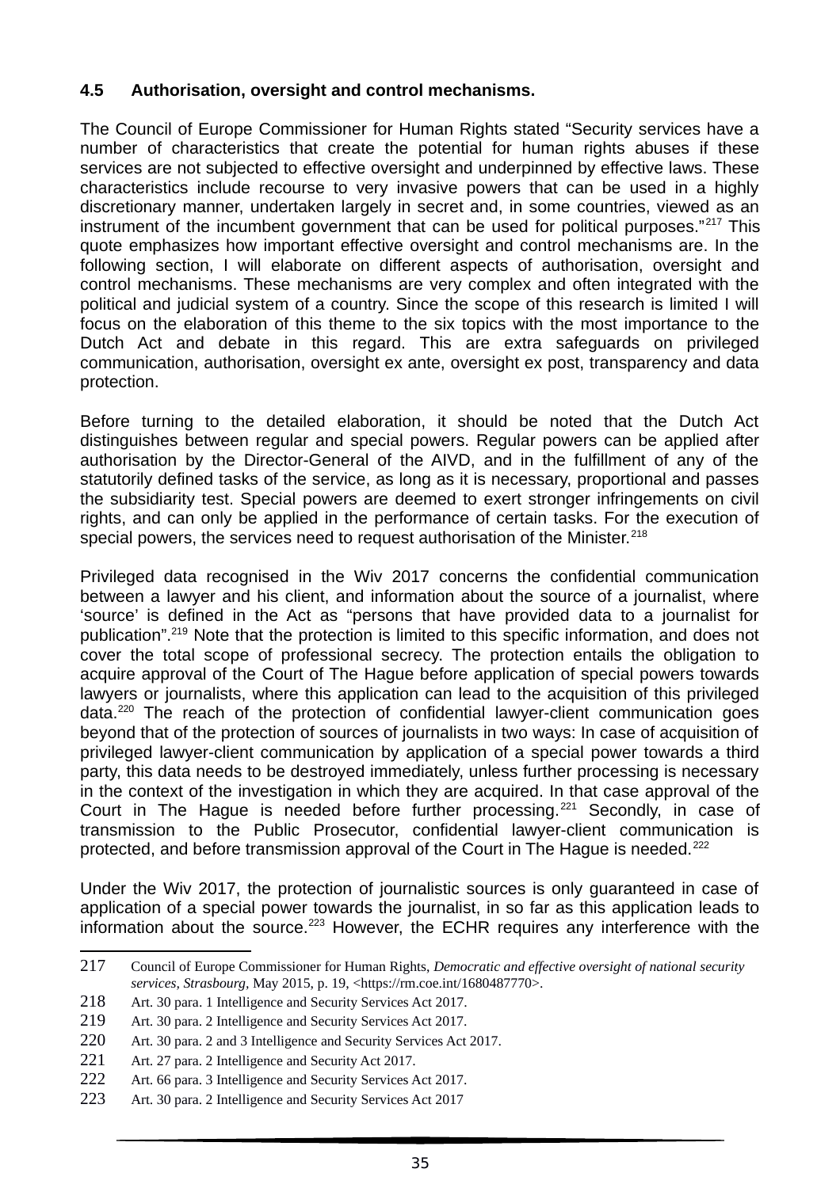### 4.5 Authorisation, oversight and control mechanisms.

The Council of Europe Commissioner for Human Rights stated "Security services have a number of characteristics that create the potential for human rights abuses if these services are not subjected to effective oversight and underpinned by effective laws. These characteristics include recourse to very invasive powers that can be used in a highly discretionary manner, undertaken largely in secret and, in some countries, viewed as an instrument of the incumbent government that can be used for political purposes."[217] This quote emphasizes how important effective oversight and control mechanisms are. In the following section, I will elaborate on different aspects of authorisation, oversight and control mechanisms. These mechanisms are very complex and often integrated with the political and judicial system of a country. Since the scope of this research is limited I will focus on the elaboration of this theme to the six topics with the most importance to the Dutch Act and debate in this regard. This are extra safeguards on privileged communication, authorisation, oversight ex ante, oversight ex post, transparency and data protection.

Before turning to the detailed elaboration, it should be noted that the Dutch Act distinguishes between regular and special powers. Regular powers can be applied after authorisation by the Director-General of the AIVD, and in the fulfillment of any of the statutorily defined tasks of the service, as long as it is necessary, proportional and passes the subsidiarity test. Special powers are deemed to exert stronger infringements on civil rights, and can only be applied in the performance of certain tasks. For the execution of special powers, the services need to request authorisation of the Minister.[218]

Privileged data recognised in the Wiv 2017 concerns the confidential communication between a lawyer and his client, and information about the source of a journalist, where 'source' is defined in the Act as "persons that have provided data to a journalist for publication".[219] Note that the protection is limited to this specific information, and does not cover the total scope of professional secrecy. The protection entails the obligation to acquire approval of the Court of The Hague before application of special powers towards lawyers or journalists, where this application can lead to the acquisition of this privileged data.[220] The reach of the protection of confidential lawyer-client communication goes beyond that of the protection of sources of journalists in two ways: In case of acquisition of privileged lawyer-client communication by application of a special power towards a third party, this data needs to be destroyed immediately, unless further processing is necessary in the context of the investigation in which they are acquired. In that case approval of the Court in The Hague is needed before further processing.[221] Secondly, in case of transmission to the Public Prosecutor, confidential lawyer-client communication is protected, and before transmission approval of the Court in The Hague is needed.[222]

Under the Wiv 2017, the protection of journalistic sources is only guaranteed in case of application of a special power towards the journalist, in so far as this application leads to information about the source.[223] However, the ECHR requires any interference with the

---

217 Council of Europe Commissioner for Human Rights, *Democratic and effective oversight of national security services, Strasbourg*, May 2015, p. 19, <https://rm.coe.int/1680487770>.

218 Art. 30 para. 1 Intelligence and Security Services Act 2017.

219 Art. 30 para. 2 Intelligence and Security Services Act 2017.

220 Art. 30 para. 2 and 3 Intelligence and Security Services Act 2017.

221 Art. 27 para. 2 Intelligence and Security Act 2017.

222 Art. 66 para. 3 Intelligence and Security Services Act 2017.

223 Art. 30 para. 2 Intelligence and Security Services Act 2017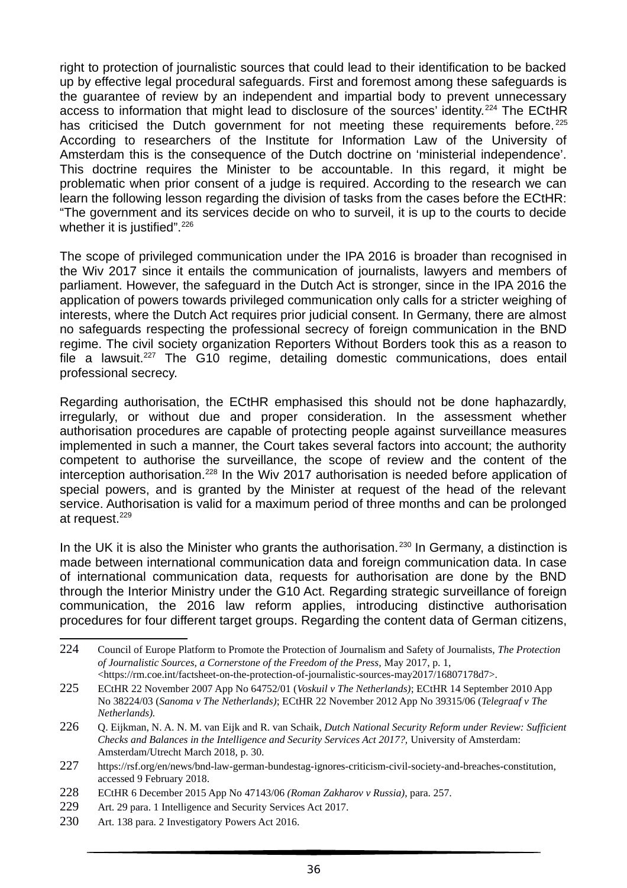right to protection of journalistic sources that could lead to their identification to be backed up by effective legal procedural safeguards. First and foremost among these safeguards is the guarantee of review by an independent and impartial body to prevent unnecessary access to information that might lead to disclosure of the sources' identity.[224] The ECtHR has criticised the Dutch government for not meeting these requirements before.[225] According to researchers of the Institute for Information Law of the University of Amsterdam this is the consequence of the Dutch doctrine on 'ministerial independence'. This doctrine requires the Minister to be accountable. In this regard, it might be problematic when prior consent of a judge is required. According to the research we can learn the following lesson regarding the division of tasks from the cases before the ECtHR: "The government and its services decide on who to surveil, it is up to the courts to decide whether it is justified".[226]

The scope of privileged communication under the IPA 2016 is broader than recognised in the Wiv 2017 since it entails the communication of journalists, lawyers and members of parliament. However, the safeguard in the Dutch Act is stronger, since in the IPA 2016 the application of powers towards privileged communication only calls for a stricter weighing of interests, where the Dutch Act requires prior judicial consent. In Germany, there are almost no safeguards respecting the professional secrecy of foreign communication in the BND regime. The civil society organization Reporters Without Borders took this as a reason to file a lawsuit.[227] The G10 regime, detailing domestic communications, does entail professional secrecy.

Regarding authorisation, the ECtHR emphasised this should not be done haphazardly, irregularly, or without due and proper consideration. In the assessment whether authorisation procedures are capable of protecting people against surveillance measures implemented in such a manner, the Court takes several factors into account; the authority competent to authorise the surveillance, the scope of review and the content of the interception authorisation.[228] In the Wiv 2017 authorisation is needed before application of special powers, and is granted by the Minister at request of the head of the relevant service. Authorisation is valid for a maximum period of three months and can be prolonged at request.[229]

In the UK it is also the Minister who grants the authorisation.[230] In Germany, a distinction is made between international communication data and foreign communication data. In case of international communication data, requests for authorisation are done by the BND through the Interior Ministry under the G10 Act. Regarding strategic surveillance of foreign communication, the 2016 law reform applies, introducing distinctive authorisation procedures for four different target groups. Regarding the content data of German citizens,

---

224 Council of Europe Platform to Promote the Protection of Journalism and Safety of Journalists, *The Protection of Journalistic Sources, a Cornerstone of the Freedom of the Press,* May 2017, p. 1, <https://rm.coe.int/factsheet-on-the-protection-of-journalistic-sources-may2017/16807178d7>.

225 ECtHR 22 November 2007 App No 64752/01 (*Voskuil v The Netherlands)*; ECtHR 14 September 2010 App No 38224/03 (*Sanoma v The Netherlands)*; ECtHR 22 November 2012 App No 39315/06 (*Telegraaf v The Netherlands).*

226 Q. Eijkman, N. A. N. M. van Eijk and R. van Schaik, *Dutch National Security Reform under Review: Sufficient Checks and Balances in the Intelligence and Security Services Act 2017?,* University of Amsterdam: Amsterdam/Utrecht March 2018, p. 30.

227 https://rsf.org/en/news/bnd-law-german-bundestag-ignores-criticism-civil-society-and-breaches-constitution, accessed 9 February 2018.

228 ECtHR 6 December 2015 App No 47143/06 *(Roman Zakharov v Russia)*, para. 257.

229 Art. 29 para. 1 Intelligence and Security Services Act 2017.

230 Art. 138 para. 2 Investigatory Powers Act 2016.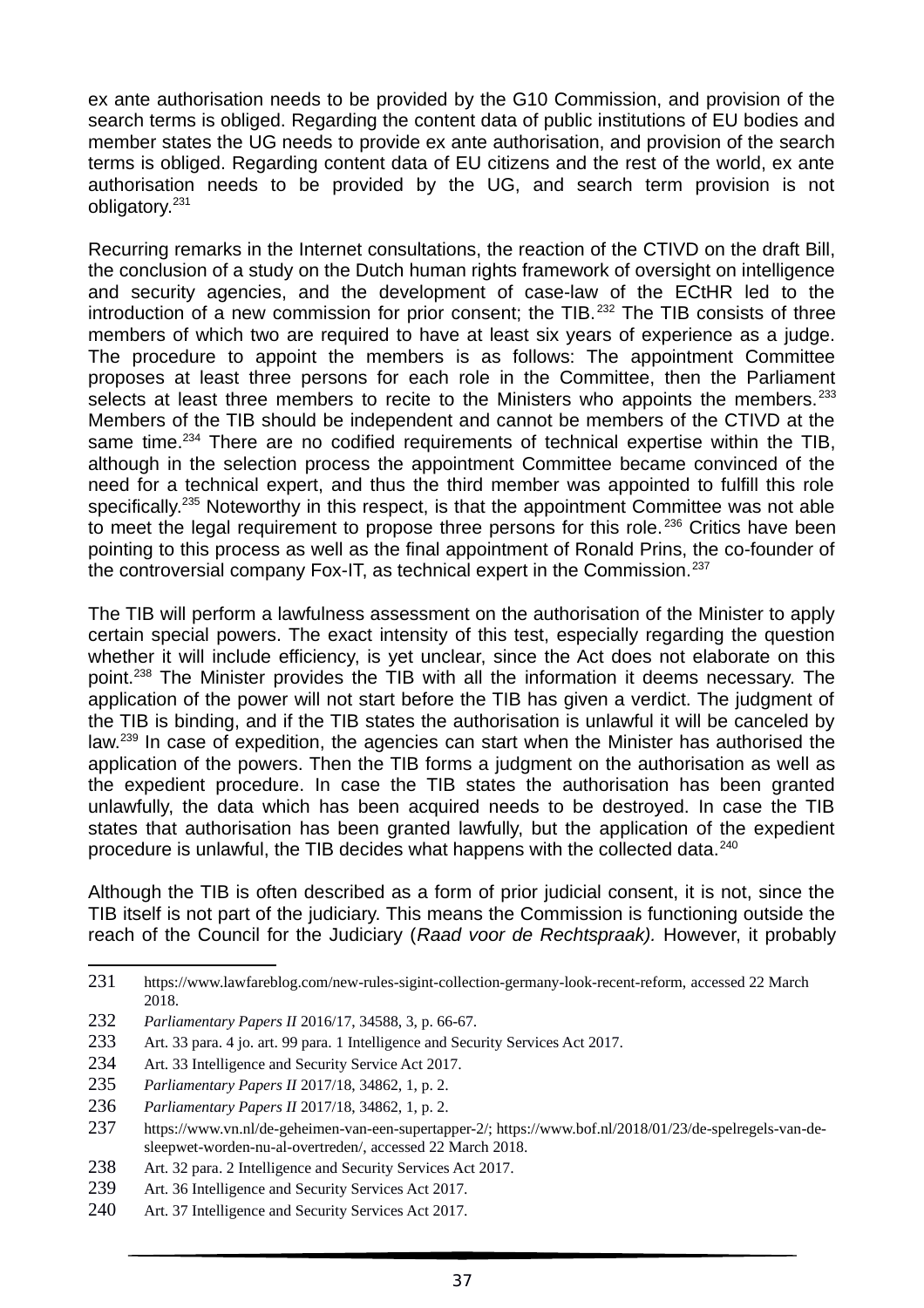ex ante authorisation needs to be provided by the G10 Commission, and provision of the search terms is obliged. Regarding the content data of public institutions of EU bodies and member states the UG needs to provide ex ante authorisation, and provision of the search terms is obliged. Regarding content data of EU citizens and the rest of the world, ex ante authorisation needs to be provided by the UG, and search term provision is not obligatory.[231]

Recurring remarks in the Internet consultations, the reaction of the CTIVD on the draft Bill, the conclusion of a study on the Dutch human rights framework of oversight on intelligence and security agencies, and the development of case-law of the ECtHR led to the introduction of a new commission for prior consent; the TIB.[232] The TIB consists of three members of which two are required to have at least six years of experience as a judge. The procedure to appoint the members is as follows: The appointment Committee proposes at least three persons for each role in the Committee, then the Parliament selects at least three members to recite to the Ministers who appoints the members.[233] Members of the TIB should be independent and cannot be members of the CTIVD at the same time.[234] There are no codified requirements of technical expertise within the TIB, although in the selection process the appointment Committee became convinced of the need for a technical expert, and thus the third member was appointed to fulfill this role specifically.[235] Noteworthy in this respect, is that the appointment Committee was not able to meet the legal requirement to propose three persons for this role.[236] Critics have been pointing to this process as well as the final appointment of Ronald Prins, the co-founder of the controversial company Fox-IT, as technical expert in the Commission.[237]

The TIB will perform a lawfulness assessment on the authorisation of the Minister to apply certain special powers. The exact intensity of this test, especially regarding the question whether it will include efficiency, is yet unclear, since the Act does not elaborate on this point.[238] The Minister provides the TIB with all the information it deems necessary. The application of the power will not start before the TIB has given a verdict. The judgment of the TIB is binding, and if the TIB states the authorisation is unlawful it will be canceled by law.[239] In case of expedition, the agencies can start when the Minister has authorised the application of the powers. Then the TIB forms a judgment on the authorisation as well as the expedient procedure. In case the TIB states the authorisation has been granted unlawfully, the data which has been acquired needs to be destroyed. In case the TIB states that authorisation has been granted lawfully, but the application of the expedient procedure is unlawful, the TIB decides what happens with the collected data.[240]

Although the TIB is often described as a form of prior judicial consent, it is not, since the TIB itself is not part of the judiciary. This means the Commission is functioning outside the reach of the Council for the Judiciary (*Raad voor de Rechtspraak).* However, it probably

---

231 https://www.lawfareblog.com/new-rules-sigint-collection-germany-look-recent-reform, accessed 22 March 2018.

232 *Parliamentary Papers II* 2016/17, 34588, 3, p. 66-67.

233 Art. 33 para. 4 jo. art. 99 para. 1 Intelligence and Security Services Act 2017.

234 Art. 33 Intelligence and Security Service Act 2017.

235 *Parliamentary Papers II* 2017/18, 34862, 1, p. 2.

236 *Parliamentary Papers II* 2017/18, 34862, 1, p. 2.

237 https://www.vn.nl/de-geheimen-van-een-supertapper-2/; https://www.bof.nl/2018/01/23/de-spelregels-van-de-sleepwet-worden-nu-al-overtreden/, accessed 22 March 2018.

238 Art. 32 para. 2 Intelligence and Security Services Act 2017.

239 Art. 36 Intelligence and Security Services Act 2017.

240 Art. 37 Intelligence and Security Services Act 2017.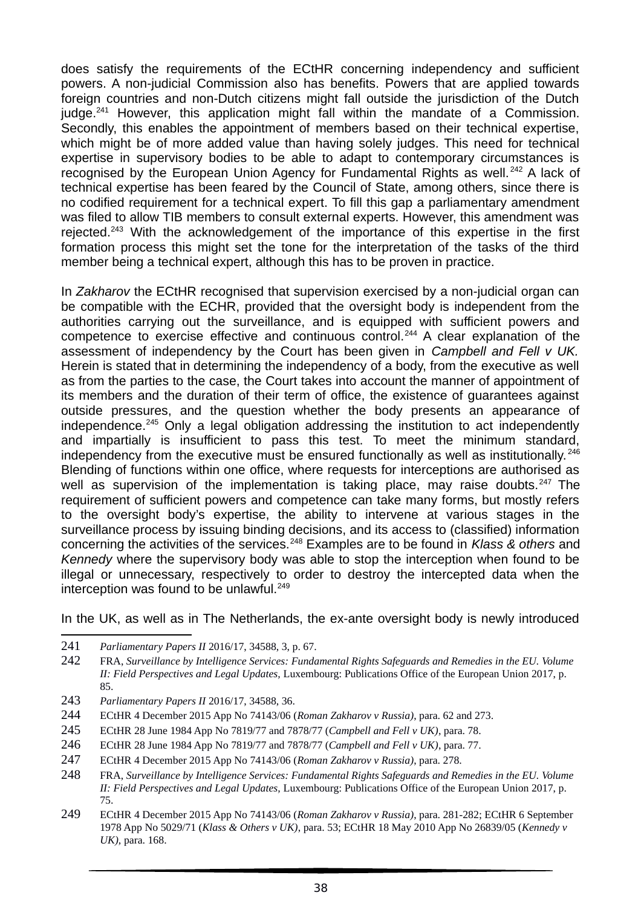does satisfy the requirements of the ECtHR concerning independency and sufficient powers. A non-judicial Commission also has benefits. Powers that are applied towards foreign countries and non-Dutch citizens might fall outside the jurisdiction of the Dutch judge.[241] However, this application might fall within the mandate of a Commission. Secondly, this enables the appointment of members based on their technical expertise, which might be of more added value than having solely judges. This need for technical expertise in supervisory bodies to be able to adapt to contemporary circumstances is recognised by the European Union Agency for Fundamental Rights as well.[242] A lack of technical expertise has been feared by the Council of State, among others, since there is no codified requirement for a technical expert. To fill this gap a parliamentary amendment was filed to allow TIB members to consult external experts. However, this amendment was rejected.[243] With the acknowledgement of the importance of this expertise in the first formation process this might set the tone for the interpretation of the tasks of the third member being a technical expert, although this has to be proven in practice.

In *Zakharov* the ECtHR recognised that supervision exercised by a non-judicial organ can be compatible with the ECHR, provided that the oversight body is independent from the authorities carrying out the surveillance, and is equipped with sufficient powers and competence to exercise effective and continuous control.[244] A clear explanation of the assessment of independency by the Court has been given in *Campbell and Fell v UK.* Herein is stated that in determining the independency of a body, from the executive as well as from the parties to the case, the Court takes into account the manner of appointment of its members and the duration of their term of office, the existence of guarantees against outside pressures, and the question whether the body presents an appearance of independence.[245] Only a legal obligation addressing the institution to act independently and impartially is insufficient to pass this test. To meet the minimum standard, independency from the executive must be ensured functionally as well as institutionally.[246] Blending of functions within one office, where requests for interceptions are authorised as well as supervision of the implementation is taking place, may raise doubts.[247] The requirement of sufficient powers and competence can take many forms, but mostly refers to the oversight body's expertise, the ability to intervene at various stages in the surveillance process by issuing binding decisions, and its access to (classified) information concerning the activities of the services.[248] Examples are to be found in *Klass & others* and *Kennedy* where the supervisory body was able to stop the interception when found to be illegal or unnecessary, respectively to order to destroy the intercepted data when the interception was found to be unlawful.[249]

In the UK, as well as in The Netherlands, the ex-ante oversight body is newly introduced

---

241 *Parliamentary Papers II* 2016/17, 34588, 3, p. 67.

242 FRA, *Surveillance by Intelligence Services: Fundamental Rights Safeguards and Remedies in the EU. Volume II: Field Perspectives and Legal Updates*, Luxembourg: Publications Office of the European Union 2017, p. 85.

243 *Parliamentary Papers II* 2016/17, 34588, 36.

244 ECtHR 4 December 2015 App No 74143/06 (*Roman Zakharov v Russia)*, para. 62 and 273.

245 ECtHR 28 June 1984 App No 7819/77 and 7878/77 (*Campbell and Fell v UK)*, para. 78.

246 ECtHR 28 June 1984 App No 7819/77 and 7878/77 (*Campbell and Fell v UK)*, para. 77.

247 ECtHR 4 December 2015 App No 74143/06 (*Roman Zakharov v Russia)*, para. 278.

248 FRA, *Surveillance by Intelligence Services: Fundamental Rights Safeguards and Remedies in the EU. Volume II: Field Perspectives and Legal Updates*, Luxembourg: Publications Office of the European Union 2017, p. 75.

249 ECtHR 4 December 2015 App No 74143/06 (*Roman Zakharov v Russia)*, para. 281-282; ECtHR 6 September 1978 App No 5029/71 (*Klass & Others v UK)*, para. 53; ECtHR 18 May 2010 App No 26839/05 (*Kennedy v UK)*, para. 168.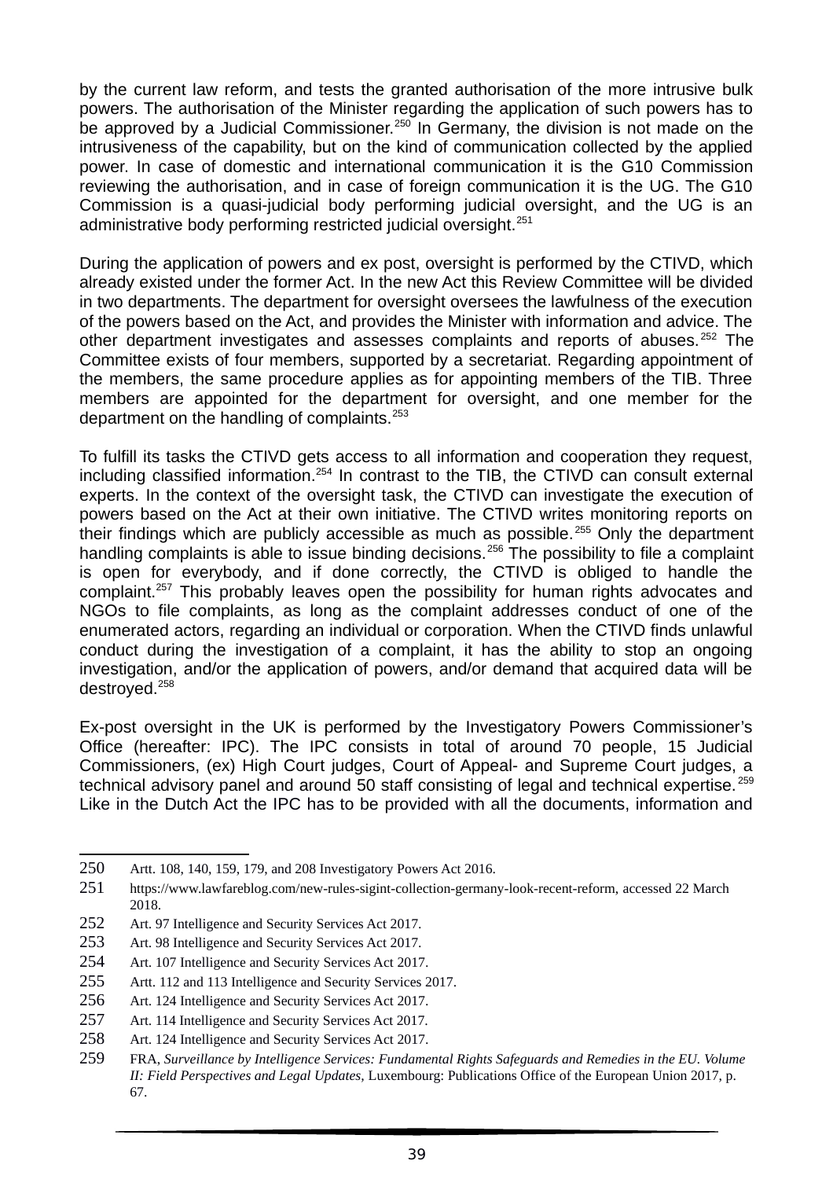by the current law reform, and tests the granted authorisation of the more intrusive bulk powers. The authorisation of the Minister regarding the application of such powers has to be approved by a Judicial Commissioner.[250] In Germany, the division is not made on the intrusiveness of the capability, but on the kind of communication collected by the applied power. In case of domestic and international communication it is the G10 Commission reviewing the authorisation, and in case of foreign communication it is the UG. The G10 Commission is a quasi-judicial body performing judicial oversight, and the UG is an administrative body performing restricted judicial oversight.[251]

During the application of powers and ex post, oversight is performed by the CTIVD, which already existed under the former Act. In the new Act this Review Committee will be divided in two departments. The department for oversight oversees the lawfulness of the execution of the powers based on the Act, and provides the Minister with information and advice. The other department investigates and assesses complaints and reports of abuses.[252] The Committee exists of four members, supported by a secretariat. Regarding appointment of the members, the same procedure applies as for appointing members of the TIB. Three members are appointed for the department for oversight, and one member for the department on the handling of complaints.[253]

To fulfill its tasks the CTIVD gets access to all information and cooperation they request, including classified information.[254] In contrast to the TIB, the CTIVD can consult external experts. In the context of the oversight task, the CTIVD can investigate the execution of powers based on the Act at their own initiative. The CTIVD writes monitoring reports on their findings which are publicly accessible as much as possible.[255] Only the department handling complaints is able to issue binding decisions.[256] The possibility to file a complaint is open for everybody, and if done correctly, the CTIVD is obliged to handle the complaint.[257] This probably leaves open the possibility for human rights advocates and NGOs to file complaints, as long as the complaint addresses conduct of one of the enumerated actors, regarding an individual or corporation. When the CTIVD finds unlawful conduct during the investigation of a complaint, it has the ability to stop an ongoing investigation, and/or the application of powers, and/or demand that acquired data will be destroyed.[258]

Ex-post oversight in the UK is performed by the Investigatory Powers Commissioner's Office (hereafter: IPC). The IPC consists in total of around 70 people, 15 Judicial Commissioners, (ex) High Court judges, Court of Appeal- and Supreme Court judges, a technical advisory panel and around 50 staff consisting of legal and technical expertise.[259] Like in the Dutch Act the IPC has to be provided with all the documents, information and

---

250 Artt. 108, 140, 159, 179, and 208 Investigatory Powers Act 2016.

251 https://www.lawfareblog.com/new-rules-sigint-collection-germany-look-recent-reform, accessed 22 March 2018.

252 Art. 97 Intelligence and Security Services Act 2017.

253 Art. 98 Intelligence and Security Services Act 2017.

254 Art. 107 Intelligence and Security Services Act 2017.

255 Artt. 112 and 113 Intelligence and Security Services 2017.

256 Art. 124 Intelligence and Security Services Act 2017.

257 Art. 114 Intelligence and Security Services Act 2017.

258 Art. 124 Intelligence and Security Services Act 2017.

259 FRA, *Surveillance by Intelligence Services: Fundamental Rights Safeguards and Remedies in the EU. Volume II: Field Perspectives and Legal Updates*, Luxembourg: Publications Office of the European Union 2017, p. 67.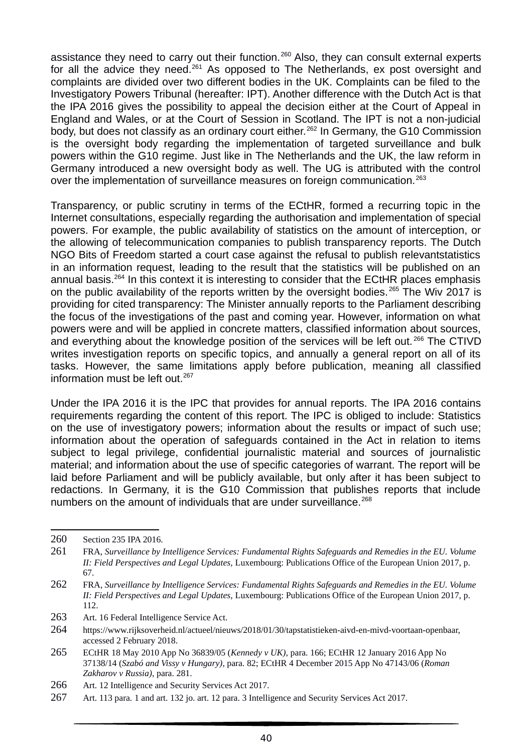assistance they need to carry out their function.[260] Also, they can consult external experts for all the advice they need.[261] As opposed to The Netherlands, ex post oversight and complaints are divided over two different bodies in the UK. Complaints can be filed to the Investigatory Powers Tribunal (hereafter: IPT). Another difference with the Dutch Act is that the IPA 2016 gives the possibility to appeal the decision either at the Court of Appeal in England and Wales, or at the Court of Session in Scotland. The IPT is not a non-judicial body, but does not classify as an ordinary court either.[262] In Germany, the G10 Commission is the oversight body regarding the implementation of targeted surveillance and bulk powers within the G10 regime. Just like in The Netherlands and the UK, the law reform in Germany introduced a new oversight body as well. The UG is attributed with the control over the implementation of surveillance measures on foreign communication.[263]

Transparency, or public scrutiny in terms of the ECtHR, formed a recurring topic in the Internet consultations, especially regarding the authorisation and implementation of special powers. For example, the public availability of statistics on the amount of interception, or the allowing of telecommunication companies to publish transparency reports. The Dutch NGO Bits of Freedom started a court case against the refusal to publish relevantstatistics in an information request, leading to the result that the statistics will be published on an annual basis.[264] In this context it is interesting to consider that the ECtHR places emphasis on the public availability of the reports written by the oversight bodies.[265] The Wiv 2017 is providing for cited transparency: The Minister annually reports to the Parliament describing the focus of the investigations of the past and coming year. However, information on what powers were and will be applied in concrete matters, classified information about sources, and everything about the knowledge position of the services will be left out.[266] The CTIVD writes investigation reports on specific topics, and annually a general report on all of its tasks. However, the same limitations apply before publication, meaning all classified information must be left out.[267]

Under the IPA 2016 it is the IPC that provides for annual reports. The IPA 2016 contains requirements regarding the content of this report. The IPC is obliged to include: Statistics on the use of investigatory powers; information about the results or impact of such use; information about the operation of safeguards contained in the Act in relation to items subject to legal privilege, confidential journalistic material and sources of journalistic material; and information about the use of specific categories of warrant. The report will be laid before Parliament and will be publicly available, but only after it has been subject to redactions. In Germany, it is the G10 Commission that publishes reports that include numbers on the amount of individuals that are under surveillance.[268]

---

260 Section 235 IPA 2016.

261 FRA, *Surveillance by Intelligence Services: Fundamental Rights Safeguards and Remedies in the EU. Volume II: Field Perspectives and Legal Updates*, Luxembourg: Publications Office of the European Union 2017, p. 67.

262 FRA, *Surveillance by Intelligence Services: Fundamental Rights Safeguards and Remedies in the EU. Volume II: Field Perspectives and Legal Updates*, Luxembourg: Publications Office of the European Union 2017, p. 112.

263 Art. 16 Federal Intelligence Service Act.

264 https://www.rijksoverheid.nl/actueel/nieuws/2018/01/30/tapstatistieken-aivd-en-mivd-voortaan-openbaar, accessed 2 February 2018.

265 ECtHR 18 May 2010 App No 36839/05 (*Kennedy v UK)*, para. 166; ECtHR 12 January 2016 App No 37138/14 (*Szabó and Vissy v Hungary)*, para. 82; ECtHR 4 December 2015 App No 47143/06 (*Roman Zakharov v Russia)*, para. 281.

266 Art. 12 Intelligence and Security Services Act 2017.

267 Art. 113 para. 1 and art. 132 jo. art. 12 para. 3 Intelligence and Security Services Act 2017.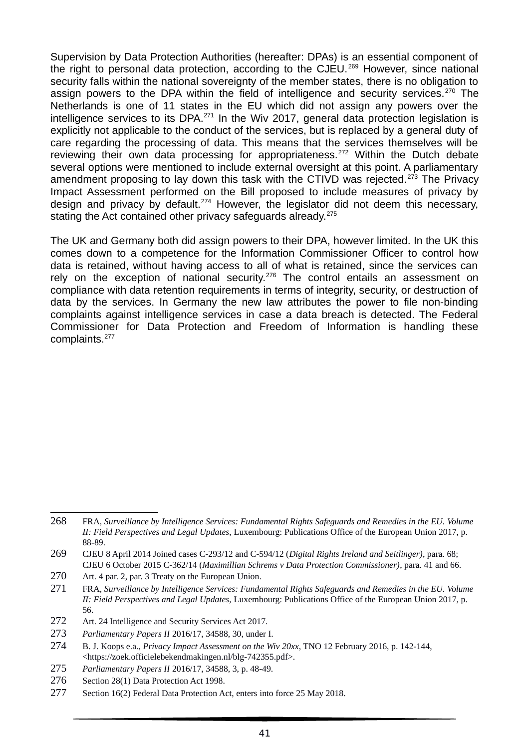Supervision by Data Protection Authorities (hereafter: DPAs) is an essential component of the right to personal data protection, according to the CJEU.[269] However, since national security falls within the national sovereignty of the member states, there is no obligation to assign powers to the DPA within the field of intelligence and security services.[270] The Netherlands is one of 11 states in the EU which did not assign any powers over the intelligence services to its DPA.[271] In the Wiv 2017, general data protection legislation is explicitly not applicable to the conduct of the services, but is replaced by a general duty of care regarding the processing of data. This means that the services themselves will be reviewing their own data processing for appropriateness.[272] Within the Dutch debate several options were mentioned to include external oversight at this point. A parliamentary amendment proposing to lay down this task with the CTIVD was rejected.[273] The Privacy Impact Assessment performed on the Bill proposed to include measures of privacy by design and privacy by default.[274] However, the legislator did not deem this necessary, stating the Act contained other privacy safeguards already.[275]

The UK and Germany both did assign powers to their DPA, however limited. In the UK this comes down to a competence for the Information Commissioner Officer to control how data is retained, without having access to all of what is retained, since the services can rely on the exception of national security.[276] The control entails an assessment on compliance with data retention requirements in terms of integrity, security, or destruction of data by the services. In Germany the new law attributes the power to file non-binding complaints against intelligence services in case a data breach is detected. The Federal Commissioner for Data Protection and Freedom of Information is handling these complaints.[277]

---

268 FRA, *Surveillance by Intelligence Services: Fundamental Rights Safeguards and Remedies in the EU. Volume II: Field Perspectives and Legal Updates,* Luxembourg: Publications Office of the European Union 2017, p. 88-89.

269 CJEU 8 April 2014 Joined cases C-293/12 and C-594/12 (*Digital Rights Ireland and Seitlinger)*, para. 68; CJEU 6 October 2015 C-362/14 (*Maximillian Schrems v Data Protection Commissioner)*, para. 41 and 66.

270 Art. 4 par. 2, par. 3 Treaty on the European Union.

271 FRA, *Surveillance by Intelligence Services: Fundamental Rights Safeguards and Remedies in the EU. Volume II: Field Perspectives and Legal Updates,* Luxembourg: Publications Office of the European Union 2017, p. 56.

272 Art. 24 Intelligence and Security Services Act 2017.

273 *Parliamentary Papers II* 2016/17, 34588, 30, under I.

274 B. J. Koops e.a., *Privacy Impact Assessment on the Wiv 20xx,* TNO 12 February 2016, p. 142-144, <https://zoek.officielebekendmakingen.nl/blg-742355.pdf>.

275 *Parliamentary Papers II* 2016/17, 34588, 3, p. 48-49.

276 Section 28(1) Data Protection Act 1998.

277 Section 16(2) Federal Data Protection Act, enters into force 25 May 2018.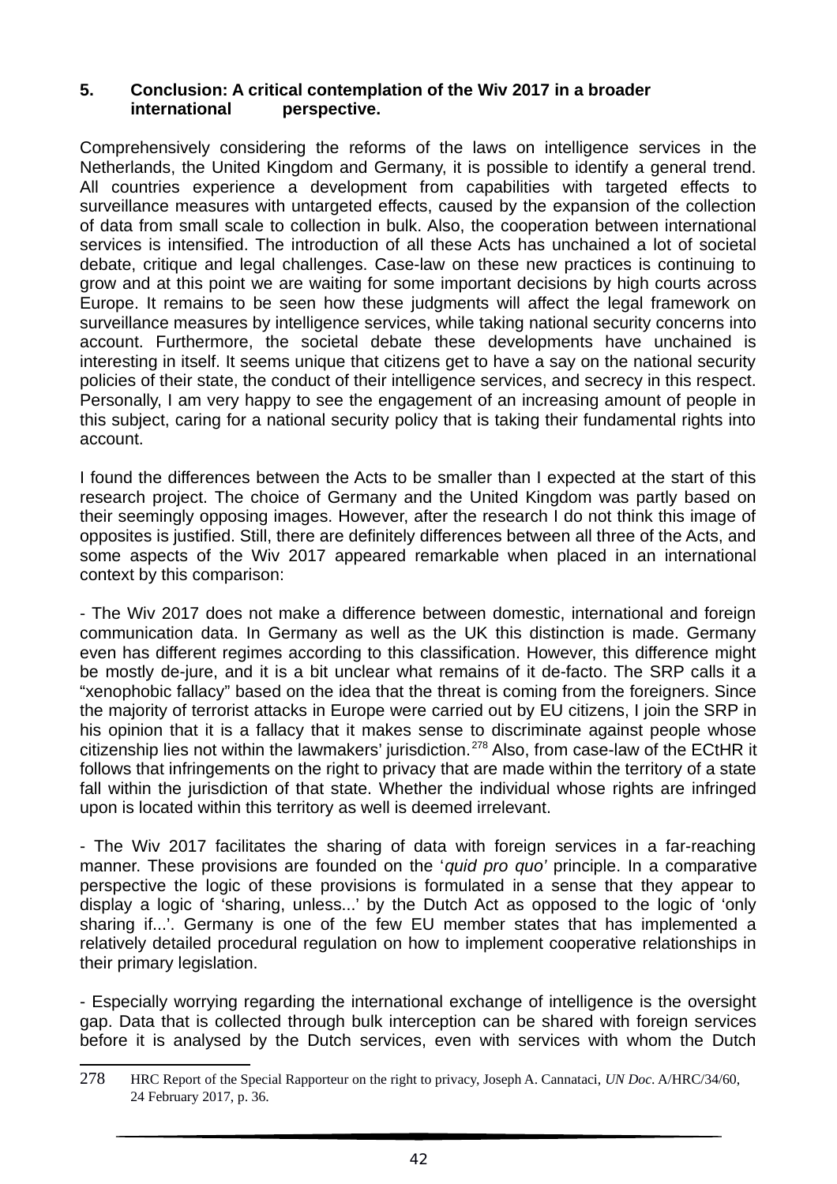## 5. Conclusion: A critical contemplation of the Wiv 2017 in a broader international perspective.

Comprehensively considering the reforms of the laws on intelligence services in the Netherlands, the United Kingdom and Germany, it is possible to identify a general trend. All countries experience a development from capabilities with targeted effects to surveillance measures with untargeted effects, caused by the expansion of the collection of data from small scale to collection in bulk. Also, the cooperation between international services is intensified. The introduction of all these Acts has unchained a lot of societal debate, critique and legal challenges. Case-law on these new practices is continuing to grow and at this point we are waiting for some important decisions by high courts across Europe. It remains to be seen how these judgments will affect the legal framework on surveillance measures by intelligence services, while taking national security concerns into account. Furthermore, the societal debate these developments have unchained is interesting in itself. It seems unique that citizens get to have a say on the national security policies of their state, the conduct of their intelligence services, and secrecy in this respect. Personally, I am very happy to see the engagement of an increasing amount of people in this subject, caring for a national security policy that is taking their fundamental rights into account.

I found the differences between the Acts to be smaller than I expected at the start of this research project. The choice of Germany and the United Kingdom was partly based on their seemingly opposing images. However, after the research I do not think this image of opposites is justified. Still, there are definitely differences between all three of the Acts, and some aspects of the Wiv 2017 appeared remarkable when placed in an international context by this comparison:

- The Wiv 2017 does not make a difference between domestic, international and foreign communication data. In Germany as well as the UK this distinction is made. Germany even has different regimes according to this classification. However, this difference might be mostly de-jure, and it is a bit unclear what remains of it de-facto. The SRP calls it a “xenophobic fallacy” based on the idea that the threat is coming from the foreigners. Since the majority of terrorist attacks in Europe were carried out by EU citizens, I join the SRP in his opinion that it is a fallacy that it makes sense to discriminate against people whose citizenship lies not within the lawmakers’ jurisdiction.[278] Also, from case-law of the ECtHR it follows that infringements on the right to privacy that are made within the territory of a state fall within the jurisdiction of that state. Whether the individual whose rights are infringed upon is located within this territory as well is deemed irrelevant.

- The Wiv 2017 facilitates the sharing of data with foreign services in a far-reaching manner. These provisions are founded on the ‘*quid pro quo’* principle. In a comparative perspective the logic of these provisions is formulated in a sense that they appear to display a logic of ‘sharing, unless...’ by the Dutch Act as opposed to the logic of ‘only sharing if...’. Germany is one of the few EU member states that has implemented a relatively detailed procedural regulation on how to implement cooperative relationships in their primary legislation.

- Especially worrying regarding the international exchange of intelligence is the oversight gap. Data that is collected through bulk interception can be shared with foreign services before it is analysed by the Dutch services, even with services with whom the Dutch

278 HRC Report of the Special Rapporteur on the right to privacy, Joseph A. Cannataci, *UN Doc.* A/HRC/34/60, 24 February 2017, p. 36.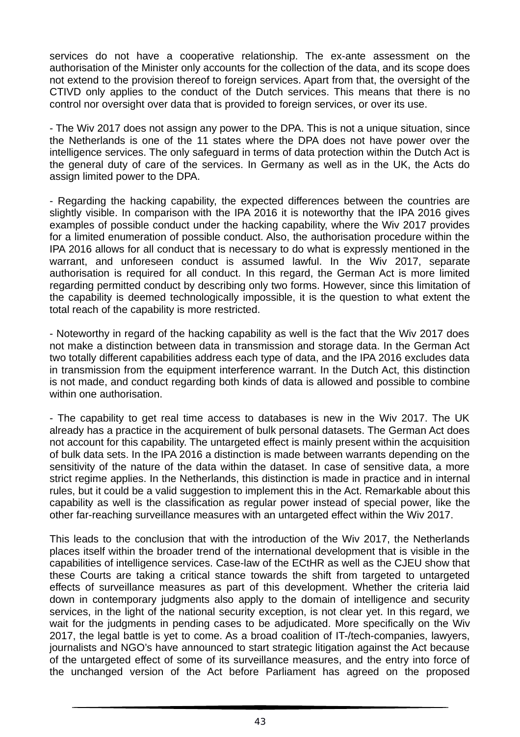services do not have a cooperative relationship. The ex-ante assessment on the authorisation of the Minister only accounts for the collection of the data, and its scope does not extend to the provision thereof to foreign services. Apart from that, the oversight of the CTIVD only applies to the conduct of the Dutch services. This means that there is no control nor oversight over data that is provided to foreign services, or over its use.

- The Wiv 2017 does not assign any power to the DPA. This is not a unique situation, since the Netherlands is one of the 11 states where the DPA does not have power over the intelligence services. The only safeguard in terms of data protection within the Dutch Act is the general duty of care of the services. In Germany as well as in the UK, the Acts do assign limited power to the DPA.

- Regarding the hacking capability, the expected differences between the countries are slightly visible. In comparison with the IPA 2016 it is noteworthy that the IPA 2016 gives examples of possible conduct under the hacking capability, where the Wiv 2017 provides for a limited enumeration of possible conduct. Also, the authorisation procedure within the IPA 2016 allows for all conduct that is necessary to do what is expressly mentioned in the warrant, and unforeseen conduct is assumed lawful. In the Wiv 2017, separate authorisation is required for all conduct. In this regard, the German Act is more limited regarding permitted conduct by describing only two forms. However, since this limitation of the capability is deemed technologically impossible, it is the question to what extent the total reach of the capability is more restricted.

- Noteworthy in regard of the hacking capability as well is the fact that the Wiv 2017 does not make a distinction between data in transmission and storage data. In the German Act two totally different capabilities address each type of data, and the IPA 2016 excludes data in transmission from the equipment interference warrant. In the Dutch Act, this distinction is not made, and conduct regarding both kinds of data is allowed and possible to combine within one authorisation.

- The capability to get real time access to databases is new in the Wiv 2017. The UK already has a practice in the acquirement of bulk personal datasets. The German Act does not account for this capability. The untargeted effect is mainly present within the acquisition of bulk data sets. In the IPA 2016 a distinction is made between warrants depending on the sensitivity of the nature of the data within the dataset. In case of sensitive data, a more strict regime applies. In the Netherlands, this distinction is made in practice and in internal rules, but it could be a valid suggestion to implement this in the Act. Remarkable about this capability as well is the classification as regular power instead of special power, like the other far-reaching surveillance measures with an untargeted effect within the Wiv 2017.

This leads to the conclusion that with the introduction of the Wiv 2017, the Netherlands places itself within the broader trend of the international development that is visible in the capabilities of intelligence services. Case-law of the ECtHR as well as the CJEU show that these Courts are taking a critical stance towards the shift from targeted to untargeted effects of surveillance measures as part of this development. Whether the criteria laid down in contemporary judgments also apply to the domain of intelligence and security services, in the light of the national security exception, is not clear yet. In this regard, we wait for the judgments in pending cases to be adjudicated. More specifically on the Wiv 2017, the legal battle is yet to come. As a broad coalition of IT-/tech-companies, lawyers, journalists and NGO's have announced to start strategic litigation against the Act because of the untargeted effect of some of its surveillance measures, and the entry into force of the unchanged version of the Act before Parliament has agreed on the proposed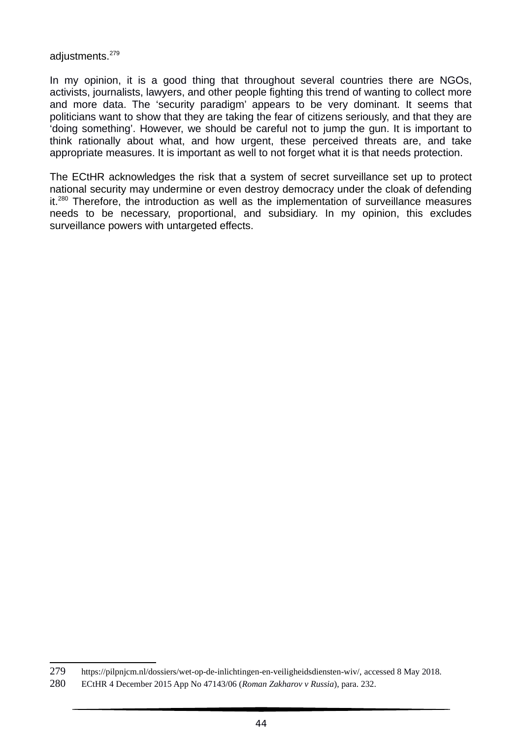adjustments.[279]

In my opinion, it is a good thing that throughout several countries there are NGOs, activists, journalists, lawyers, and other people fighting this trend of wanting to collect more and more data. The 'security paradigm' appears to be very dominant. It seems that politicians want to show that they are taking the fear of citizens seriously, and that they are 'doing something'. However, we should be careful not to jump the gun. It is important to think rationally about what, and how urgent, these perceived threats are, and take appropriate measures. It is important as well to not forget what it is that needs protection.

The ECtHR acknowledges the risk that a system of secret surveillance set up to protect national security may undermine or even destroy democracy under the cloak of defending it.[280] Therefore, the introduction as well as the implementation of surveillance measures needs to be necessary, proportional, and subsidiary. In my opinion, this excludes surveillance powers with untargeted effects.

---

279 https://pilpnjcm.nl/dossiers/wet-op-de-inlichtingen-en-veiligheidsdiensten-wiv/, accessed 8 May 2018.

280 ECtHR 4 December 2015 App No 47143/06 (*Roman Zakharov v Russia*), para. 232.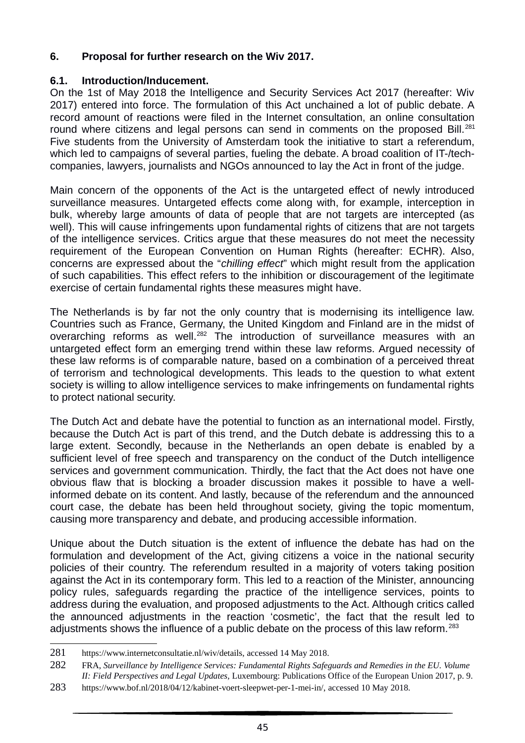## 6. Proposal for further research on the Wiv 2017.

### 6.1. Introduction/Inducement.

On the 1st of May 2018 the Intelligence and Security Services Act 2017 (hereafter: Wiv 2017) entered into force. The formulation of this Act unchained a lot of public debate. A record amount of reactions were filed in the Internet consultation, an online consultation round where citizens and legal persons can send in comments on the proposed Bill.[281] Five students from the University of Amsterdam took the initiative to start a referendum, which led to campaigns of several parties, fueling the debate. A broad coalition of IT-/tech-companies, lawyers, journalists and NGOs announced to lay the Act in front of the judge.

Main concern of the opponents of the Act is the untargeted effect of newly introduced surveillance measures. Untargeted effects come along with, for example, interception in bulk, whereby large amounts of data of people that are not targets are intercepted (as well). This will cause infringements upon fundamental rights of citizens that are not targets of the intelligence services. Critics argue that these measures do not meet the necessity requirement of the European Convention on Human Rights (hereafter: ECHR). Also, concerns are expressed about the "*chilling effect*" which might result from the application of such capabilities. This effect refers to the inhibition or discouragement of the legitimate exercise of certain fundamental rights these measures might have.

The Netherlands is by far not the only country that is modernising its intelligence law. Countries such as France, Germany, the United Kingdom and Finland are in the midst of overarching reforms as well.[282] The introduction of surveillance measures with an untargeted effect form an emerging trend within these law reforms. Argued necessity of these law reforms is of comparable nature, based on a combination of a perceived threat of terrorism and technological developments. This leads to the question to what extent society is willing to allow intelligence services to make infringements on fundamental rights to protect national security.

The Dutch Act and debate have the potential to function as an international model. Firstly, because the Dutch Act is part of this trend, and the Dutch debate is addressing this to a large extent. Secondly, because in the Netherlands an open debate is enabled by a sufficient level of free speech and transparency on the conduct of the Dutch intelligence services and government communication. Thirdly, the fact that the Act does not have one obvious flaw that is blocking a broader discussion makes it possible to have a well-informed debate on its content. And lastly, because of the referendum and the announced court case, the debate has been held throughout society, giving the topic momentum, causing more transparency and debate, and producing accessible information.

Unique about the Dutch situation is the extent of influence the debate has had on the formulation and development of the Act, giving citizens a voice in the national security policies of their country. The referendum resulted in a majority of voters taking position against the Act in its contemporary form. This led to a reaction of the Minister, announcing policy rules, safeguards regarding the practice of the intelligence services, points to address during the evaluation, and proposed adjustments to the Act. Although critics called the announced adjustments in the reaction 'cosmetic', the fact that the result led to adjustments shows the influence of a public debate on the process of this law reform.[283]

---

281 https://www.internetconsultatie.nl/wiv/details, accessed 14 May 2018.

282 FRA, *Surveillance by Intelligence Services: Fundamental Rights Safeguards and Remedies in the EU. Volume II: Field Perspectives and Legal Updates*, Luxembourg: Publications Office of the European Union 2017, p. 9.

283 https://www.bof.nl/2018/04/12/kabinet-voert-sleepwet-per-1-mei-in/, accessed 10 May 2018.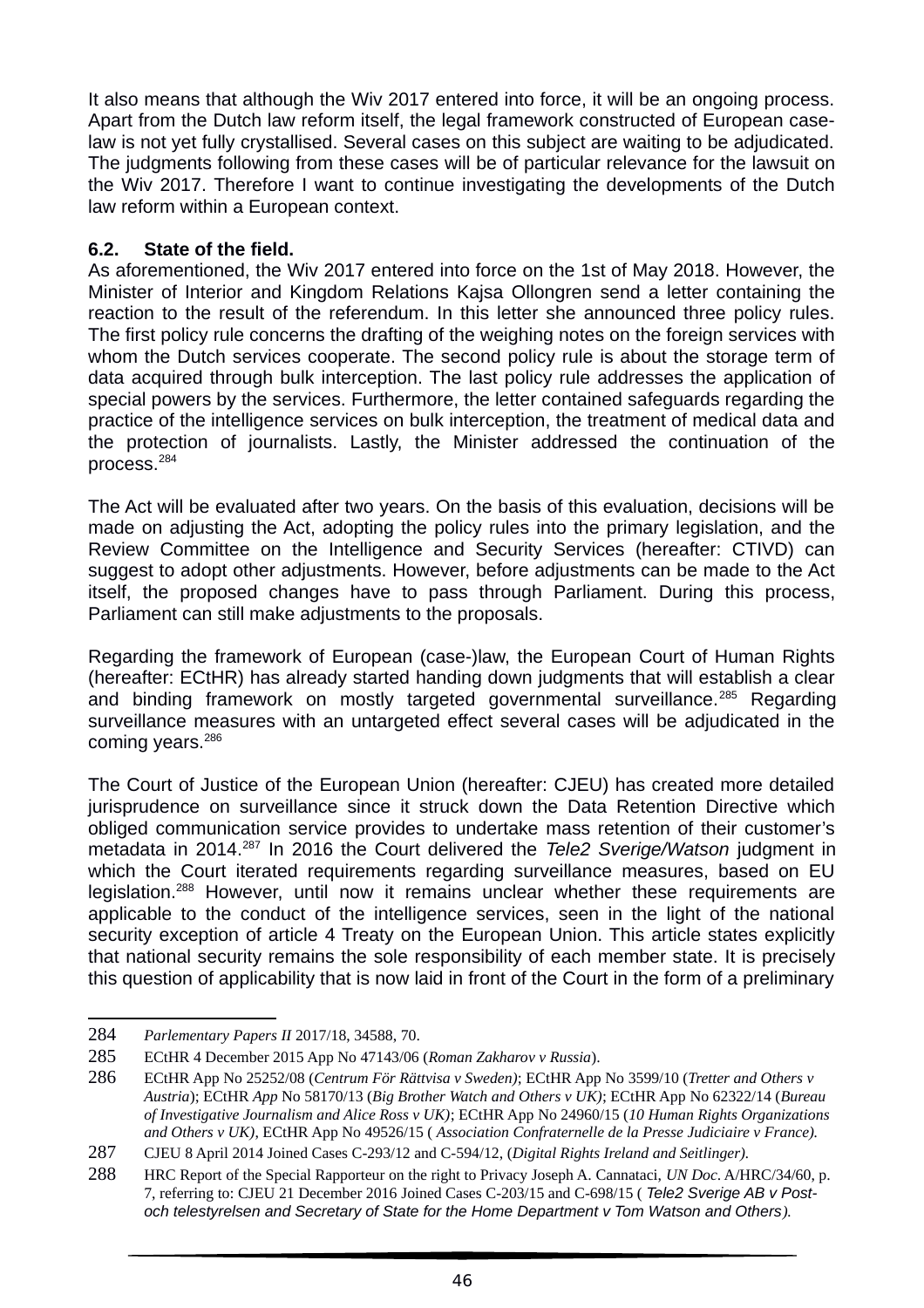It also means that although the Wiv 2017 entered into force, it will be an ongoing process. Apart from the Dutch law reform itself, the legal framework constructed of European case-law is not yet fully crystallised. Several cases on this subject are waiting to be adjudicated. The judgments following from these cases will be of particular relevance for the lawsuit on the Wiv 2017. Therefore I want to continue investigating the developments of the Dutch law reform within a European context.

### 6.2. State of the field.

As aforementioned, the Wiv 2017 entered into force on the 1st of May 2018. However, the Minister of Interior and Kingdom Relations Kajsa Ollongren send a letter containing the reaction to the result of the referendum. In this letter she announced three policy rules. The first policy rule concerns the drafting of the weighing notes on the foreign services with whom the Dutch services cooperate. The second policy rule is about the storage term of data acquired through bulk interception. The last policy rule addresses the application of special powers by the services. Furthermore, the letter contained safeguards regarding the practice of the intelligence services on bulk interception, the treatment of medical data and the protection of journalists. Lastly, the Minister addressed the continuation of the process.[284]

The Act will be evaluated after two years. On the basis of this evaluation, decisions will be made on adjusting the Act, adopting the policy rules into the primary legislation, and the Review Committee on the Intelligence and Security Services (hereafter: CTIVD) can suggest to adopt other adjustments. However, before adjustments can be made to the Act itself, the proposed changes have to pass through Parliament. During this process, Parliament can still make adjustments to the proposals.

Regarding the framework of European (case-)law, the European Court of Human Rights (hereafter: ECtHR) has already started handing down judgments that will establish a clear and binding framework on mostly targeted governmental surveillance.[285] Regarding surveillance measures with an untargeted effect several cases will be adjudicated in the coming years.[286]

The Court of Justice of the European Union (hereafter: CJEU) has created more detailed jurisprudence on surveillance since it struck down the Data Retention Directive which obliged communication service provides to undertake mass retention of their customer's metadata in 2014.[287] In 2016 the Court delivered the *Tele2 Sverige/Watson* judgment in which the Court iterated requirements regarding surveillance measures, based on EU legislation.[288] However, until now it remains unclear whether these requirements are applicable to the conduct of the intelligence services, seen in the light of the national security exception of article 4 Treaty on the European Union. This article states explicitly that national security remains the sole responsibility of each member state. It is precisely this question of applicability that is now laid in front of the Court in the form of a preliminary

---

284 *Parlementary Papers II* 2017/18, 34588, 70.

285 ECtHR 4 December 2015 App No 47143/06 (*Roman Zakharov v Russia*).

286 ECtHR App No 25252/08 (*Centrum För Rättvisa v Sweden)*; ECtHR App No 3599/10 (*Tretter and Others v Austria*); ECtHR *App* No 58170/13 (*Big Brother Watch and Others v UK)*; ECtHR App No 62322/14 (*Bureau of Investigative Journalism and Alice Ross v UK)*; ECtHR App No 24960/15 (*10 Human Rights Organizations and Others v UK),* ECtHR App No 49526/15 ( *Association Confraternelle de la Presse Judiciaire v France).*

287 CJEU 8 April 2014 Joined Cases C-293/12 and C-594/12, (*Digital Rights Ireland and Seitlinger).*

288 HRC Report of the Special Rapporteur on the right to Privacy Joseph A. Cannataci, *UN Doc*. A/HRC/34/60, p. 7, referring to: CJEU 21 December 2016 Joined Cases C-203/15 and C-698/15 ( *Tele2 Sverige AB v Post- och telestyrelsen and Secretary of State for the Home Department v Tom Watson and Others).*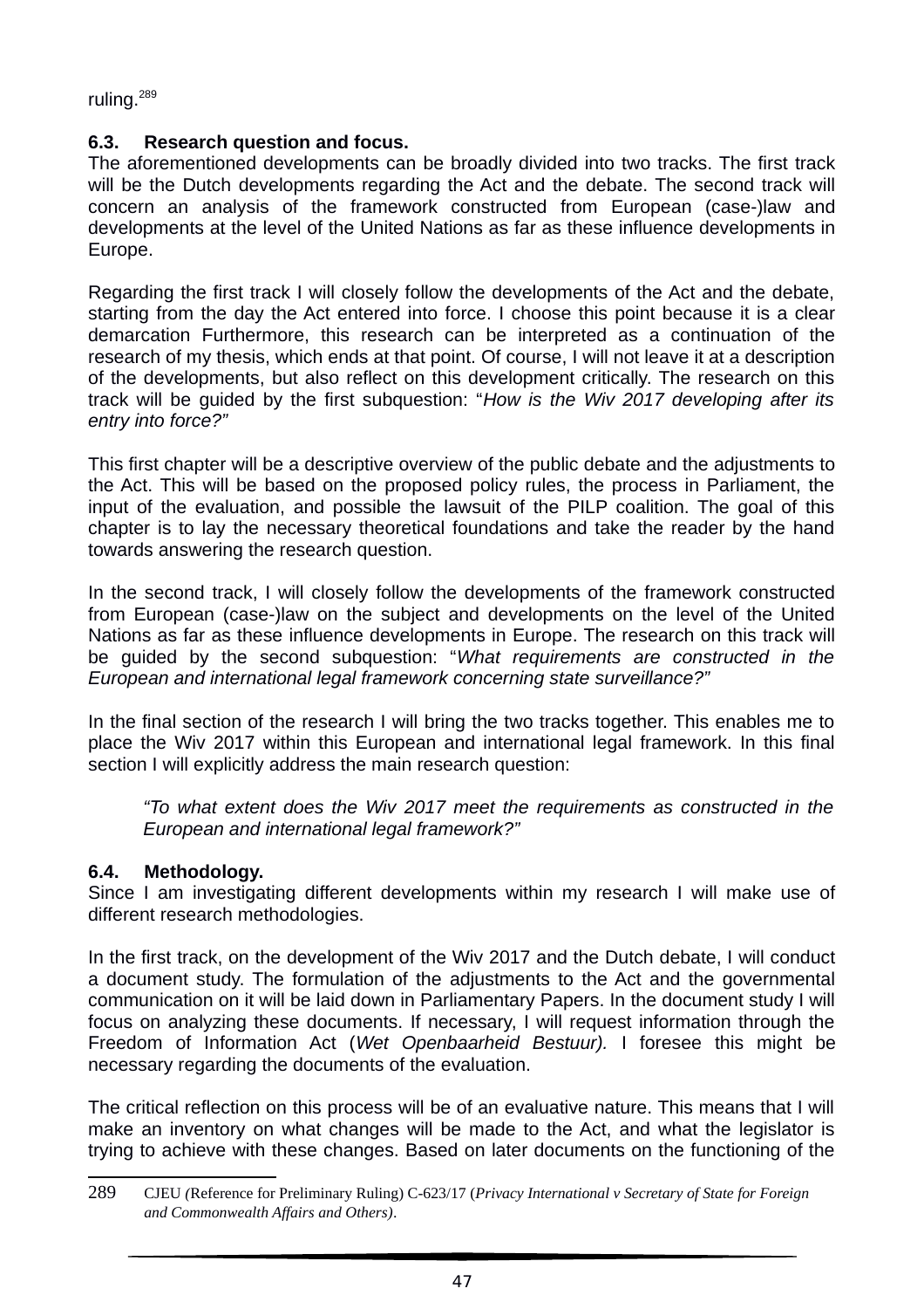ruling.[289]

### 6.3. Research question and focus.

The aforementioned developments can be broadly divided into two tracks. The first track will be the Dutch developments regarding the Act and the debate. The second track will concern an analysis of the framework constructed from European (case-)law and developments at the level of the United Nations as far as these influence developments in Europe.

Regarding the first track I will closely follow the developments of the Act and the debate, starting from the day the Act entered into force. I choose this point because it is a clear demarcation Furthermore, this research can be interpreted as a continuation of the research of my thesis, which ends at that point. Of course, I will not leave it at a description of the developments, but also reflect on this development critically. The research on this track will be guided by the first subquestion: "*How is the Wiv 2017 developing after its entry into force?"*

This first chapter will be a descriptive overview of the public debate and the adjustments to the Act. This will be based on the proposed policy rules, the process in Parliament, the input of the evaluation, and possible the lawsuit of the PILP coalition. The goal of this chapter is to lay the necessary theoretical foundations and take the reader by the hand towards answering the research question.

In the second track, I will closely follow the developments of the framework constructed from European (case-)law on the subject and developments on the level of the United Nations as far as these influence developments in Europe. The research on this track will be guided by the second subquestion: "*What requirements are constructed in the European and international legal framework concerning state surveillance?"*

In the final section of the research I will bring the two tracks together. This enables me to place the Wiv 2017 within this European and international legal framework. In this final section I will explicitly address the main research question:

> *"To what extent does the Wiv 2017 meet the requirements as constructed in the European and international legal framework?"*

### 6.4. Methodology.

Since I am investigating different developments within my research I will make use of different research methodologies.

In the first track, on the development of the Wiv 2017 and the Dutch debate, I will conduct a document study. The formulation of the adjustments to the Act and the governmental communication on it will be laid down in Parliamentary Papers. In the document study I will focus on analyzing these documents. If necessary, I will request information through the Freedom of Information Act (*Wet Openbaarheid Bestuur).* I foresee this might be necessary regarding the documents of the evaluation.

The critical reflection on this process will be of an evaluative nature. This means that I will make an inventory on what changes will be made to the Act, and what the legislator is trying to achieve with these changes. Based on later documents on the functioning of the

---

289 CJEU *(*Reference for Preliminary Ruling) C-623/17 (*Privacy International v Secretary of State for Foreign and Commonwealth Affairs and Others)*.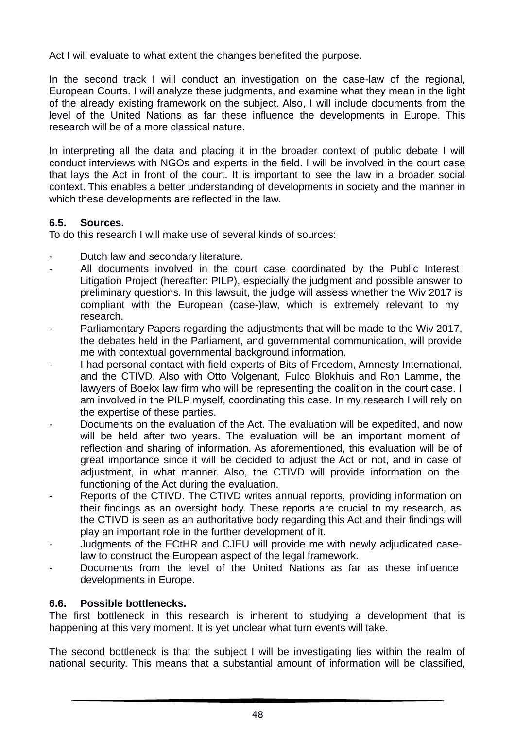Act I will evaluate to what extent the changes benefited the purpose.

In the second track I will conduct an investigation on the case-law of the regional, European Courts. I will analyze these judgments, and examine what they mean in the light of the already existing framework on the subject. Also, I will include documents from the level of the United Nations as far these influence the developments in Europe. This research will be of a more classical nature.

In interpreting all the data and placing it in the broader context of public debate I will conduct interviews with NGOs and experts in the field. I will be involved in the court case that lays the Act in front of the court. It is important to see the law in a broader social context. This enables a better understanding of developments in society and the manner in which these developments are reflected in the law.

### 6.5. Sources.

To do this research I will make use of several kinds of sources:

- Dutch law and secondary literature.
- All documents involved in the court case coordinated by the Public Interest Litigation Project (hereafter: PILP), especially the judgment and possible answer to preliminary questions. In this lawsuit, the judge will assess whether the Wiv 2017 is compliant with the European (case-)law, which is extremely relevant to my research.
- Parliamentary Papers regarding the adjustments that will be made to the Wiv 2017, the debates held in the Parliament, and governmental communication, will provide me with contextual governmental background information.
- I had personal contact with field experts of Bits of Freedom, Amnesty International, and the CTIVD. Also with Otto Volgenant, Fulco Blokhuis and Ron Lamme, the lawyers of Boekx law firm who will be representing the coalition in the court case. I am involved in the PILP myself, coordinating this case. In my research I will rely on the expertise of these parties.
- Documents on the evaluation of the Act. The evaluation will be expedited, and now will be held after two years. The evaluation will be an important moment of reflection and sharing of information. As aforementioned, this evaluation will be of great importance since it will be decided to adjust the Act or not, and in case of adjustment, in what manner. Also, the CTIVD will provide information on the functioning of the Act during the evaluation.
- Reports of the CTIVD. The CTIVD writes annual reports, providing information on their findings as an oversight body. These reports are crucial to my research, as the CTIVD is seen as an authoritative body regarding this Act and their findings will play an important role in the further development of it.
- Judgments of the ECtHR and CJEU will provide me with newly adjudicated case-law to construct the European aspect of the legal framework.
- Documents from the level of the United Nations as far as these influence developments in Europe.

### 6.6. Possible bottlenecks.

The first bottleneck in this research is inherent to studying a development that is happening at this very moment. It is yet unclear what turn events will take.

The second bottleneck is that the subject I will be investigating lies within the realm of national security. This means that a substantial amount of information will be classified,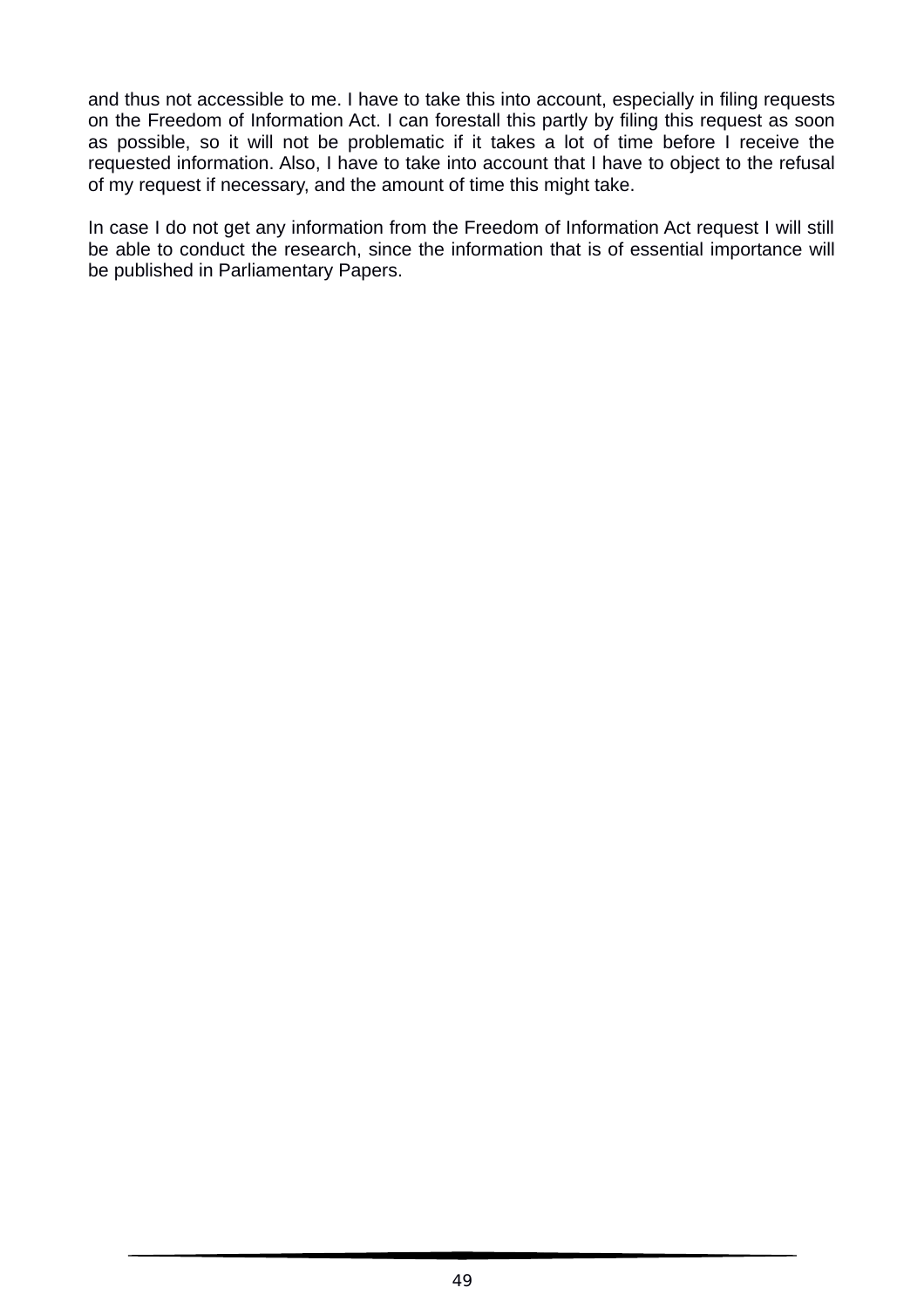and thus not accessible to me. I have to take this into account, especially in filing requests on the Freedom of Information Act. I can forestall this partly by filing this request as soon as possible, so it will not be problematic if it takes a lot of time before I receive the requested information. Also, I have to take into account that I have to object to the refusal of my request if necessary, and the amount of time this might take.

In case I do not get any information from the Freedom of Information Act request I will still be able to conduct the research, since the information that is of essential importance will be published in Parliamentary Papers.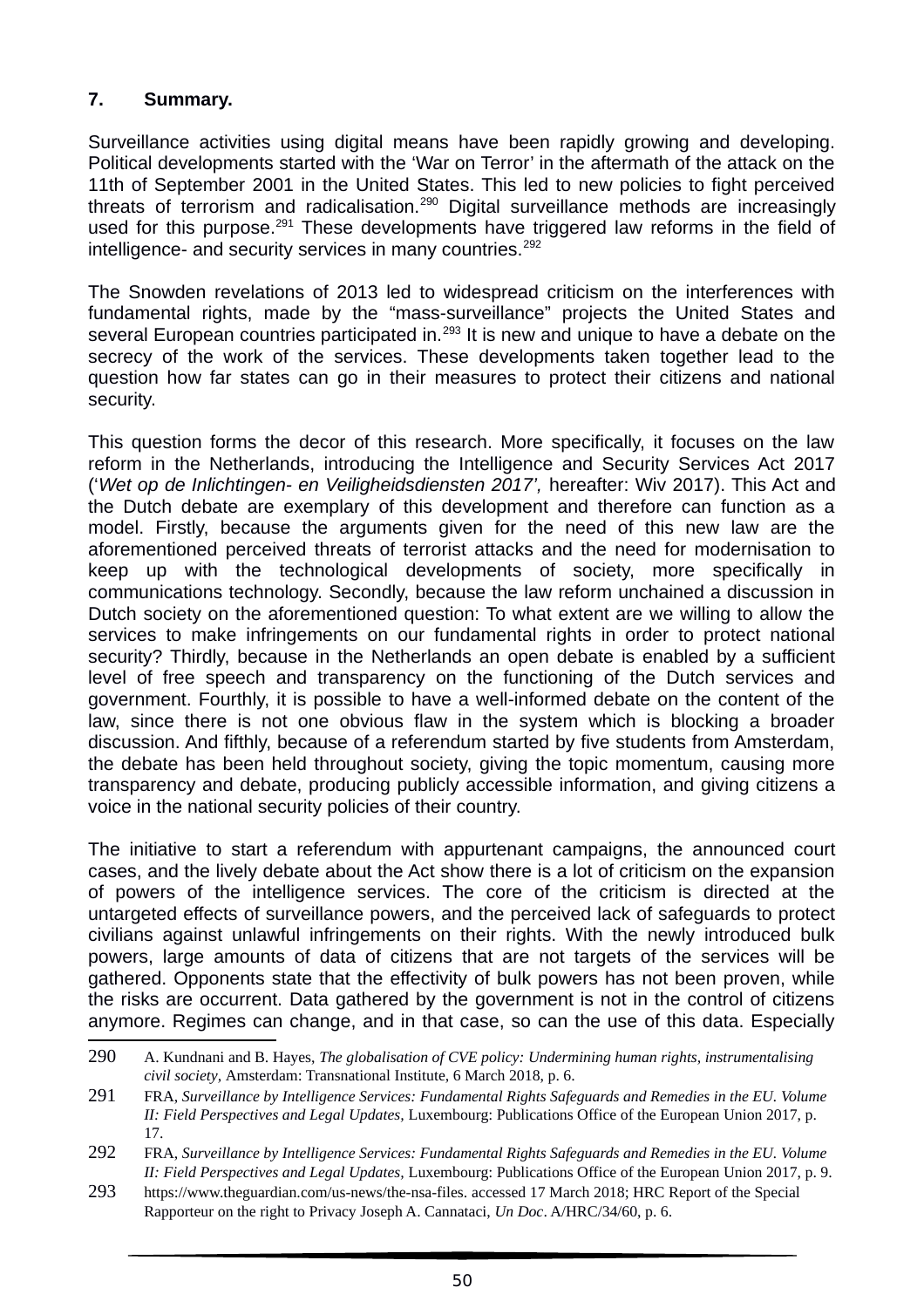## 7. Summary.

Surveillance activities using digital means have been rapidly growing and developing. Political developments started with the 'War on Terror' in the aftermath of the attack on the 11th of September 2001 in the United States. This led to new policies to fight perceived threats of terrorism and radicalisation.[290] Digital surveillance methods are increasingly used for this purpose.[291] These developments have triggered law reforms in the field of intelligence- and security services in many countries.[292]

The Snowden revelations of 2013 led to widespread criticism on the interferences with fundamental rights, made by the "mass-surveillance" projects the United States and several European countries participated in.[293] It is new and unique to have a debate on the secrecy of the work of the services. These developments taken together lead to the question how far states can go in their measures to protect their citizens and national security.

This question forms the decor of this research. More specifically, it focuses on the law reform in the Netherlands, introducing the Intelligence and Security Services Act 2017 ('*Wet op de Inlichtingen- en Veiligheidsdiensten 2017',* hereafter: Wiv 2017). This Act and the Dutch debate are exemplary of this development and therefore can function as a model. Firstly, because the arguments given for the need of this new law are the aforementioned perceived threats of terrorist attacks and the need for modernisation to keep up with the technological developments of society, more specifically in communications technology. Secondly, because the law reform unchained a discussion in Dutch society on the aforementioned question: To what extent are we willing to allow the services to make infringements on our fundamental rights in order to protect national security? Thirdly, because in the Netherlands an open debate is enabled by a sufficient level of free speech and transparency on the functioning of the Dutch services and government. Fourthly, it is possible to have a well-informed debate on the content of the law, since there is not one obvious flaw in the system which is blocking a broader discussion. And fifthly, because of a referendum started by five students from Amsterdam, the debate has been held throughout society, giving the topic momentum, causing more transparency and debate, producing publicly accessible information, and giving citizens a voice in the national security policies of their country.

The initiative to start a referendum with appurtenant campaigns, the announced court cases, and the lively debate about the Act show there is a lot of criticism on the expansion of powers of the intelligence services. The core of the criticism is directed at the untargeted effects of surveillance powers, and the perceived lack of safeguards to protect civilians against unlawful infringements on their rights. With the newly introduced bulk powers, large amounts of data of citizens that are not targets of the services will be gathered. Opponents state that the effectivity of bulk powers has not been proven, while the risks are occurrent. Data gathered by the government is not in the control of citizens anymore. Regimes can change, and in that case, so can the use of this data. Especially

---

290 A. Kundnani and B. Hayes, *The globalisation of CVE policy: Undermining human rights, instrumentalising civil society*, Amsterdam: Transnational Institute, 6 March 2018, p. 6.

291 FRA, *Surveillance by Intelligence Services: Fundamental Rights Safeguards and Remedies in the EU. Volume II: Field Perspectives and Legal Updates,* Luxembourg: Publications Office of the European Union 2017, p. 17.

292 FRA, *Surveillance by Intelligence Services: Fundamental Rights Safeguards and Remedies in the EU. Volume II: Field Perspectives and Legal Updates,* Luxembourg: Publications Office of the European Union 2017, p. 9.

293 https://www.theguardian.com/us-news/the-nsa-files. accessed 17 March 2018; HRC Report of the Special Rapporteur on the right to Privacy Joseph A. Cannataci, *Un Doc*. A/HRC/34/60, p. 6.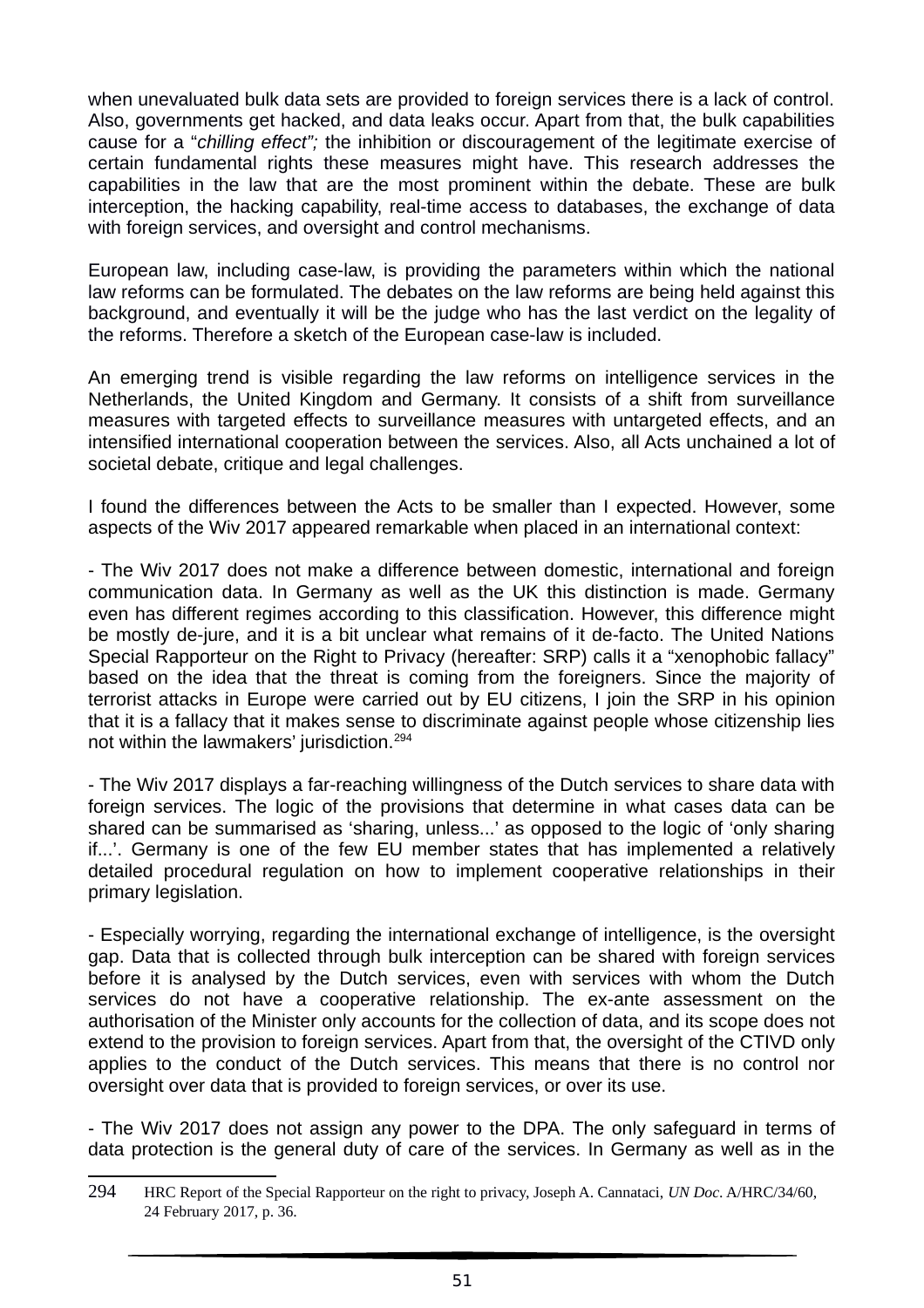when unevaluated bulk data sets are provided to foreign services there is a lack of control. Also, governments get hacked, and data leaks occur. Apart from that, the bulk capabilities cause for a "*chilling effect";* the inhibition or discouragement of the legitimate exercise of certain fundamental rights these measures might have. This research addresses the capabilities in the law that are the most prominent within the debate. These are bulk interception, the hacking capability, real-time access to databases, the exchange of data with foreign services, and oversight and control mechanisms.

European law, including case-law, is providing the parameters within which the national law reforms can be formulated. The debates on the law reforms are being held against this background, and eventually it will be the judge who has the last verdict on the legality of the reforms. Therefore a sketch of the European case-law is included.

An emerging trend is visible regarding the law reforms on intelligence services in the Netherlands, the United Kingdom and Germany. It consists of a shift from surveillance measures with targeted effects to surveillance measures with untargeted effects, and an intensified international cooperation between the services. Also, all Acts unchained a lot of societal debate, critique and legal challenges.

I found the differences between the Acts to be smaller than I expected. However, some aspects of the Wiv 2017 appeared remarkable when placed in an international context:

- The Wiv 2017 does not make a difference between domestic, international and foreign communication data. In Germany as well as the UK this distinction is made. Germany even has different regimes according to this classification. However, this difference might be mostly de-jure, and it is a bit unclear what remains of it de-facto. The United Nations Special Rapporteur on the Right to Privacy (hereafter: SRP) calls it a "xenophobic fallacy" based on the idea that the threat is coming from the foreigners. Since the majority of terrorist attacks in Europe were carried out by EU citizens, I join the SRP in his opinion that it is a fallacy that it makes sense to discriminate against people whose citizenship lies not within the lawmakers' jurisdiction.[294]

- The Wiv 2017 displays a far-reaching willingness of the Dutch services to share data with foreign services. The logic of the provisions that determine in what cases data can be shared can be summarised as 'sharing, unless...' as opposed to the logic of 'only sharing if...'. Germany is one of the few EU member states that has implemented a relatively detailed procedural regulation on how to implement cooperative relationships in their primary legislation.

- Especially worrying, regarding the international exchange of intelligence, is the oversight gap. Data that is collected through bulk interception can be shared with foreign services before it is analysed by the Dutch services, even with services with whom the Dutch services do not have a cooperative relationship. The ex-ante assessment on the authorisation of the Minister only accounts for the collection of data, and its scope does not extend to the provision to foreign services. Apart from that, the oversight of the CTIVD only applies to the conduct of the Dutch services. This means that there is no control nor oversight over data that is provided to foreign services, or over its use.

- The Wiv 2017 does not assign any power to the DPA. The only safeguard in terms of data protection is the general duty of care of the services. In Germany as well as in the

294 HRC Report of the Special Rapporteur on the right to privacy, Joseph A. Cannataci, *UN Doc.* A/HRC/34/60, 24 February 2017, p. 36.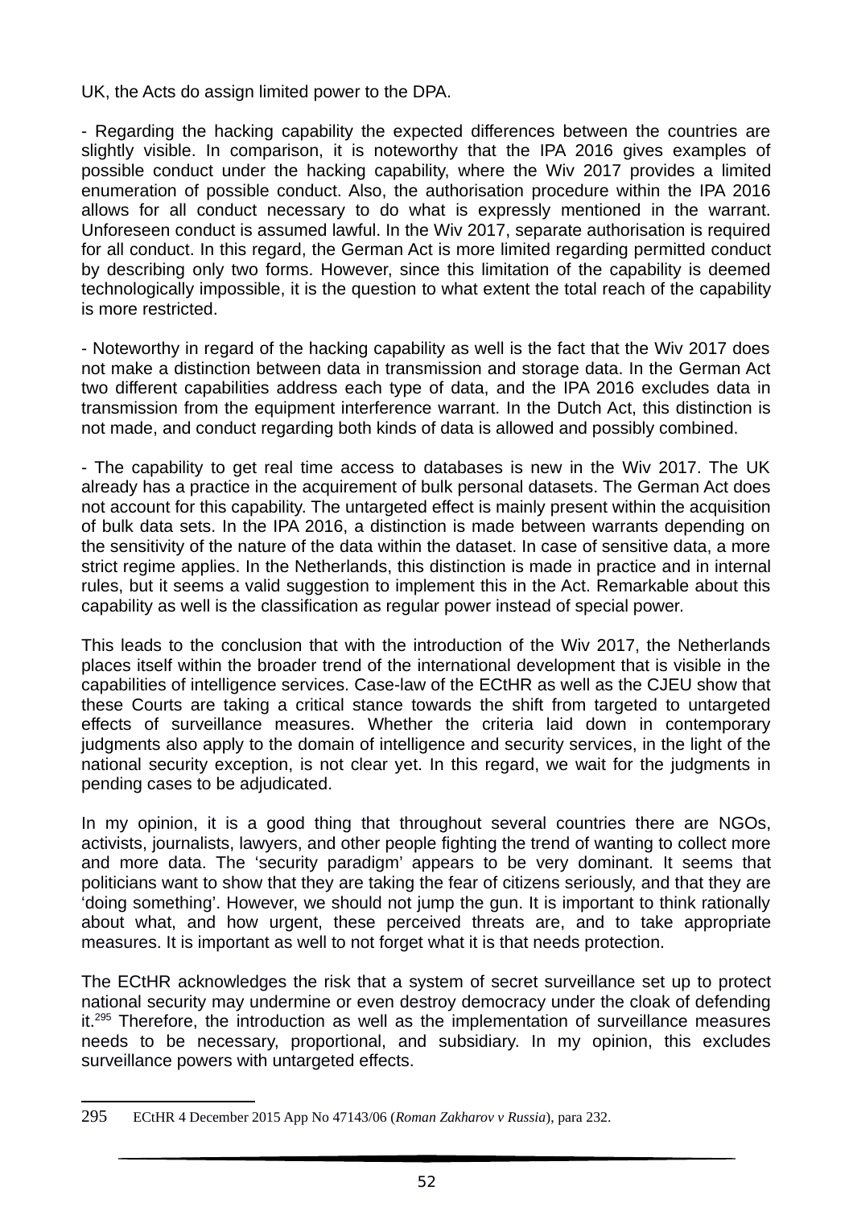UK, the Acts do assign limited power to the DPA.

- Regarding the hacking capability the expected differences between the countries are slightly visible. In comparison, it is noteworthy that the IPA 2016 gives examples of possible conduct under the hacking capability, where the Wiv 2017 provides a limited enumeration of possible conduct. Also, the authorisation procedure within the IPA 2016 allows for all conduct necessary to do what is expressly mentioned in the warrant. Unforeseen conduct is assumed lawful. In the Wiv 2017, separate authorisation is required for all conduct. In this regard, the German Act is more limited regarding permitted conduct by describing only two forms. However, since this limitation of the capability is deemed technologically impossible, it is the question to what extent the total reach of the capability is more restricted.

- Noteworthy in regard of the hacking capability as well is the fact that the Wiv 2017 does not make a distinction between data in transmission and storage data. In the German Act two different capabilities address each type of data, and the IPA 2016 excludes data in transmission from the equipment interference warrant. In the Dutch Act, this distinction is not made, and conduct regarding both kinds of data is allowed and possibly combined.

- The capability to get real time access to databases is new in the Wiv 2017. The UK already has a practice in the acquirement of bulk personal datasets. The German Act does not account for this capability. The untargeted effect is mainly present within the acquisition of bulk data sets. In the IPA 2016, a distinction is made between warrants depending on the sensitivity of the nature of the data within the dataset. In case of sensitive data, a more strict regime applies. In the Netherlands, this distinction is made in practice and in internal rules, but it seems a valid suggestion to implement this in the Act. Remarkable about this capability as well is the classification as regular power instead of special power.

This leads to the conclusion that with the introduction of the Wiv 2017, the Netherlands places itself within the broader trend of the international development that is visible in the capabilities of intelligence services. Case-law of the ECtHR as well as the CJEU show that these Courts are taking a critical stance towards the shift from targeted to untargeted effects of surveillance measures. Whether the criteria laid down in contemporary judgments also apply to the domain of intelligence and security services, in the light of the national security exception, is not clear yet. In this regard, we wait for the judgments in pending cases to be adjudicated.

In my opinion, it is a good thing that throughout several countries there are NGOs, activists, journalists, lawyers, and other people fighting the trend of wanting to collect more and more data. The 'security paradigm' appears to be very dominant. It seems that politicians want to show that they are taking the fear of citizens seriously, and that they are 'doing something'. However, we should not jump the gun. It is important to think rationally about what, and how urgent, these perceived threats are, and to take appropriate measures. It is important as well to not forget what it is that needs protection.

The ECtHR acknowledges the risk that a system of secret surveillance set up to protect national security may undermine or even destroy democracy under the cloak of defending it.[295] Therefore, the introduction as well as the implementation of surveillance measures needs to be necessary, proportional, and subsidiary. In my opinion, this excludes surveillance powers with untargeted effects.

---

295 ECtHR 4 December 2015 App No 47143/06 (*Roman Zakharov v Russia*), para 232.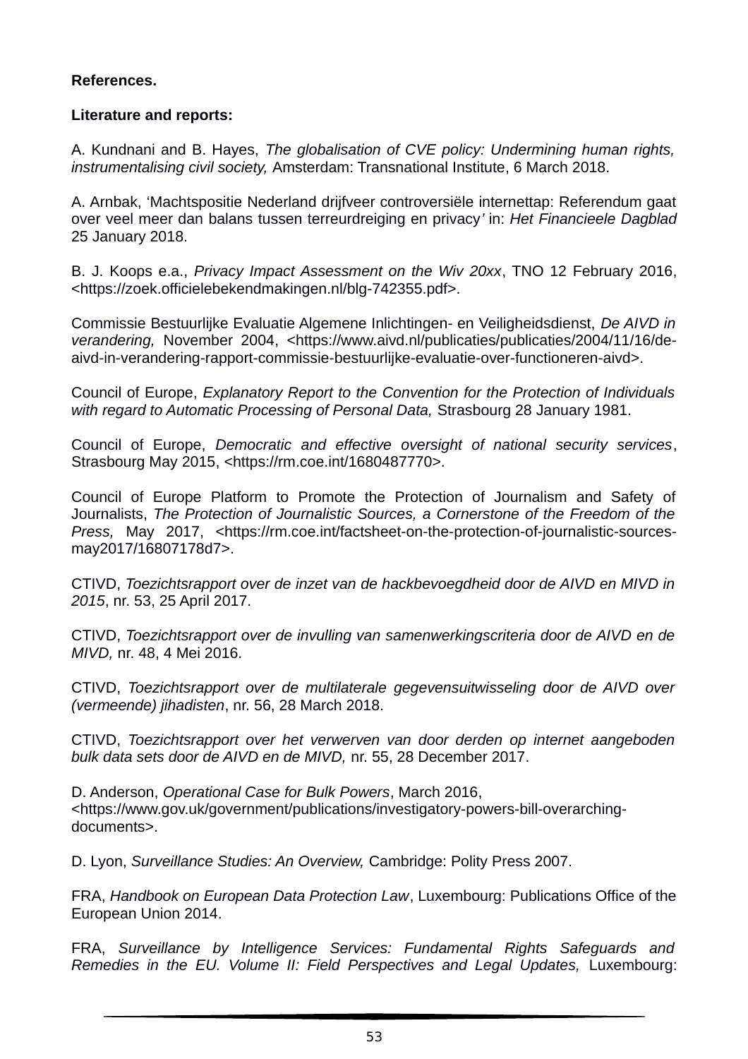**References.**

**Literature and reports:**

A. Kundnani and B. Hayes, *The globalisation of CVE policy: Undermining human rights, instrumentalising civil society,* Amsterdam: Transnational Institute, 6 March 2018.

A. Arnbak, 'Machtspositie Nederland drijfveer controversiële internettap: Referendum gaat over veel meer dan balans tussen terreurdreiging en privacy' in: *Het Financieele Dagblad* 25 January 2018.

B. J. Koops e.a., *Privacy Impact Assessment on the Wiv 20xx*, TNO 12 February 2016, <https://zoek.officielebekendmakingen.nl/blg-742355.pdf>.

Commissie Bestuurlijke Evaluatie Algemene Inlichtingen- en Veiligheidsdienst, *De AIVD in verandering,* November 2004, <https://www.aivd.nl/publicaties/publicaties/2004/11/16/de-aivd-in-verandering-rapport-commissie-bestuurlijke-evaluatie-over-functioneren-aivd>.

Council of Europe, *Explanatory Report to the Convention for the Protection of Individuals with regard to Automatic Processing of Personal Data,* Strasbourg 28 January 1981.

Council of Europe, *Democratic and effective oversight of national security services*, Strasbourg May 2015, <https://rm.coe.int/1680487770>.

Council of Europe Platform to Promote the Protection of Journalism and Safety of Journalists, *The Protection of Journalistic Sources, a Cornerstone of the Freedom of the Press,* May 2017, <https://rm.coe.int/factsheet-on-the-protection-of-journalistic-sources-may2017/16807178d7>.

CTIVD, *Toezichtsrapport over de inzet van de hackbevoegdheid door de AIVD en MIVD in 2015*, nr. 53, 25 April 2017.

CTIVD, *Toezichtsrapport over de invulling van samenwerkingscriteria door de AIVD en de MIVD,* nr. 48, 4 Mei 2016.

CTIVD, *Toezichtsrapport over de multilaterale gegevensuitwisseling door de AIVD over (vermeende) jihadisten*, nr. 56, 28 March 2018.

CTIVD, *Toezichtsrapport over het verwerven van door derden op internet aangeboden bulk data sets door de AIVD en de MIVD,* nr. 55, 28 December 2017.

D. Anderson, *Operational Case for Bulk Powers*, March 2016, <https://www.gov.uk/government/publications/investigatory-powers-bill-overarching-documents>.

D. Lyon, *Surveillance Studies: An Overview,* Cambridge: Polity Press 2007.

FRA, *Handbook on European Data Protection Law*, Luxembourg: Publications Office of the European Union 2014.

FRA, *Surveillance by Intelligence Services: Fundamental Rights Safeguards and Remedies in the EU. Volume II: Field Perspectives and Legal Updates,* Luxembourg: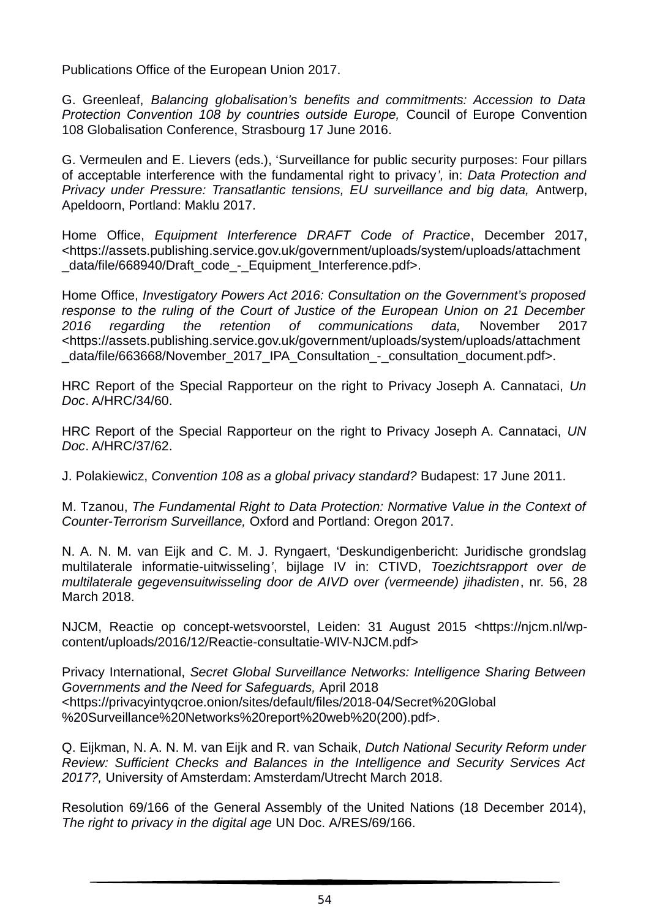Publications Office of the European Union 2017.

G. Greenleaf, *Balancing globalisation's benefits and commitments: Accession to Data Protection Convention 108 by countries outside Europe,* Council of Europe Convention 108 Globalisation Conference, Strasbourg 17 June 2016.

G. Vermeulen and E. Lievers (eds.), 'Surveillance for public security purposes: Four pillars of acceptable interference with the fundamental right to privacy*',* in: *Data Protection and Privacy under Pressure: Transatlantic tensions, EU surveillance and big data,* Antwerp, Apeldoorn, Portland: Maklu 2017.

Home Office, *Equipment Interference DRAFT Code of Practice*, December 2017, <https://assets.publishing.service.gov.uk/government/uploads/system/uploads/attachment_data/file/668940/Draft_code_-_Equipment_Interference.pdf>.

Home Office, *Investigatory Powers Act 2016: Consultation on the Government's proposed response to the ruling of the Court of Justice of the European Union on 21 December 2016 regarding the retention of communications data,* November 2017 <https://assets.publishing.service.gov.uk/government/uploads/system/uploads/attachment_data/file/663668/November_2017_IPA_Consultation_-_consultation_document.pdf>.

HRC Report of the Special Rapporteur on the right to Privacy Joseph A. Cannataci, *Un Doc*. A/HRC/34/60.

HRC Report of the Special Rapporteur on the right to Privacy Joseph A. Cannataci, *UN Doc*. A/HRC/37/62.

J. Polakiewicz, *Convention 108 as a global privacy standard?* Budapest: 17 June 2011.

M. Tzanou, *The Fundamental Right to Data Protection: Normative Value in the Context of Counter-Terrorism Surveillance,* Oxford and Portland: Oregon 2017.

N. A. N. M. van Eijk and C. M. J. Ryngaert, 'Deskundigenbericht: Juridische grondslag multilaterale informatie-uitwisseling*'*, bijlage IV in: CTIVD, *Toezichtsrapport over de multilaterale gegevensuitwisseling door de AIVD over (vermeende) jihadisten*, nr. 56, 28 March 2018.

NJCM, Reactie op concept-wetsvoorstel, Leiden: 31 August 2015 <https://njcm.nl/wp-content/uploads/2016/12/Reactie-consultatie-WIV-NJCM.pdf>

Privacy International, *Secret Global Surveillance Networks: Intelligence Sharing Between Governments and the Need for Safeguards,* April 2018 <https://privacyintyqcroe.onion/sites/default/files/2018-04/Secret%20Global%20Surveillance%20Networks%20report%20web%20(200).pdf>.

Q. Eijkman, N. A. N. M. van Eijk and R. van Schaik, *Dutch National Security Reform under Review: Sufficient Checks and Balances in the Intelligence and Security Services Act 2017?,* University of Amsterdam: Amsterdam/Utrecht March 2018.

Resolution 69/166 of the General Assembly of the United Nations (18 December 2014), *The right to privacy in the digital age* UN Doc. A/RES/69/166.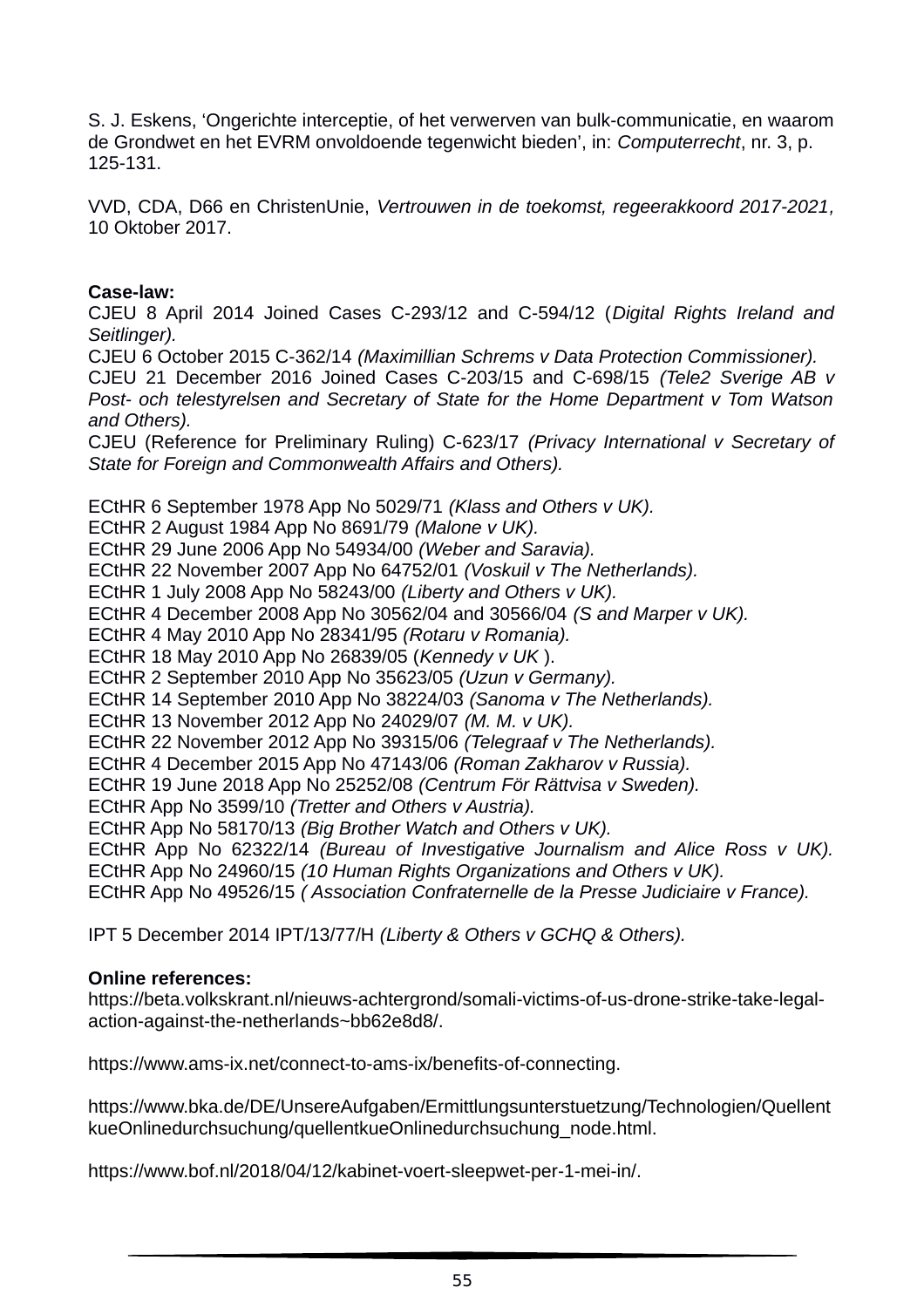S. J. Eskens, 'Ongerichte interceptie, of het verwerven van bulk-communicatie, en waarom de Grondwet en het EVRM onvoldoende tegenwicht bieden', in: *Computerrecht*, nr. 3, p. 125-131.

VVD, CDA, D66 en ChristenUnie, *Vertrouwen in de toekomst, regeerakkoord 2017-2021,* 10 Oktober 2017.

**Case-law:**

CJEU 8 April 2014 Joined Cases C-293/12 and C-594/12 (*Digital Rights Ireland and Seitlinger).*
CJEU 6 October 2015 C-362/14 *(Maximillian Schrems v Data Protection Commissioner).*
CJEU 21 December 2016 Joined Cases C-203/15 and C-698/15 *(Tele2 Sverige AB v Post- och telestyrelsen and Secretary of State for the Home Department v Tom Watson and Others).*
CJEU (Reference for Preliminary Ruling) C-623/17 *(Privacy International v Secretary of State for Foreign and Commonwealth Affairs and Others).*

ECtHR 6 September 1978 App No 5029/71 *(Klass and Others v UK).*
ECtHR 2 August 1984 App No 8691/79 *(Malone v UK).*
ECtHR 29 June 2006 App No 54934/00 *(Weber and Saravia).*
ECtHR 22 November 2007 App No 64752/01 *(Voskuil v The Netherlands).*
ECtHR 1 July 2008 App No 58243/00 *(Liberty and Others v UK).*
ECtHR 4 December 2008 App No 30562/04 and 30566/04 *(S and Marper v UK).*
ECtHR 4 May 2010 App No 28341/95 *(Rotaru v Romania).*
ECtHR 18 May 2010 App No 26839/05 (*Kennedy v UK* ).
ECtHR 2 September 2010 App No 35623/05 *(Uzun v Germany).*
ECtHR 14 September 2010 App No 38224/03 *(Sanoma v The Netherlands).*
ECtHR 13 November 2012 App No 24029/07 *(M. M. v UK).*
ECtHR 22 November 2012 App No 39315/06 *(Telegraaf v The Netherlands).*
ECtHR 4 December 2015 App No 47143/06 *(Roman Zakharov v Russia).*
ECtHR 19 June 2018 App No 25252/08 *(Centrum För Rättvisa v Sweden).*
ECtHR App No 3599/10 *(Tretter and Others v Austria).*
ECtHR App No 58170/13 *(Big Brother Watch and Others v UK).*
ECtHR App No 62322/14 *(Bureau of Investigative Journalism and Alice Ross v UK).*
ECtHR App No 24960/15 *(10 Human Rights Organizations and Others v UK).*
ECtHR App No 49526/15 *( Association Confraternelle de la Presse Judiciaire v France).*

IPT 5 December 2014 IPT/13/77/H *(Liberty & Others v GCHQ & Others).*

**Online references:**

https://beta.volkskrant.nl/nieuws-achtergrond/somali-victims-of-us-drone-strike-take-legal-action-against-the-netherlands~bb62e8d8/.

https://www.ams-ix.net/connect-to-ams-ix/benefits-of-connecting.

https://www.bka.de/DE/UnsereAufgaben/Ermittlungsunterstuetzung/Technologien/QuellentkueOnlinedurchsuchung/quellentkueOnlinedurchsuchung_node.html.

https://www.bof.nl/2018/04/12/kabinet-voert-sleepwet-per-1-mei-in/.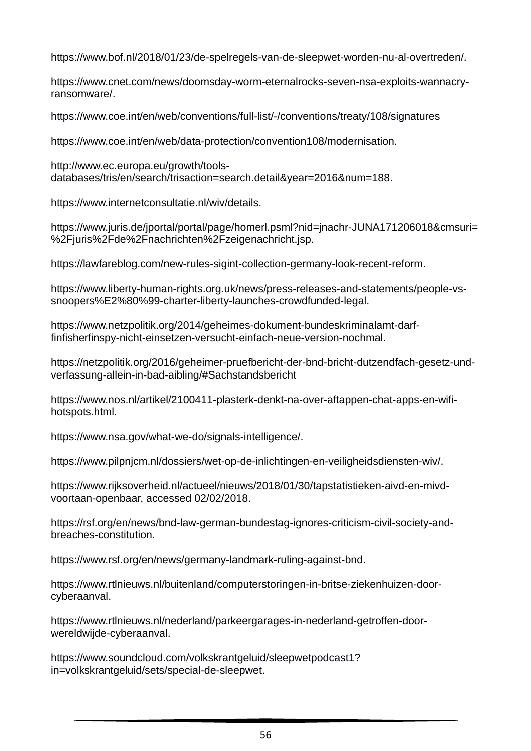https://www.bof.nl/2018/01/23/de-spelregels-van-de-sleepwet-worden-nu-al-overtreden/.

https://www.cnet.com/news/doomsday-worm-eternalrocks-seven-nsa-exploits-wannacry-ransomware/.

https://www.coe.int/en/web/conventions/full-list/-/conventions/treaty/108/signatures

https://www.coe.int/en/web/data-protection/convention108/modernisation.

http://www.ec.europa.eu/growth/tools-databases/tris/en/search/trisaction=search.detail&year=2016&num=188.

https://www.internetconsultatie.nl/wiv/details.

https://www.juris.de/jportal/portal/page/homerl.psml?nid=jnachr-JUNA171206018&cmsuri=%2Fjuris%2Fde%2Fnachrichten%2Fzeigenachricht.jsp.

https://lawfareblog.com/new-rules-sigint-collection-germany-look-recent-reform.

https://www.liberty-human-rights.org.uk/news/press-releases-and-statements/people-vs-snoopers%E2%80%99-charter-liberty-launches-crowdfunded-legal.

https://www.netzpolitik.org/2014/geheimes-dokument-bundeskriminalamt-darf-finfisherfinspy-nicht-einsetzen-versucht-einfach-neue-version-nochmal.

https://netzpolitik.org/2016/geheimer-pruefbericht-der-bnd-bricht-dutzendfach-gesetz-und-verfassung-allein-in-bad-aibling/#Sachstandsbericht

https://www.nos.nl/artikel/2100411-plasterk-denkt-na-over-aftappen-chat-apps-en-wifi-hotspots.html.

https://www.nsa.gov/what-we-do/signals-intelligence/.

https://www.pilpnjcm.nl/dossiers/wet-op-de-inlichtingen-en-veiligheidsdiensten-wiv/.

https://www.rijksoverheid.nl/actueel/nieuws/2018/01/30/tapstatistieken-aivd-en-mivd-voortaan-openbaar, accessed 02/02/2018.

https://rsf.org/en/news/bnd-law-german-bundestag-ignores-criticism-civil-society-and-breaches-constitution.

https://www.rsf.org/en/news/germany-landmark-ruling-against-bnd.

https://www.rtlnieuws.nl/buitenland/computerstoringen-in-britse-ziekenhuizen-door-cyberaanval.

https://www.rtlnieuws.nl/nederland/parkeergarages-in-nederland-getroffen-door-wereldwijde-cyberaanval.

https://www.soundcloud.com/volkskrantgeluid/sleepwetpodcast1?in=volkskrantgeluid/sets/special-de-sleepwet.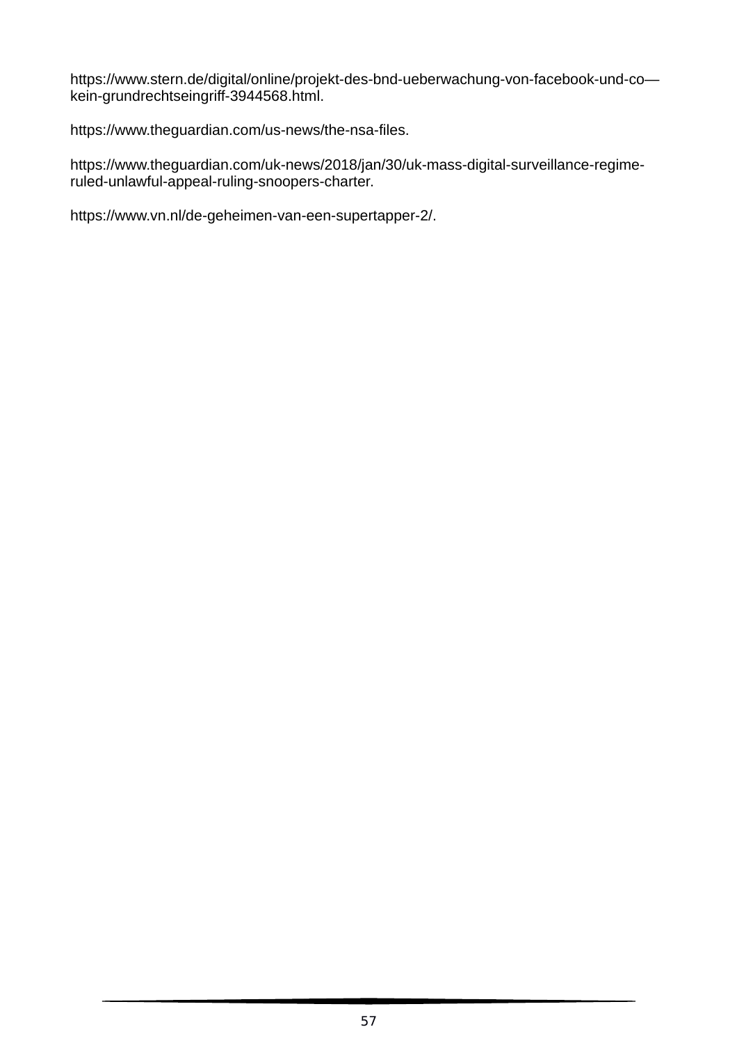https://www.stern.de/digital/online/projekt-des-bnd-ueberwachung-von-facebook-und-co—kein-grundrechtseingriff-3944568.html.

https://www.theguardian.com/us-news/the-nsa-files.

https://www.theguardian.com/uk-news/2018/jan/30/uk-mass-digital-surveillance-regime-ruled-unlawful-appeal-ruling-snoopers-charter.

https://www.vn.nl/de-geheimen-van-een-supertapper-2/.